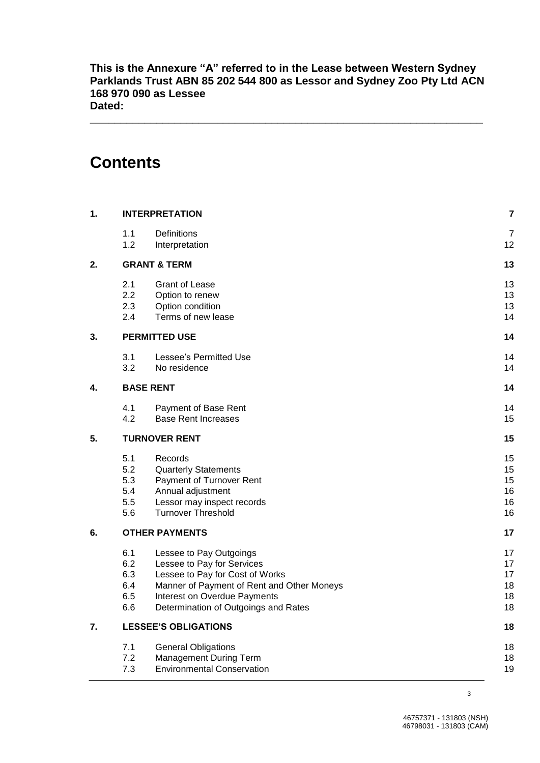**This is the Annexure "A" referred to in the Lease between Western Sydney Parklands Trust ABN 85 202 544 800 as Lessor and Sydney Zoo Pty Ltd ACN 168 970 090 as Lessee**
**Dated:**

---

# Contents

| | | | |
|---|---|---|---|
| **1.** | **INTERPRETATION** | | **7** |
| | 1.1 | Definitions | 7 |
| | 1.2 | Interpretation | 12 |
| **2.** | **GRANT & TERM** | | **13** |
| | 2.1 | Grant of Lease | 13 |
| | 2.2 | Option to renew | 13 |
| | 2.3 | Option condition | 13 |
| | 2.4 | Terms of new lease | 14 |
| **3.** | **PERMITTED USE** | | **14** |
| | 3.1 | Lessee's Permitted Use | 14 |
| | 3.2 | No residence | 14 |
| **4.** | **BASE RENT** | | **14** |
| | 4.1 | Payment of Base Rent | 14 |
| | 4.2 | Base Rent Increases | 15 |
| **5.** | **TURNOVER RENT** | | **15** |
| | 5.1 | Records | 15 |
| | 5.2 | Quarterly Statements | 15 |
| | 5.3 | Payment of Turnover Rent | 15 |
| | 5.4 | Annual adjustment | 16 |
| | 5.5 | Lessor may inspect records | 16 |
| | 5.6 | Turnover Threshold | 16 |
| **6.** | **OTHER PAYMENTS** | | **17** |
| | 6.1 | Lessee to Pay Outgoings | 17 |
| | 6.2 | Lessee to Pay for Services | 17 |
| | 6.3 | Lessee to Pay for Cost of Works | 17 |
| | 6.4 | Manner of Payment of Rent and Other Moneys | 18 |
| | 6.5 | Interest on Overdue Payments | 18 |
| | 6.6 | Determination of Outgoings and Rates | 18 |
| **7.** | **LESSEE'S OBLIGATIONS** | | **18** |
| | 7.1 | General Obligations | 18 |
| | 7.2 | Management During Term | 18 |
| | 7.3 | Environmental Conservation | 19 |

46757371 - 131803 (NSH)
46798031 - 131803 (CAM)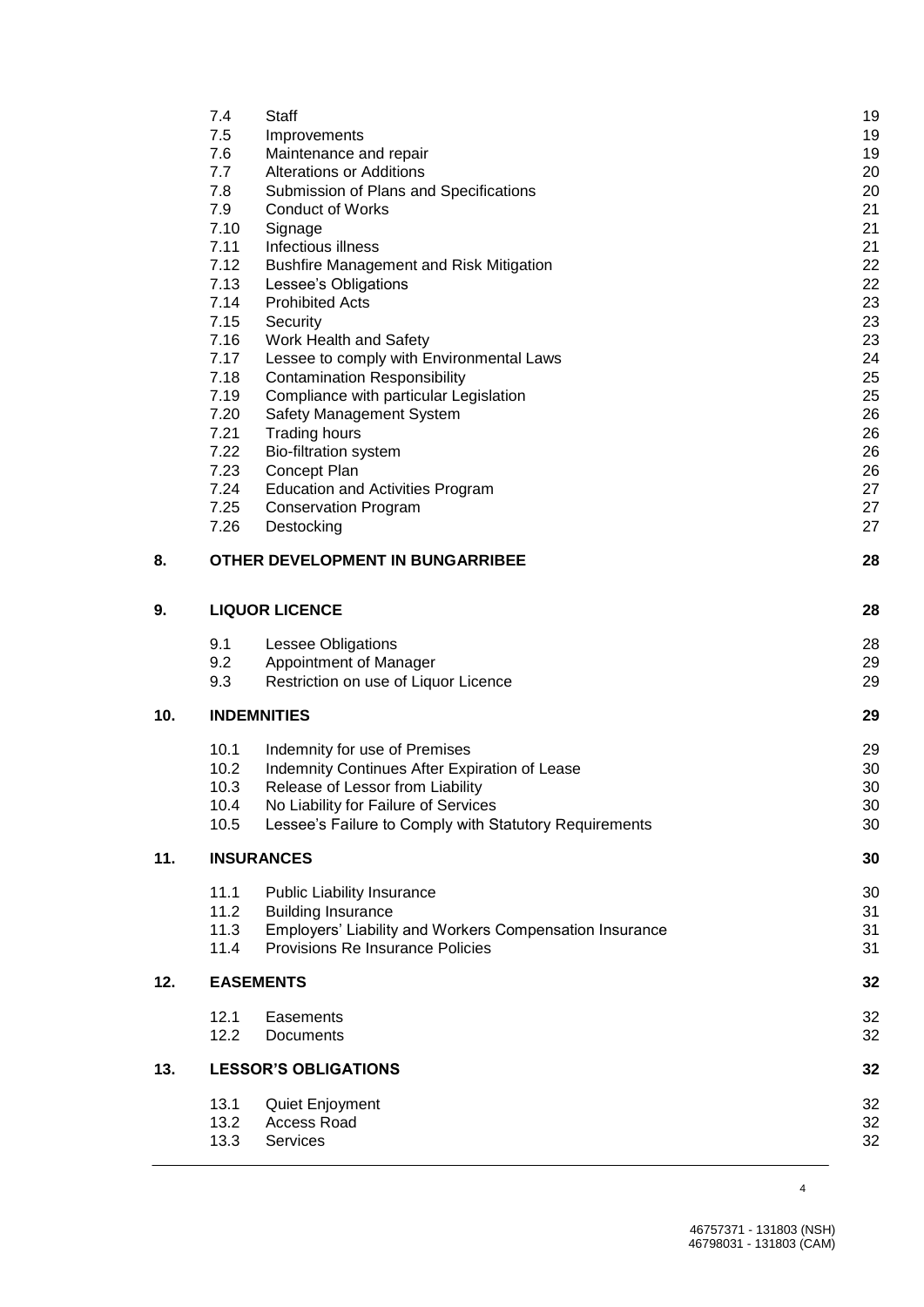| | | |
|---|---|---|
| 7.4 | Staff | 19 |
| 7.5 | Improvements | 19 |
| 7.6 | Maintenance and repair | 19 |
| 7.7 | Alterations or Additions | 20 |
| 7.8 | Submission of Plans and Specifications | 20 |
| 7.9 | Conduct of Works | 21 |
| 7.10 | Signage | 21 |
| 7.11 | Infectious illness | 21 |
| 7.12 | Bushfire Management and Risk Mitigation | 22 |
| 7.13 | Lessee's Obligations | 22 |
| 7.14 | Prohibited Acts | 23 |
| 7.15 | Security | 23 |
| 7.16 | Work Health and Safety | 23 |
| 7.17 | Lessee to comply with Environmental Laws | 24 |
| 7.18 | Contamination Responsibility | 25 |
| 7.19 | Compliance with particular Legislation | 25 |
| 7.20 | Safety Management System | 26 |
| 7.21 | Trading hours | 26 |
| 7.22 | Bio-filtration system | 26 |
| 7.23 | Concept Plan | 26 |
| 7.24 | Education and Activities Program | 27 |
| 7.25 | Conservation Program | 27 |
| 7.26 | Destocking | 27 |

**8. OTHER DEVELOPMENT IN BUNGARRIBEE** 28

**9. LIQUOR LICENCE** 28

| | | |
|---|---|---|
| 9.1 | Lessee Obligations | 28 |
| 9.2 | Appointment of Manager | 29 |
| 9.3 | Restriction on use of Liquor Licence | 29 |

**10. INDEMNITIES** 29

| | | |
|---|---|---|
| 10.1 | Indemnity for use of Premises | 29 |
| 10.2 | Indemnity Continues After Expiration of Lease | 30 |
| 10.3 | Release of Lessor from Liability | 30 |
| 10.4 | No Liability for Failure of Services | 30 |
| 10.5 | Lessee's Failure to Comply with Statutory Requirements | 30 |

**11. INSURANCES** 30

| | | |
|---|---|---|
| 11.1 | Public Liability Insurance | 30 |
| 11.2 | Building Insurance | 31 |
| 11.3 | Employers' Liability and Workers Compensation Insurance | 31 |
| 11.4 | Provisions Re Insurance Policies | 31 |

**12. EASEMENTS** 32

| | | |
|---|---|---|
| 12.1 | Easements | 32 |
| 12.2 | Documents | 32 |

**13. LESSOR'S OBLIGATIONS** 32

| | | |
|---|---|---|
| 13.1 | Quiet Enjoyment | 32 |
| 13.2 | Access Road | 32 |
| 13.3 | Services | 32 |

46757371 - 131803 (NSH)
46798031 - 131803 (CAM)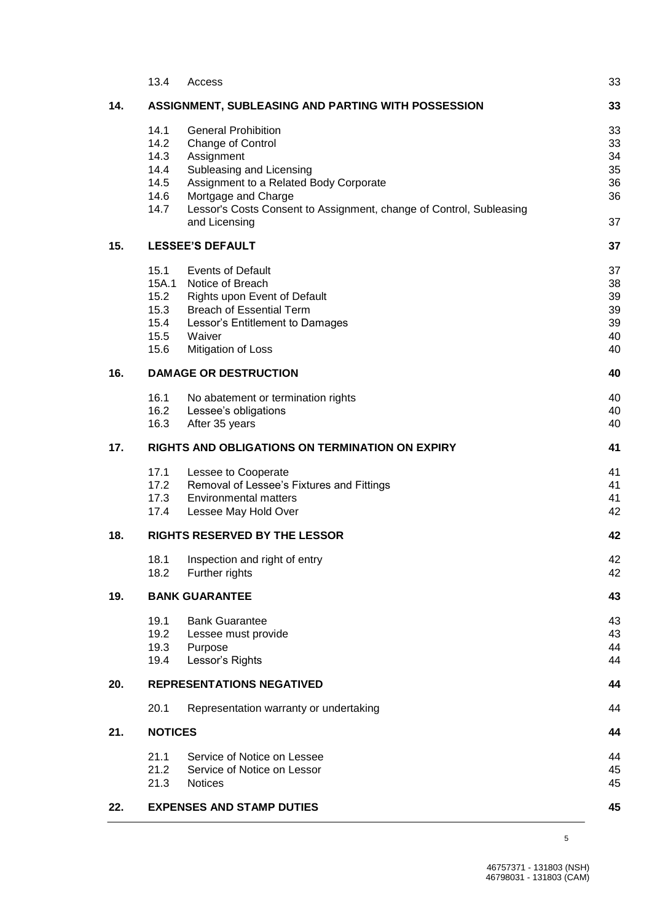| | | | |
|---|---|---|---|
| | 13.4 | Access | 33 |
| **14.** | **ASSIGNMENT, SUBLEASING AND PARTING WITH POSSESSION** | | **33** |
| | 14.1 | General Prohibition | 33 |
| | 14.2 | Change of Control | 33 |
| | 14.3 | Assignment | 34 |
| | 14.4 | Subleasing and Licensing | 35 |
| | 14.5 | Assignment to a Related Body Corporate | 36 |
| | 14.6 | Mortgage and Charge | 36 |
| | 14.7 | Lessor's Costs Consent to Assignment, change of Control, Subleasing and Licensing | 37 |
| **15.** | **LESSEE'S DEFAULT** | | **37** |
| | 15.1 | Events of Default | 37 |
| | 15A.1 | Notice of Breach | 38 |
| | 15.2 | Rights upon Event of Default | 39 |
| | 15.3 | Breach of Essential Term | 39 |
| | 15.4 | Lessor's Entitlement to Damages | 39 |
| | 15.5 | Waiver | 40 |
| | 15.6 | Mitigation of Loss | 40 |
| **16.** | **DAMAGE OR DESTRUCTION** | | **40** |
| | 16.1 | No abatement or termination rights | 40 |
| | 16.2 | Lessee's obligations | 40 |
| | 16.3 | After 35 years | 40 |
| **17.** | **RIGHTS AND OBLIGATIONS ON TERMINATION ON EXPIRY** | | **41** |
| | 17.1 | Lessee to Cooperate | 41 |
| | 17.2 | Removal of Lessee's Fixtures and Fittings | 41 |
| | 17.3 | Environmental matters | 41 |
| | 17.4 | Lessee May Hold Over | 42 |
| **18.** | **RIGHTS RESERVED BY THE LESSOR** | | **42** |
| | 18.1 | Inspection and right of entry | 42 |
| | 18.2 | Further rights | 42 |
| **19.** | **BANK GUARANTEE** | | **43** |
| | 19.1 | Bank Guarantee | 43 |
| | 19.2 | Lessee must provide | 43 |
| | 19.3 | Purpose | 44 |
| | 19.4 | Lessor's Rights | 44 |
| **20.** | **REPRESENTATIONS NEGATIVED** | | **44** |
| | 20.1 | Representation warranty or undertaking | 44 |
| **21.** | **NOTICES** | | **44** |
| | 21.1 | Service of Notice on Lessee | 44 |
| | 21.2 | Service of Notice on Lessor | 45 |
| | 21.3 | Notices | 45 |
| **22.** | **EXPENSES AND STAMP DUTIES** | | **45** |

46757371 - 131803 (NSH)
46798031 - 131803 (CAM)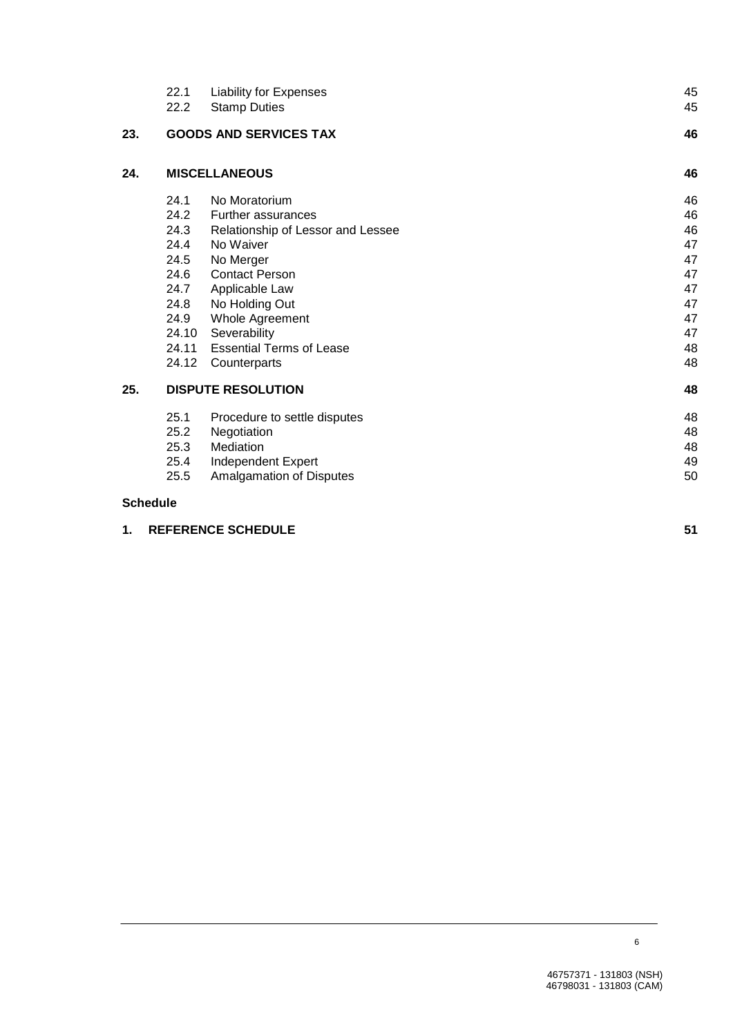| | | | |
|---|---|---|---|
| | 22.1 | Liability for Expenses | 45 |
| | 22.2 | Stamp Duties | 45 |
| **23.** | **GOODS AND SERVICES TAX** | | **46** |
| **24.** | **MISCELLANEOUS** | | **46** |
| | 24.1 | No Moratorium | 46 |
| | 24.2 | Further assurances | 46 |
| | 24.3 | Relationship of Lessor and Lessee | 46 |
| | 24.4 | No Waiver | 47 |
| | 24.5 | No Merger | 47 |
| | 24.6 | Contact Person | 47 |
| | 24.7 | Applicable Law | 47 |
| | 24.8 | No Holding Out | 47 |
| | 24.9 | Whole Agreement | 47 |
| | 24.10 | Severability | 47 |
| | 24.11 | Essential Terms of Lease | 48 |
| | 24.12 | Counterparts | 48 |
| **25.** | **DISPUTE RESOLUTION** | | **48** |
| | 25.1 | Procedure to settle disputes | 48 |
| | 25.2 | Negotiation | 48 |
| | 25.3 | Mediation | 48 |
| | 25.4 | Independent Expert | 49 |
| | 25.5 | Amalgamation of Disputes | 50 |

**Schedule**

| | | |
|---|---|---|
| **1.** | **REFERENCE SCHEDULE** | **51** |

46757371 - 131803 (NSH)
46798031 - 131803 (CAM)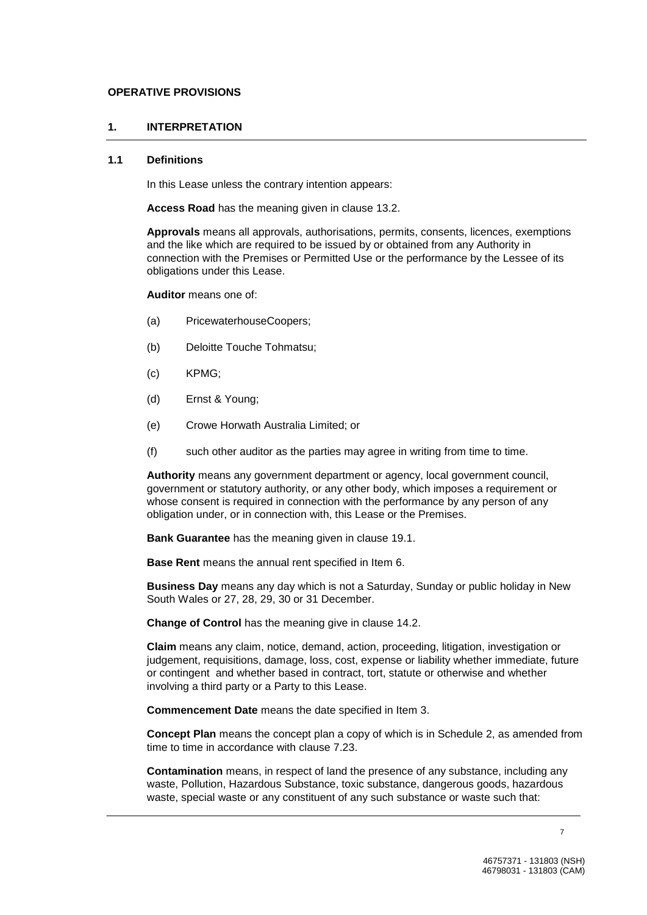**OPERATIVE PROVISIONS**

## 1. INTERPRETATION

### 1.1 Definitions

In this Lease unless the contrary intention appears:

**Access Road** has the meaning given in clause 13.2.

**Approvals** means all approvals, authorisations, permits, consents, licences, exemptions and the like which are required to be issued by or obtained from any Authority in connection with the Premises or Permitted Use or the performance by the Lessee of its obligations under this Lease.

**Auditor** means one of:

(a) PricewaterhouseCoopers;

(b) Deloitte Touche Tohmatsu;

(c) KPMG;

(d) Ernst & Young;

(e) Crowe Horwath Australia Limited; or

(f) such other auditor as the parties may agree in writing from time to time.

**Authority** means any government department or agency, local government council, government or statutory authority, or any other body, which imposes a requirement or whose consent is required in connection with the performance by any person of any obligation under, or in connection with, this Lease or the Premises.

**Bank Guarantee** has the meaning given in clause 19.1.

**Base Rent** means the annual rent specified in Item 6.

**Business Day** means any day which is not a Saturday, Sunday or public holiday in New South Wales or 27, 28, 29, 30 or 31 December.

**Change of Control** has the meaning give in clause 14.2.

**Claim** means any claim, notice, demand, action, proceeding, litigation, investigation or judgement, requisitions, damage, loss, cost, expense or liability whether immediate, future or contingent and whether based in contract, tort, statute or otherwise and whether involving a third party or a Party to this Lease.

**Commencement Date** means the date specified in Item 3.

**Concept Plan** means the concept plan a copy of which is in Schedule 2, as amended from time to time in accordance with clause 7.23.

**Contamination** means, in respect of land the presence of any substance, including any waste, Pollution, Hazardous Substance, toxic substance, dangerous goods, hazardous waste, special waste or any constituent of any such substance or waste such that: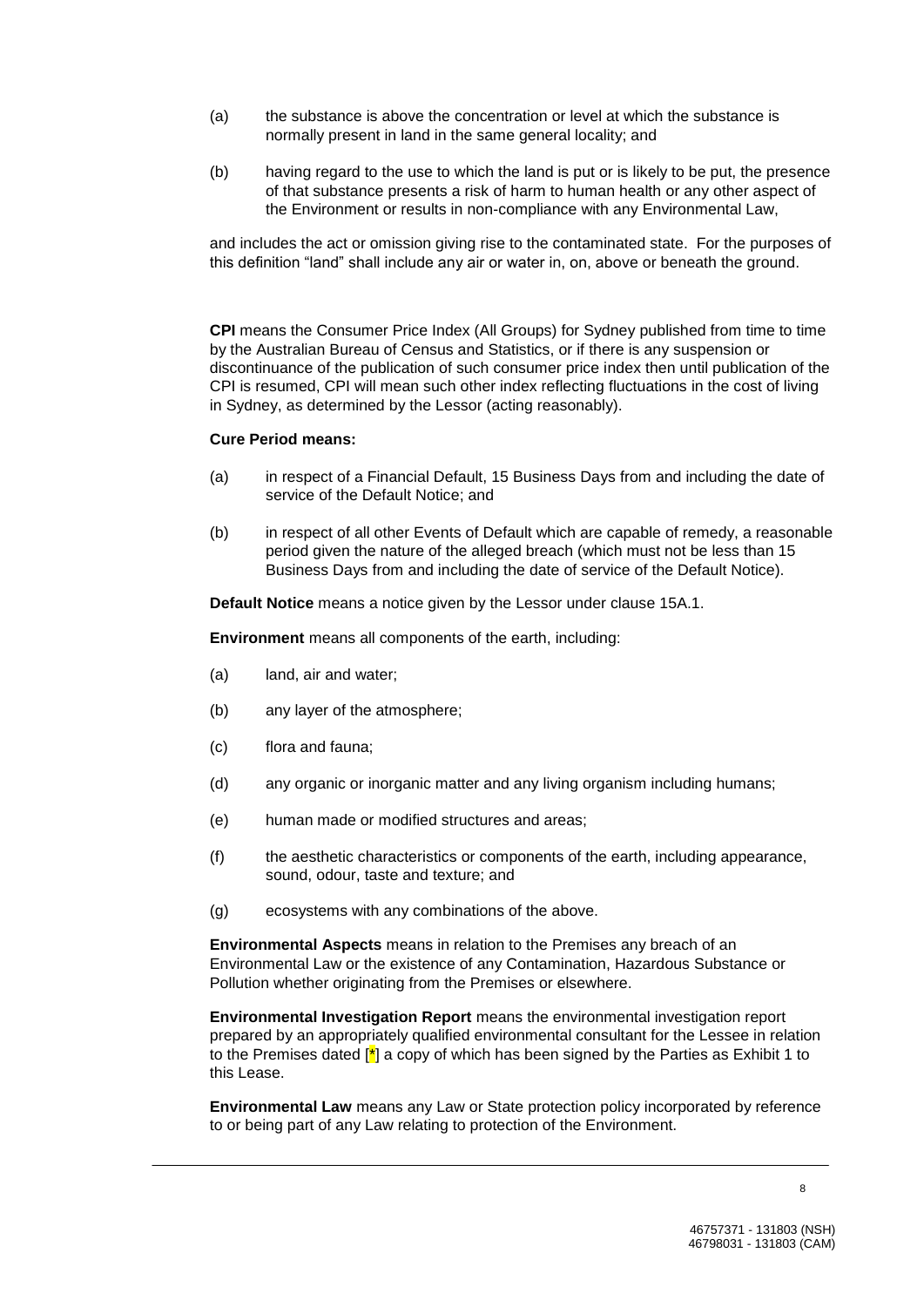(a) the substance is above the concentration or level at which the substance is normally present in land in the same general locality; and

(b) having regard to the use to which the land is put or is likely to be put, the presence of that substance presents a risk of harm to human health or any other aspect of the Environment or results in non-compliance with any Environmental Law,

and includes the act or omission giving rise to the contaminated state. For the purposes of this definition "land" shall include any air or water in, on, above or beneath the ground.

**CPI** means the Consumer Price Index (All Groups) for Sydney published from time to time by the Australian Bureau of Census and Statistics, or if there is any suspension or discontinuance of the publication of such consumer price index then until publication of the CPI is resumed, CPI will mean such other index reflecting fluctuations in the cost of living in Sydney, as determined by the Lessor (acting reasonably).

**Cure Period means:**

(a) in respect of a Financial Default, 15 Business Days from and including the date of service of the Default Notice; and

(b) in respect of all other Events of Default which are capable of remedy, a reasonable period given the nature of the alleged breach (which must not be less than 15 Business Days from and including the date of service of the Default Notice).

**Default Notice** means a notice given by the Lessor under clause 15A.1.

**Environment** means all components of the earth, including:

(a) land, air and water;

(b) any layer of the atmosphere;

(c) flora and fauna;

(d) any organic or inorganic matter and any living organism including humans;

(e) human made or modified structures and areas;

(f) the aesthetic characteristics or components of the earth, including appearance, sound, odour, taste and texture; and

(g) ecosystems with any combinations of the above.

**Environmental Aspects** means in relation to the Premises any breach of an Environmental Law or the existence of any Contamination, Hazardous Substance or Pollution whether originating from the Premises or elsewhere.

**Environmental Investigation Report** means the environmental investigation report prepared by an appropriately qualified environmental consultant for the Lessee in relation to the Premises dated [*] a copy of which has been signed by the Parties as Exhibit 1 to this Lease.

**Environmental Law** means any Law or State protection policy incorporated by reference to or being part of any Law relating to protection of the Environment.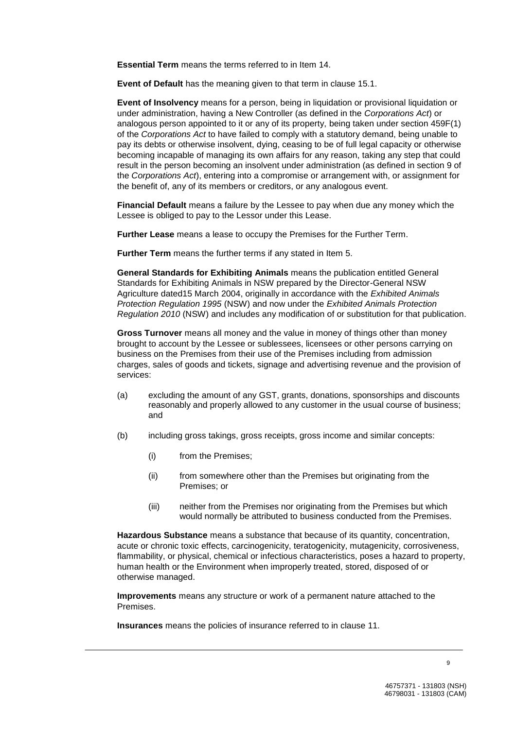**Essential Term** means the terms referred to in Item 14.

**Event of Default** has the meaning given to that term in clause 15.1.

**Event of Insolvency** means for a person, being in liquidation or provisional liquidation or under administration, having a New Controller (as defined in the *Corporations Act*) or analogous person appointed to it or any of its property, being taken under section 459F(1) of the *Corporations Act* to have failed to comply with a statutory demand, being unable to pay its debts or otherwise insolvent, dying, ceasing to be of full legal capacity or otherwise becoming incapable of managing its own affairs for any reason, taking any step that could result in the person becoming an insolvent under administration (as defined in section 9 of the *Corporations Act*), entering into a compromise or arrangement with, or assignment for the benefit of, any of its members or creditors, or any analogous event.

**Financial Default** means a failure by the Lessee to pay when due any money which the Lessee is obliged to pay to the Lessor under this Lease.

**Further Lease** means a lease to occupy the Premises for the Further Term.

**Further Term** means the further terms if any stated in Item 5.

**General Standards for Exhibiting Animals** means the publication entitled General Standards for Exhibiting Animals in NSW prepared by the Director-General NSW Agriculture dated15 March 2004, originally in accordance with the *Exhibited Animals Protection Regulation 1995* (NSW) and now under the *Exhibited Animals Protection Regulation 2010* (NSW) and includes any modification of or substitution for that publication.

**Gross Turnover** means all money and the value in money of things other than money brought to account by the Lessee or sublessees, licensees or other persons carrying on business on the Premises from their use of the Premises including from admission charges, sales of goods and tickets, signage and advertising revenue and the provision of services:

(a) excluding the amount of any GST, grants, donations, sponsorships and discounts reasonably and properly allowed to any customer in the usual course of business; and

(b) including gross takings, gross receipts, gross income and similar concepts:

  (i) from the Premises;

  (ii) from somewhere other than the Premises but originating from the Premises; or

  (iii) neither from the Premises nor originating from the Premises but which would normally be attributed to business conducted from the Premises.

**Hazardous Substance** means a substance that because of its quantity, concentration, acute or chronic toxic effects, carcinogenicity, teratogenicity, mutagenicity, corrosiveness, flammability, or physical, chemical or infectious characteristics, poses a hazard to property, human health or the Environment when improperly treated, stored, disposed of or otherwise managed.

**Improvements** means any structure or work of a permanent nature attached to the Premises.

**Insurances** means the policies of insurance referred to in clause 11.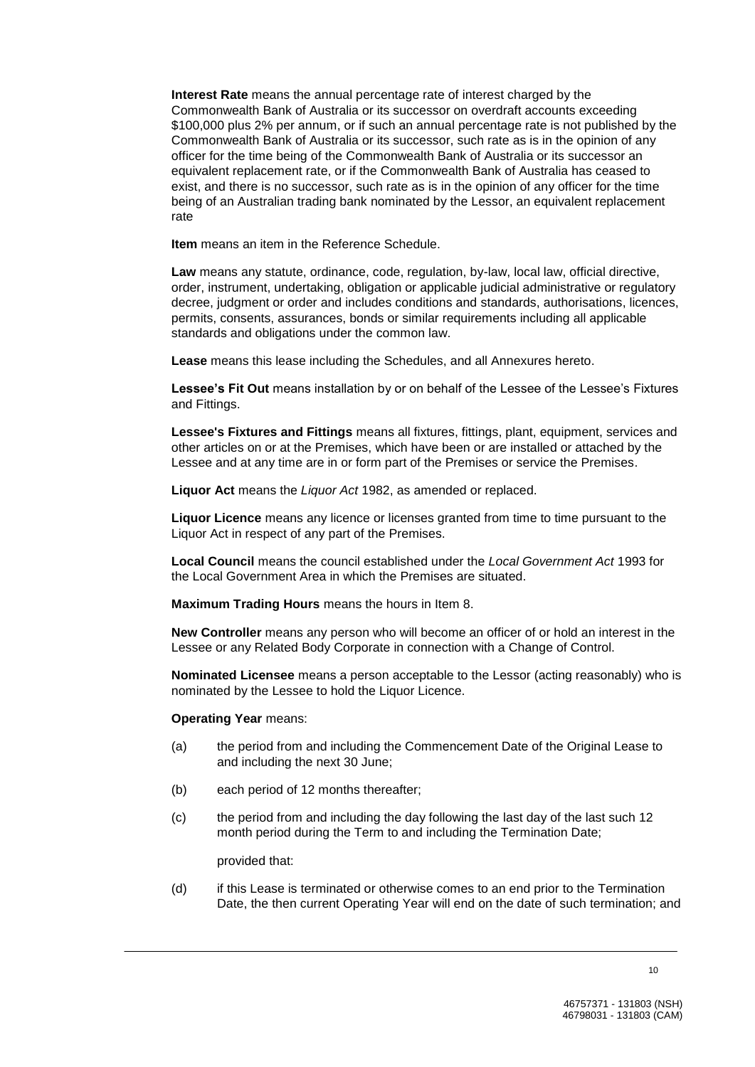**Interest Rate** means the annual percentage rate of interest charged by the Commonwealth Bank of Australia or its successor on overdraft accounts exceeding $100,000 plus 2% per annum, or if such an annual percentage rate is not published by the Commonwealth Bank of Australia or its successor, such rate as is in the opinion of any officer for the time being of the Commonwealth Bank of Australia or its successor an equivalent replacement rate, or if the Commonwealth Bank of Australia has ceased to exist, and there is no successor, such rate as is in the opinion of any officer for the time being of an Australian trading bank nominated by the Lessor, an equivalent replacement rate

**Item** means an item in the Reference Schedule.

**Law** means any statute, ordinance, code, regulation, by-law, local law, official directive, order, instrument, undertaking, obligation or applicable judicial administrative or regulatory decree, judgment or order and includes conditions and standards, authorisations, licences, permits, consents, assurances, bonds or similar requirements including all applicable standards and obligations under the common law.

**Lease** means this lease including the Schedules, and all Annexures hereto.

**Lessee's Fit Out** means installation by or on behalf of the Lessee of the Lessee's Fixtures and Fittings.

**Lessee's Fixtures and Fittings** means all fixtures, fittings, plant, equipment, services and other articles on or at the Premises, which have been or are installed or attached by the Lessee and at any time are in or form part of the Premises or service the Premises.

**Liquor Act** means the *Liquor Act* 1982, as amended or replaced.

**Liquor Licence** means any licence or licenses granted from time to time pursuant to the Liquor Act in respect of any part of the Premises.

**Local Council** means the council established under the *Local Government Act* 1993 for the Local Government Area in which the Premises are situated.

**Maximum Trading Hours** means the hours in Item 8.

**New Controller** means any person who will become an officer of or hold an interest in the Lessee or any Related Body Corporate in connection with a Change of Control.

**Nominated Licensee** means a person acceptable to the Lessor (acting reasonably) who is nominated by the Lessee to hold the Liquor Licence.

**Operating Year** means:

(a) the period from and including the Commencement Date of the Original Lease to and including the next 30 June;

(b) each period of 12 months thereafter;

(c) the period from and including the day following the last day of the last such 12 month period during the Term to and including the Termination Date;

provided that:

(d) if this Lease is terminated or otherwise comes to an end prior to the Termination Date, the then current Operating Year will end on the date of such termination; and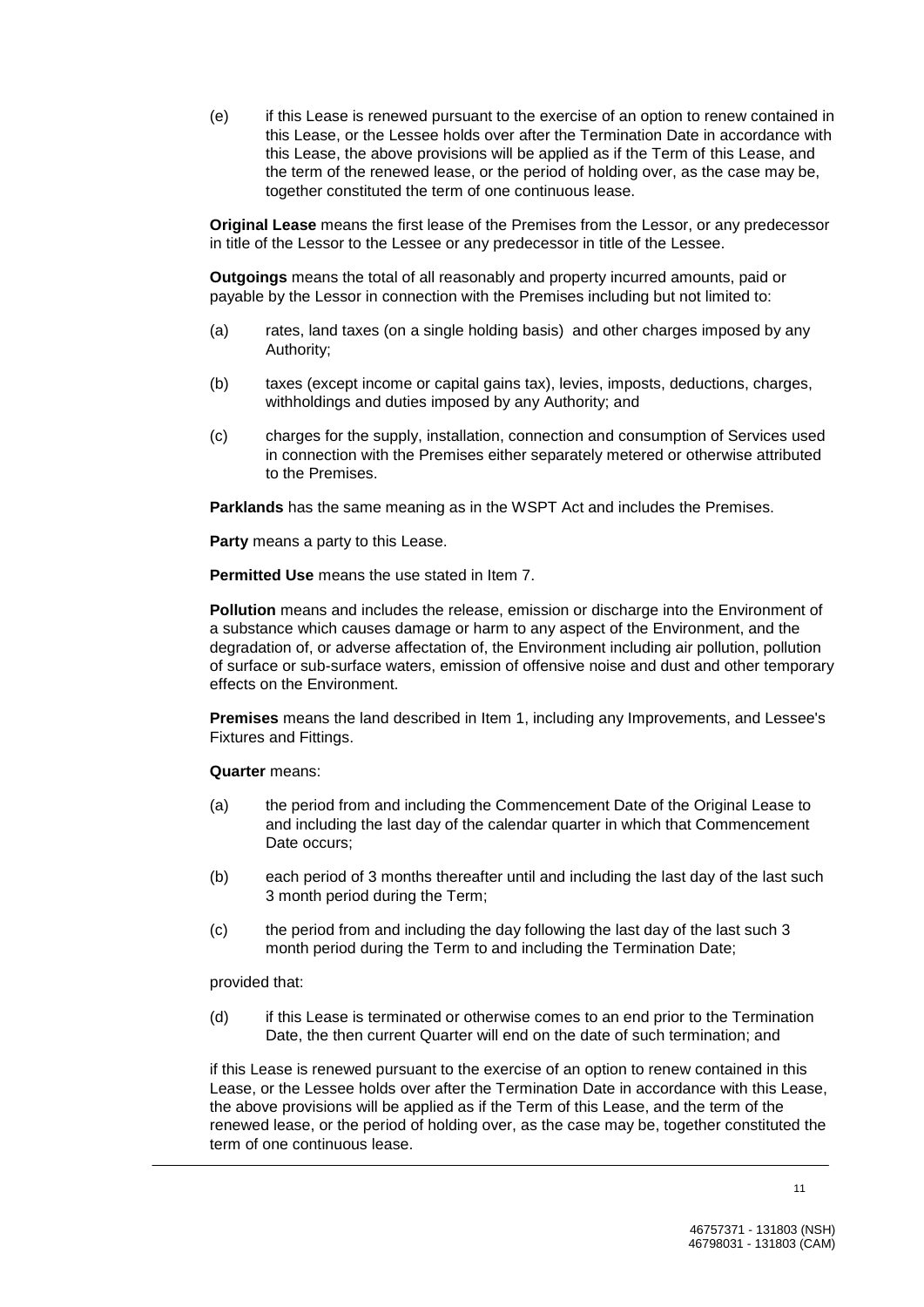(e) if this Lease is renewed pursuant to the exercise of an option to renew contained in this Lease, or the Lessee holds over after the Termination Date in accordance with this Lease, the above provisions will be applied as if the Term of this Lease, and the term of the renewed lease, or the period of holding over, as the case may be, together constituted the term of one continuous lease.

**Original Lease** means the first lease of the Premises from the Lessor, or any predecessor in title of the Lessor to the Lessee or any predecessor in title of the Lessee.

**Outgoings** means the total of all reasonably and property incurred amounts, paid or payable by the Lessor in connection with the Premises including but not limited to:

(a) rates, land taxes (on a single holding basis) and other charges imposed by any Authority;

(b) taxes (except income or capital gains tax), levies, imposts, deductions, charges, withholdings and duties imposed by any Authority; and

(c) charges for the supply, installation, connection and consumption of Services used in connection with the Premises either separately metered or otherwise attributed to the Premises.

**Parklands** has the same meaning as in the WSPT Act and includes the Premises.

**Party** means a party to this Lease.

**Permitted Use** means the use stated in Item 7.

**Pollution** means and includes the release, emission or discharge into the Environment of a substance which causes damage or harm to any aspect of the Environment, and the degradation of, or adverse affectation of, the Environment including air pollution, pollution of surface or sub-surface waters, emission of offensive noise and dust and other temporary effects on the Environment.

**Premises** means the land described in Item 1, including any Improvements, and Lessee's Fixtures and Fittings.

**Quarter** means:

(a) the period from and including the Commencement Date of the Original Lease to and including the last day of the calendar quarter in which that Commencement Date occurs;

(b) each period of 3 months thereafter until and including the last day of the last such 3 month period during the Term;

(c) the period from and including the day following the last day of the last such 3 month period during the Term to and including the Termination Date;

provided that:

(d) if this Lease is terminated or otherwise comes to an end prior to the Termination Date, the then current Quarter will end on the date of such termination; and

if this Lease is renewed pursuant to the exercise of an option to renew contained in this Lease, or the Lessee holds over after the Termination Date in accordance with this Lease, the above provisions will be applied as if the Term of this Lease, and the term of the renewed lease, or the period of holding over, as the case may be, together constituted the term of one continuous lease.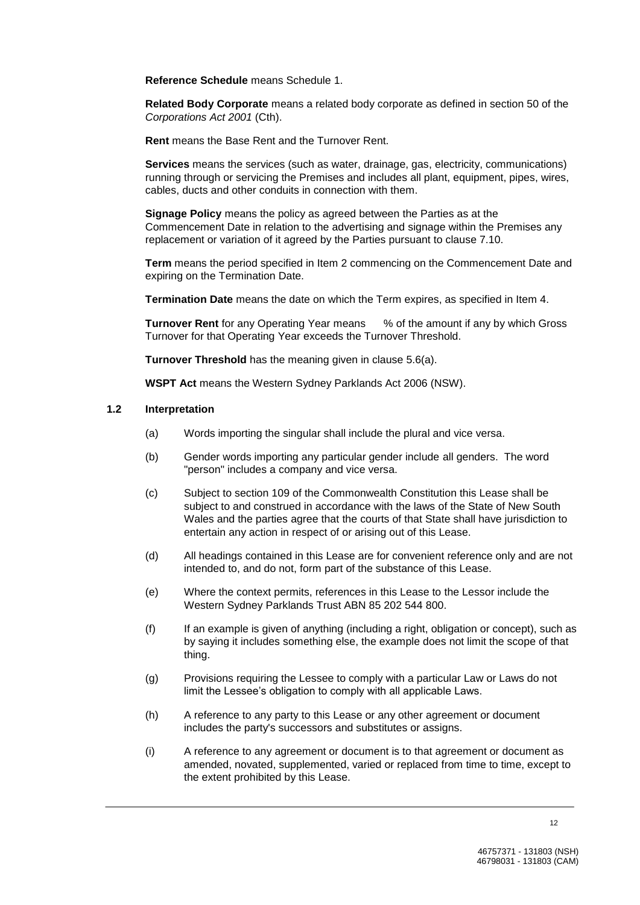**Reference Schedule** means Schedule 1.

**Related Body Corporate** means a related body corporate as defined in section 50 of the *Corporations Act 2001* (Cth).

**Rent** means the Base Rent and the Turnover Rent.

**Services** means the services (such as water, drainage, gas, electricity, communications) running through or servicing the Premises and includes all plant, equipment, pipes, wires, cables, ducts and other conduits in connection with them.

**Signage Policy** means the policy as agreed between the Parties as at the Commencement Date in relation to the advertising and signage within the Premises any replacement or variation of it agreed by the Parties pursuant to clause 7.10.

**Term** means the period specified in Item 2 commencing on the Commencement Date and expiring on the Termination Date.

**Termination Date** means the date on which the Term expires, as specified in Item 4.

**Turnover Rent** for any Operating Year means      % of the amount if any by which Gross Turnover for that Operating Year exceeds the Turnover Threshold.

**Turnover Threshold** has the meaning given in clause 5.6(a).

**WSPT Act** means the Western Sydney Parklands Act 2006 (NSW).

### 1.2 Interpretation

(a) Words importing the singular shall include the plural and vice versa.

(b) Gender words importing any particular gender include all genders. The word "person" includes a company and vice versa.

(c) Subject to section 109 of the Commonwealth Constitution this Lease shall be subject to and construed in accordance with the laws of the State of New South Wales and the parties agree that the courts of that State shall have jurisdiction to entertain any action in respect of or arising out of this Lease.

(d) All headings contained in this Lease are for convenient reference only and are not intended to, and do not, form part of the substance of this Lease.

(e) Where the context permits, references in this Lease to the Lessor include the Western Sydney Parklands Trust ABN 85 202 544 800.

(f) If an example is given of anything (including a right, obligation or concept), such as by saying it includes something else, the example does not limit the scope of that thing.

(g) Provisions requiring the Lessee to comply with a particular Law or Laws do not limit the Lessee's obligation to comply with all applicable Laws.

(h) A reference to any party to this Lease or any other agreement or document includes the party's successors and substitutes or assigns.

(i) A reference to any agreement or document is to that agreement or document as amended, novated, supplemented, varied or replaced from time to time, except to the extent prohibited by this Lease.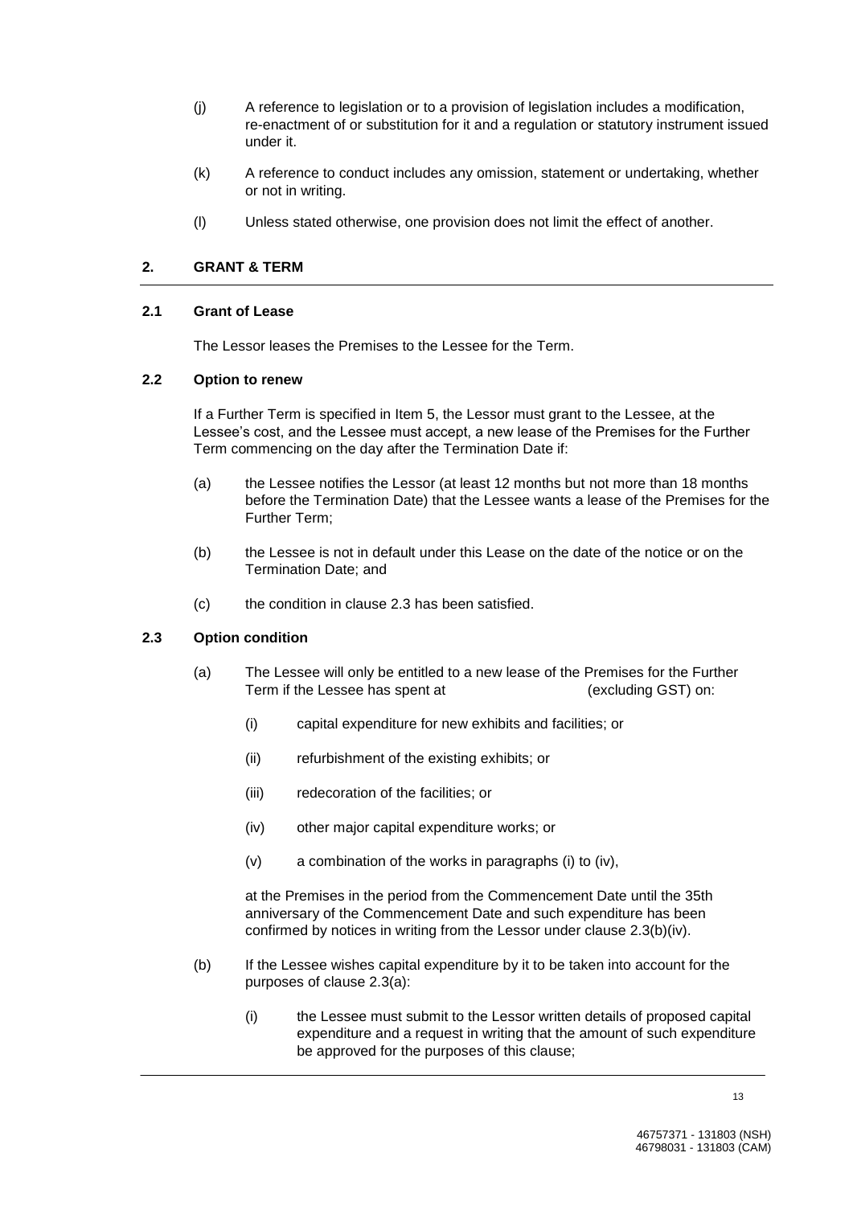(j) A reference to legislation or to a provision of legislation includes a modification, re-enactment of or substitution for it and a regulation or statutory instrument issued under it.

(k) A reference to conduct includes any omission, statement or undertaking, whether or not in writing.

(l) Unless stated otherwise, one provision does not limit the effect of another.

## 2. GRANT & TERM

### 2.1 Grant of Lease

The Lessor leases the Premises to the Lessee for the Term.

### 2.2 Option to renew

If a Further Term is specified in Item 5, the Lessor must grant to the Lessee, at the Lessee's cost, and the Lessee must accept, a new lease of the Premises for the Further Term commencing on the day after the Termination Date if:

(a) the Lessee notifies the Lessor (at least 12 months but not more than 18 months before the Termination Date) that the Lessee wants a lease of the Premises for the Further Term;

(b) the Lessee is not in default under this Lease on the date of the notice or on the Termination Date; and

(c) the condition in clause 2.3 has been satisfied.

### 2.3 Option condition

(a) The Lessee will only be entitled to a new lease of the Premises for the Further Term if the Lessee has spent at (excluding GST) on:

(i) capital expenditure for new exhibits and facilities; or

(ii) refurbishment of the existing exhibits; or

(iii) redecoration of the facilities; or

(iv) other major capital expenditure works; or

(v) a combination of the works in paragraphs (i) to (iv),

at the Premises in the period from the Commencement Date until the 35th anniversary of the Commencement Date and such expenditure has been confirmed by notices in writing from the Lessor under clause 2.3(b)(iv).

(b) If the Lessee wishes capital expenditure by it to be taken into account for the purposes of clause 2.3(a):

(i) the Lessee must submit to the Lessor written details of proposed capital expenditure and a request in writing that the amount of such expenditure be approved for the purposes of this clause;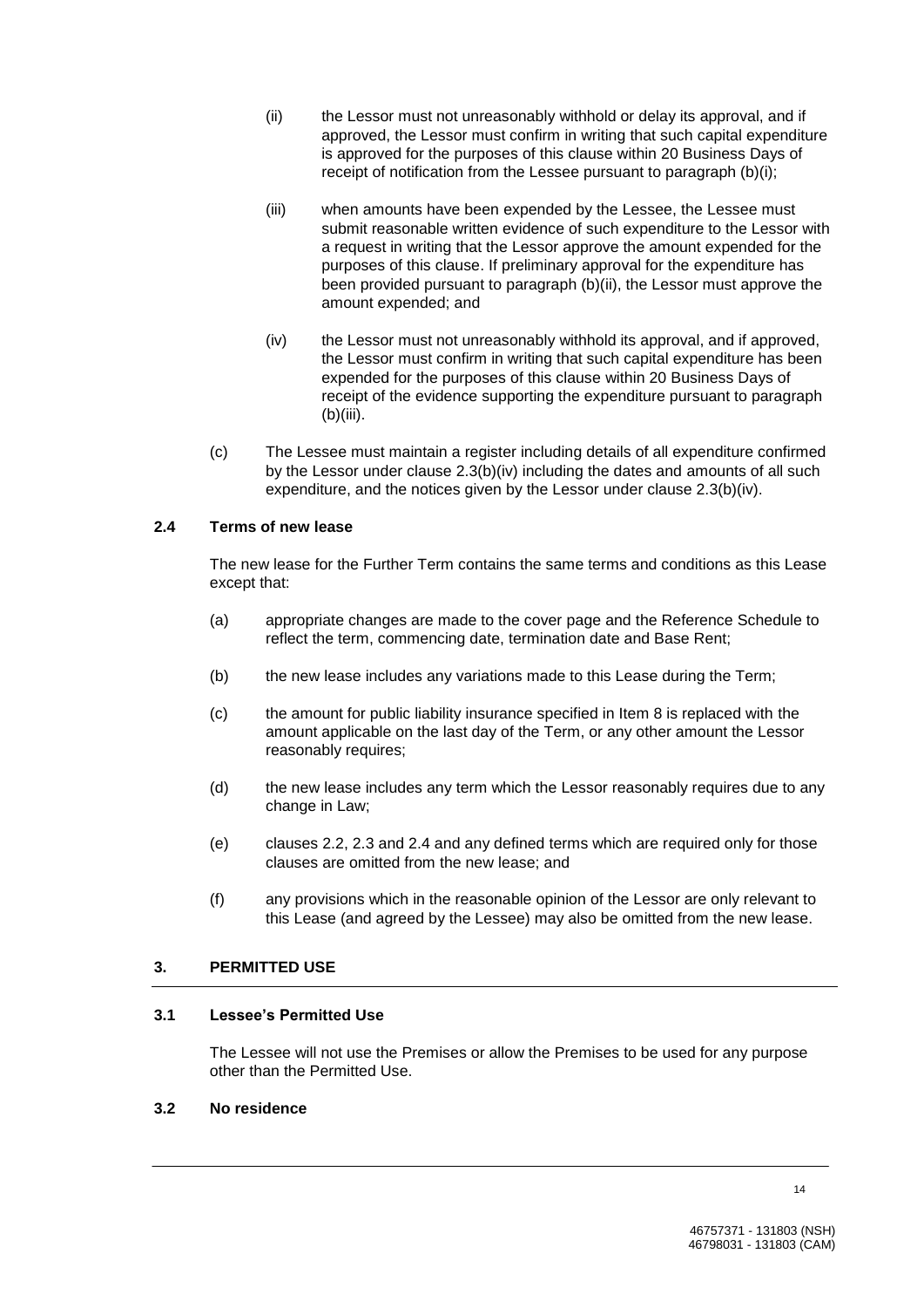(ii) the Lessor must not unreasonably withhold or delay its approval, and if approved, the Lessor must confirm in writing that such capital expenditure is approved for the purposes of this clause within 20 Business Days of receipt of notification from the Lessee pursuant to paragraph (b)(i);

(iii) when amounts have been expended by the Lessee, the Lessee must submit reasonable written evidence of such expenditure to the Lessor with a request in writing that the Lessor approve the amount expended for the purposes of this clause. If preliminary approval for the expenditure has been provided pursuant to paragraph (b)(ii), the Lessor must approve the amount expended; and

(iv) the Lessor must not unreasonably withhold its approval, and if approved, the Lessor must confirm in writing that such capital expenditure has been expended for the purposes of this clause within 20 Business Days of receipt of the evidence supporting the expenditure pursuant to paragraph (b)(iii).

(c) The Lessee must maintain a register including details of all expenditure confirmed by the Lessor under clause 2.3(b)(iv) including the dates and amounts of all such expenditure, and the notices given by the Lessor under clause 2.3(b)(iv).

### 2.4 Terms of new lease

The new lease for the Further Term contains the same terms and conditions as this Lease except that:

(a) appropriate changes are made to the cover page and the Reference Schedule to reflect the term, commencing date, termination date and Base Rent;

(b) the new lease includes any variations made to this Lease during the Term;

(c) the amount for public liability insurance specified in Item 8 is replaced with the amount applicable on the last day of the Term, or any other amount the Lessor reasonably requires;

(d) the new lease includes any term which the Lessor reasonably requires due to any change in Law;

(e) clauses 2.2, 2.3 and 2.4 and any defined terms which are required only for those clauses are omitted from the new lease; and

(f) any provisions which in the reasonable opinion of the Lessor are only relevant to this Lease (and agreed by the Lessee) may also be omitted from the new lease.

## 3. PERMITTED USE

### 3.1 Lessee's Permitted Use

The Lessee will not use the Premises or allow the Premises to be used for any purpose other than the Permitted Use.

### 3.2 No residence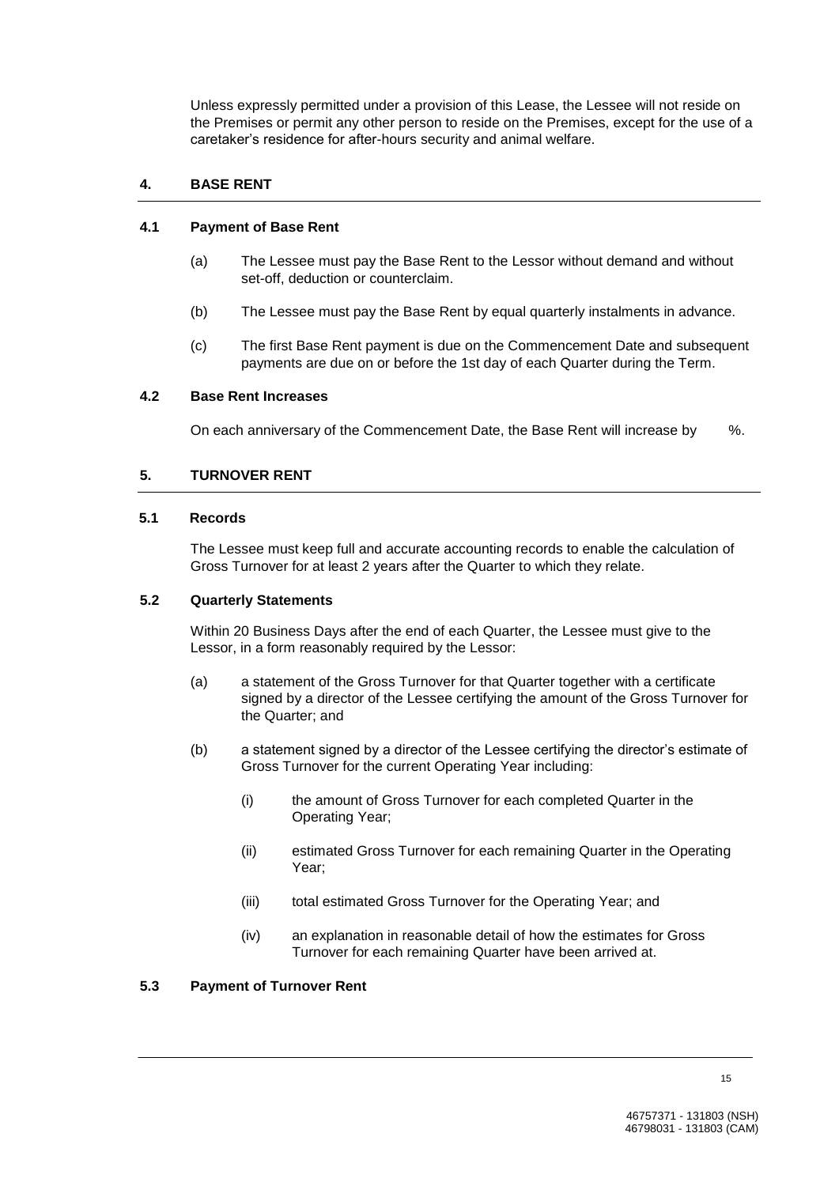Unless expressly permitted under a provision of this Lease, the Lessee will not reside on the Premises or permit any other person to reside on the Premises, except for the use of a caretaker's residence for after-hours security and animal welfare.

## 4. BASE RENT

### 4.1 Payment of Base Rent

(a) The Lessee must pay the Base Rent to the Lessor without demand and without set-off, deduction or counterclaim.

(b) The Lessee must pay the Base Rent by equal quarterly instalments in advance.

(c) The first Base Rent payment is due on the Commencement Date and subsequent payments are due on or before the 1st day of each Quarter during the Term.

### 4.2 Base Rent Increases

On each anniversary of the Commencement Date, the Base Rent will increase by %.

## 5. TURNOVER RENT

### 5.1 Records

The Lessee must keep full and accurate accounting records to enable the calculation of Gross Turnover for at least 2 years after the Quarter to which they relate.

### 5.2 Quarterly Statements

Within 20 Business Days after the end of each Quarter, the Lessee must give to the Lessor, in a form reasonably required by the Lessor:

(a) a statement of the Gross Turnover for that Quarter together with a certificate signed by a director of the Lessee certifying the amount of the Gross Turnover for the Quarter; and

(b) a statement signed by a director of the Lessee certifying the director's estimate of Gross Turnover for the current Operating Year including:

(i) the amount of Gross Turnover for each completed Quarter in the Operating Year;

(ii) estimated Gross Turnover for each remaining Quarter in the Operating Year;

(iii) total estimated Gross Turnover for the Operating Year; and

(iv) an explanation in reasonable detail of how the estimates for Gross Turnover for each remaining Quarter have been arrived at.

### 5.3 Payment of Turnover Rent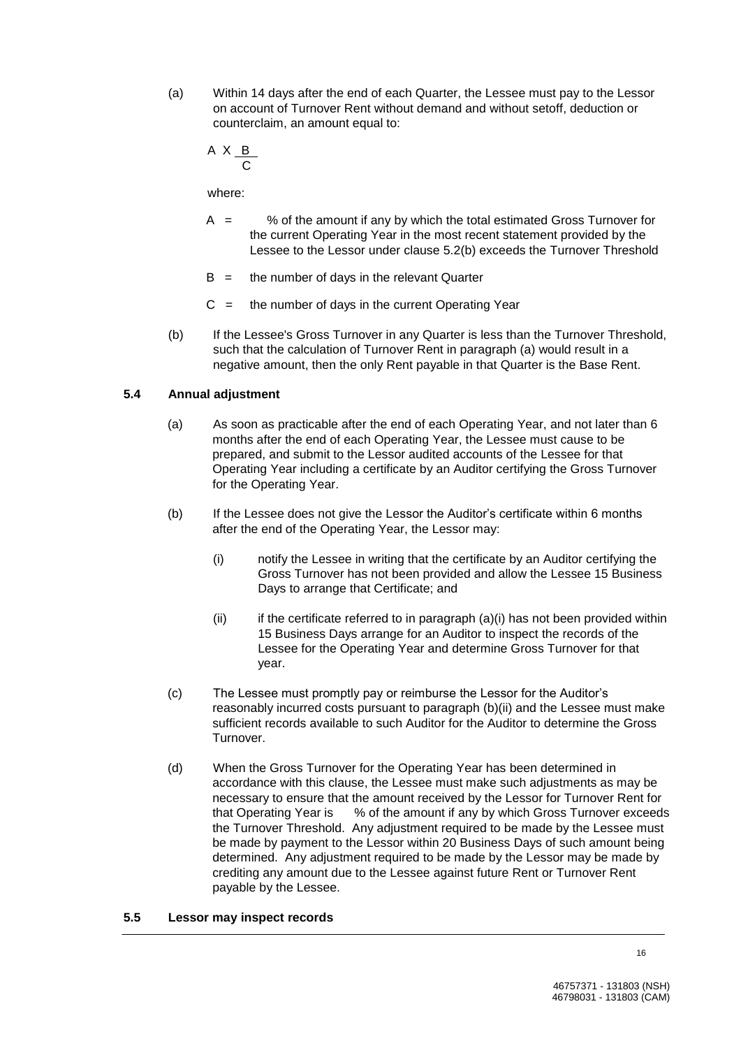(a) Within 14 days after the end of each Quarter, the Lessee must pay to the Lessor on account of Turnover Rent without demand and without setoff, deduction or counterclaim, an amount equal to:

$$A \times \frac{B}{C}$$

where:

A = % of the amount if any by which the total estimated Gross Turnover for the current Operating Year in the most recent statement provided by the Lessee to the Lessor under clause 5.2(b) exceeds the Turnover Threshold

B = the number of days in the relevant Quarter

C = the number of days in the current Operating Year

(b) If the Lessee's Gross Turnover in any Quarter is less than the Turnover Threshold, such that the calculation of Turnover Rent in paragraph (a) would result in a negative amount, then the only Rent payable in that Quarter is the Base Rent.

### 5.4 Annual adjustment

(a) As soon as practicable after the end of each Operating Year, and not later than 6 months after the end of each Operating Year, the Lessee must cause to be prepared, and submit to the Lessor audited accounts of the Lessee for that Operating Year including a certificate by an Auditor certifying the Gross Turnover for the Operating Year.

(b) If the Lessee does not give the Lessor the Auditor's certificate within 6 months after the end of the Operating Year, the Lessor may:

(i) notify the Lessee in writing that the certificate by an Auditor certifying the Gross Turnover has not been provided and allow the Lessee 15 Business Days to arrange that Certificate; and

(ii) if the certificate referred to in paragraph (a)(i) has not been provided within 15 Business Days arrange for an Auditor to inspect the records of the Lessee for the Operating Year and determine Gross Turnover for that year.

(c) The Lessee must promptly pay or reimburse the Lessor for the Auditor's reasonably incurred costs pursuant to paragraph (b)(ii) and the Lessee must make sufficient records available to such Auditor for the Auditor to determine the Gross Turnover.

(d) When the Gross Turnover for the Operating Year has been determined in accordance with this clause, the Lessee must make such adjustments as may be necessary to ensure that the amount received by the Lessor for Turnover Rent for that Operating Year is % of the amount if any by which Gross Turnover exceeds the Turnover Threshold. Any adjustment required to be made by the Lessee must be made by payment to the Lessor within 20 Business Days of such amount being determined. Any adjustment required to be made by the Lessor may be made by crediting any amount due to the Lessee against future Rent or Turnover Rent payable by the Lessee.

### 5.5 Lessor may inspect records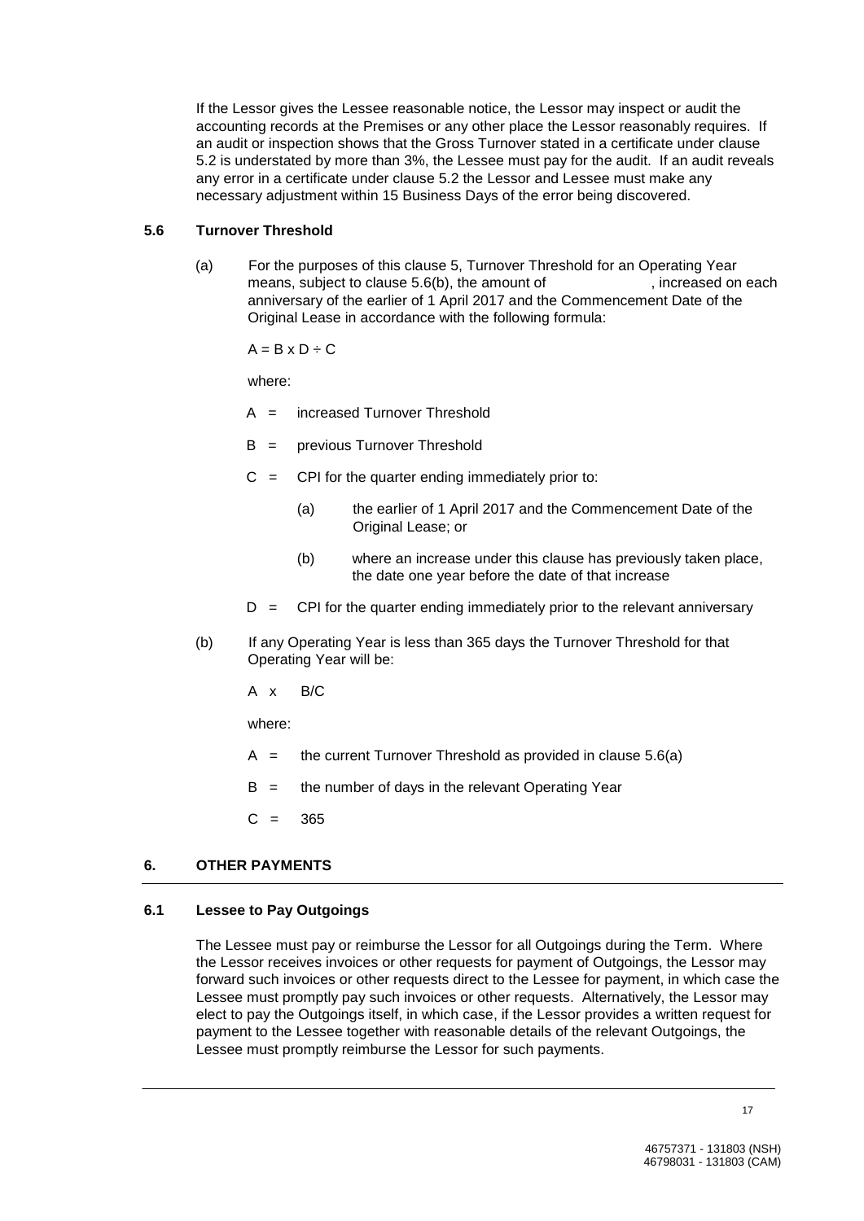If the Lessor gives the Lessee reasonable notice, the Lessor may inspect or audit the accounting records at the Premises or any other place the Lessor reasonably requires. If an audit or inspection shows that the Gross Turnover stated in a certificate under clause 5.2 is understated by more than 3%, the Lessee must pay for the audit. If an audit reveals any error in a certificate under clause 5.2 the Lessor and Lessee must make any necessary adjustment within 15 Business Days of the error being discovered.

### 5.6 Turnover Threshold

(a) For the purposes of this clause 5, Turnover Threshold for an Operating Year means, subject to clause 5.6(b), the amount of , increased on each anniversary of the earlier of 1 April 2017 and the Commencement Date of the Original Lease in accordance with the following formula:

$A = B \times D \div C$

where:

A = increased Turnover Threshold

B = previous Turnover Threshold

C = CPI for the quarter ending immediately prior to:

(a) the earlier of 1 April 2017 and the Commencement Date of the Original Lease; or

(b) where an increase under this clause has previously taken place, the date one year before the date of that increase

D = CPI for the quarter ending immediately prior to the relevant anniversary

(b) If any Operating Year is less than 365 days the Turnover Threshold for that Operating Year will be:

$A \times B/C$

where:

A = the current Turnover Threshold as provided in clause 5.6(a)

B = the number of days in the relevant Operating Year

C = 365

## 6. OTHER PAYMENTS

### 6.1 Lessee to Pay Outgoings

The Lessee must pay or reimburse the Lessor for all Outgoings during the Term. Where the Lessor receives invoices or other requests for payment of Outgoings, the Lessor may forward such invoices or other requests direct to the Lessee for payment, in which case the Lessee must promptly pay such invoices or other requests. Alternatively, the Lessor may elect to pay the Outgoings itself, in which case, if the Lessor provides a written request for payment to the Lessee together with reasonable details of the relevant Outgoings, the Lessee must promptly reimburse the Lessor for such payments.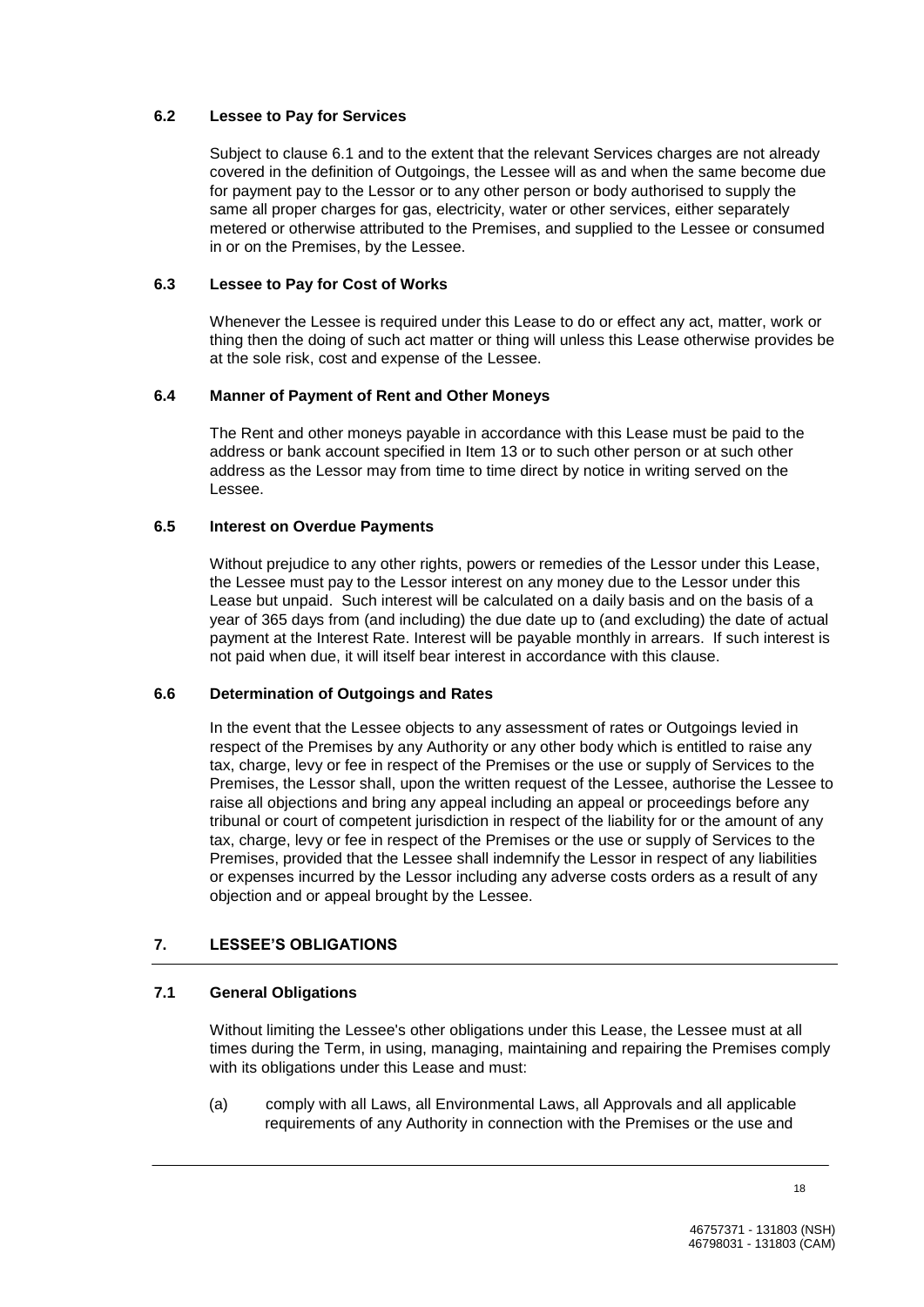### 6.2 Lessee to Pay for Services

Subject to clause 6.1 and to the extent that the relevant Services charges are not already covered in the definition of Outgoings, the Lessee will as and when the same become due for payment pay to the Lessor or to any other person or body authorised to supply the same all proper charges for gas, electricity, water or other services, either separately metered or otherwise attributed to the Premises, and supplied to the Lessee or consumed in or on the Premises, by the Lessee.

### 6.3 Lessee to Pay for Cost of Works

Whenever the Lessee is required under this Lease to do or effect any act, matter, work or thing then the doing of such act matter or thing will unless this Lease otherwise provides be at the sole risk, cost and expense of the Lessee.

### 6.4 Manner of Payment of Rent and Other Moneys

The Rent and other moneys payable in accordance with this Lease must be paid to the address or bank account specified in Item 13 or to such other person or at such other address as the Lessor may from time to time direct by notice in writing served on the Lessee.

### 6.5 Interest on Overdue Payments

Without prejudice to any other rights, powers or remedies of the Lessor under this Lease, the Lessee must pay to the Lessor interest on any money due to the Lessor under this Lease but unpaid. Such interest will be calculated on a daily basis and on the basis of a year of 365 days from (and including) the due date up to (and excluding) the date of actual payment at the Interest Rate. Interest will be payable monthly in arrears. If such interest is not paid when due, it will itself bear interest in accordance with this clause.

### 6.6 Determination of Outgoings and Rates

In the event that the Lessee objects to any assessment of rates or Outgoings levied in respect of the Premises by any Authority or any other body which is entitled to raise any tax, charge, levy or fee in respect of the Premises or the use or supply of Services to the Premises, the Lessor shall, upon the written request of the Lessee, authorise the Lessee to raise all objections and bring any appeal including an appeal or proceedings before any tribunal or court of competent jurisdiction in respect of the liability for or the amount of any tax, charge, levy or fee in respect of the Premises or the use or supply of Services to the Premises, provided that the Lessee shall indemnify the Lessor in respect of any liabilities or expenses incurred by the Lessor including any adverse costs orders as a result of any objection and or appeal brought by the Lessee.

## 7. LESSEE'S OBLIGATIONS

### 7.1 General Obligations

Without limiting the Lessee's other obligations under this Lease, the Lessee must at all times during the Term, in using, managing, maintaining and repairing the Premises comply with its obligations under this Lease and must:

(a) comply with all Laws, all Environmental Laws, all Approvals and all applicable requirements of any Authority in connection with the Premises or the use and

46757371 - 131803 (NSH)
46798031 - 131803 (CAM)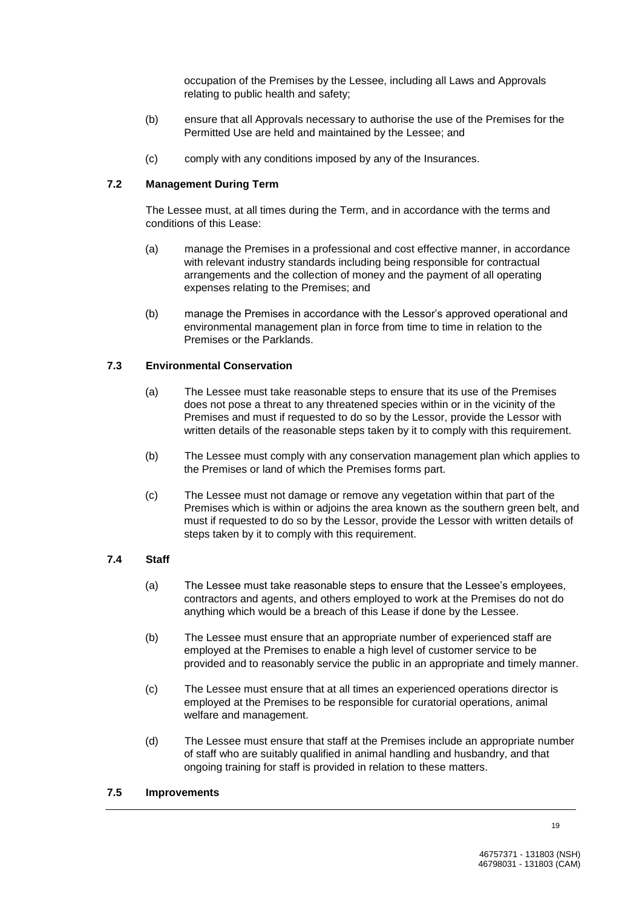occupation of the Premises by the Lessee, including all Laws and Approvals relating to public health and safety;

(b) ensure that all Approvals necessary to authorise the use of the Premises for the Permitted Use are held and maintained by the Lessee; and

(c) comply with any conditions imposed by any of the Insurances.

**7.2 Management During Term**

The Lessee must, at all times during the Term, and in accordance with the terms and conditions of this Lease:

(a) manage the Premises in a professional and cost effective manner, in accordance with relevant industry standards including being responsible for contractual arrangements and the collection of money and the payment of all operating expenses relating to the Premises; and

(b) manage the Premises in accordance with the Lessor's approved operational and environmental management plan in force from time to time in relation to the Premises or the Parklands.

**7.3 Environmental Conservation**

(a) The Lessee must take reasonable steps to ensure that its use of the Premises does not pose a threat to any threatened species within or in the vicinity of the Premises and must if requested to do so by the Lessor, provide the Lessor with written details of the reasonable steps taken by it to comply with this requirement.

(b) The Lessee must comply with any conservation management plan which applies to the Premises or land of which the Premises forms part.

(c) The Lessee must not damage or remove any vegetation within that part of the Premises which is within or adjoins the area known as the southern green belt, and must if requested to do so by the Lessor, provide the Lessor with written details of steps taken by it to comply with this requirement.

**7.4 Staff**

(a) The Lessee must take reasonable steps to ensure that the Lessee's employees, contractors and agents, and others employed to work at the Premises do not do anything which would be a breach of this Lease if done by the Lessee.

(b) The Lessee must ensure that an appropriate number of experienced staff are employed at the Premises to enable a high level of customer service to be provided and to reasonably service the public in an appropriate and timely manner.

(c) The Lessee must ensure that at all times an experienced operations director is employed at the Premises to be responsible for curatorial operations, animal welfare and management.

(d) The Lessee must ensure that staff at the Premises include an appropriate number of staff who are suitably qualified in animal handling and husbandry, and that ongoing training for staff is provided in relation to these matters.

**7.5 Improvements**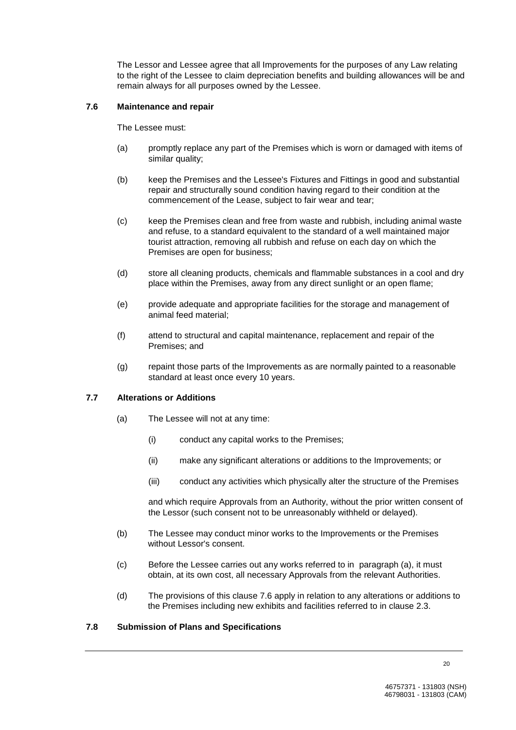The Lessor and Lessee agree that all Improvements for the purposes of any Law relating to the right of the Lessee to claim depreciation benefits and building allowances will be and remain always for all purposes owned by the Lessee.

### 7.6 Maintenance and repair

The Lessee must:

(a) promptly replace any part of the Premises which is worn or damaged with items of similar quality;

(b) keep the Premises and the Lessee's Fixtures and Fittings in good and substantial repair and structurally sound condition having regard to their condition at the commencement of the Lease, subject to fair wear and tear;

(c) keep the Premises clean and free from waste and rubbish, including animal waste and refuse, to a standard equivalent to the standard of a well maintained major tourist attraction, removing all rubbish and refuse on each day on which the Premises are open for business;

(d) store all cleaning products, chemicals and flammable substances in a cool and dry place within the Premises, away from any direct sunlight or an open flame;

(e) provide adequate and appropriate facilities for the storage and management of animal feed material;

(f) attend to structural and capital maintenance, replacement and repair of the Premises; and

(g) repaint those parts of the Improvements as are normally painted to a reasonable standard at least once every 10 years.

### 7.7 Alterations or Additions

(a) The Lessee will not at any time:

(i) conduct any capital works to the Premises;

(ii) make any significant alterations or additions to the Improvements; or

(iii) conduct any activities which physically alter the structure of the Premises

and which require Approvals from an Authority, without the prior written consent of the Lessor (such consent not to be unreasonably withheld or delayed).

(b) The Lessee may conduct minor works to the Improvements or the Premises without Lessor's consent.

(c) Before the Lessee carries out any works referred to in paragraph (a), it must obtain, at its own cost, all necessary Approvals from the relevant Authorities.

(d) The provisions of this clause 7.6 apply in relation to any alterations or additions to the Premises including new exhibits and facilities referred to in clause 2.3.

### 7.8 Submission of Plans and Specifications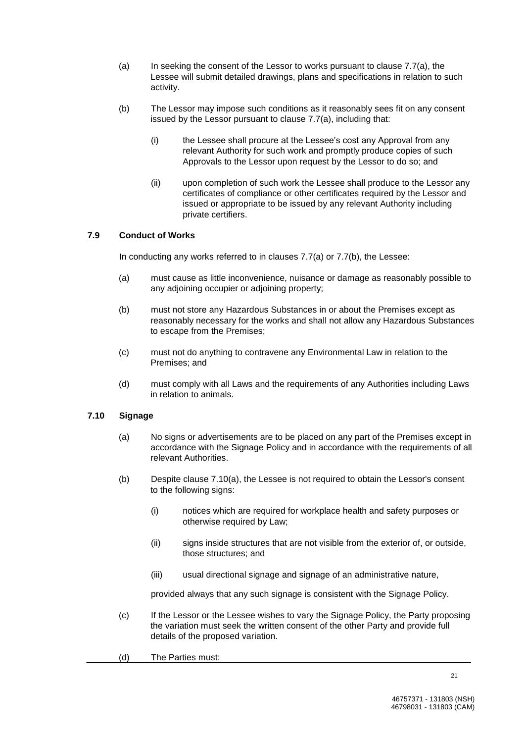(a) In seeking the consent of the Lessor to works pursuant to clause 7.7(a), the Lessee will submit detailed drawings, plans and specifications in relation to such activity.

(b) The Lessor may impose such conditions as it reasonably sees fit on any consent issued by the Lessor pursuant to clause 7.7(a), including that:

 (i) the Lessee shall procure at the Lessee's cost any Approval from any relevant Authority for such work and promptly produce copies of such Approvals to the Lessor upon request by the Lessor to do so; and

 (ii) upon completion of such work the Lessee shall produce to the Lessor any certificates of compliance or other certificates required by the Lessor and issued or appropriate to be issued by any relevant Authority including private certifiers.

### 7.9 Conduct of Works

In conducting any works referred to in clauses 7.7(a) or 7.7(b), the Lessee:

(a) must cause as little inconvenience, nuisance or damage as reasonably possible to any adjoining occupier or adjoining property;

(b) must not store any Hazardous Substances in or about the Premises except as reasonably necessary for the works and shall not allow any Hazardous Substances to escape from the Premises;

(c) must not do anything to contravene any Environmental Law in relation to the Premises; and

(d) must comply with all Laws and the requirements of any Authorities including Laws in relation to animals.

### 7.10 Signage

(a) No signs or advertisements are to be placed on any part of the Premises except in accordance with the Signage Policy and in accordance with the requirements of all relevant Authorities.

(b) Despite clause 7.10(a), the Lessee is not required to obtain the Lessor's consent to the following signs:

 (i) notices which are required for workplace health and safety purposes or otherwise required by Law;

 (ii) signs inside structures that are not visible from the exterior of, or outside, those structures; and

 (iii) usual directional signage and signage of an administrative nature,

 provided always that any such signage is consistent with the Signage Policy.

(c) If the Lessor or the Lessee wishes to vary the Signage Policy, the Party proposing the variation must seek the written consent of the other Party and provide full details of the proposed variation.

(d) The Parties must: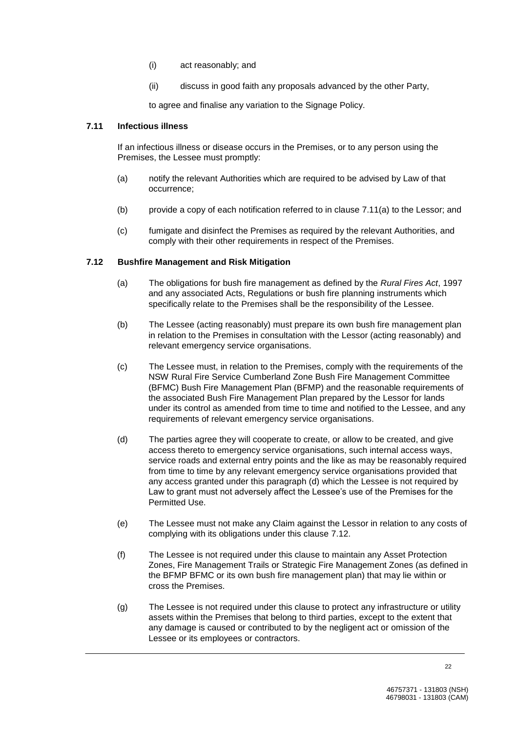(i) act reasonably; and

(ii) discuss in good faith any proposals advanced by the other Party,

to agree and finalise any variation to the Signage Policy.

### 7.11 Infectious illness

If an infectious illness or disease occurs in the Premises, or to any person using the Premises, the Lessee must promptly:

(a) notify the relevant Authorities which are required to be advised by Law of that occurrence;

(b) provide a copy of each notification referred to in clause 7.11(a) to the Lessor; and

(c) fumigate and disinfect the Premises as required by the relevant Authorities, and comply with their other requirements in respect of the Premises.

### 7.12 Bushfire Management and Risk Mitigation

(a) The obligations for bush fire management as defined by the *Rural Fires Act*, 1997 and any associated Acts, Regulations or bush fire planning instruments which specifically relate to the Premises shall be the responsibility of the Lessee.

(b) The Lessee (acting reasonably) must prepare its own bush fire management plan in relation to the Premises in consultation with the Lessor (acting reasonably) and relevant emergency service organisations.

(c) The Lessee must, in relation to the Premises, comply with the requirements of the NSW Rural Fire Service Cumberland Zone Bush Fire Management Committee (BFMC) Bush Fire Management Plan (BFMP) and the reasonable requirements of the associated Bush Fire Management Plan prepared by the Lessor for lands under its control as amended from time to time and notified to the Lessee, and any requirements of relevant emergency service organisations.

(d) The parties agree they will cooperate to create, or allow to be created, and give access thereto to emergency service organisations, such internal access ways, service roads and external entry points and the like as may be reasonably required from time to time by any relevant emergency service organisations provided that any access granted under this paragraph (d) which the Lessee is not required by Law to grant must not adversely affect the Lessee's use of the Premises for the Permitted Use.

(e) The Lessee must not make any Claim against the Lessor in relation to any costs of complying with its obligations under this clause 7.12.

(f) The Lessee is not required under this clause to maintain any Asset Protection Zones, Fire Management Trails or Strategic Fire Management Zones (as defined in the BFMP BFMC or its own bush fire management plan) that may lie within or cross the Premises.

(g) The Lessee is not required under this clause to protect any infrastructure or utility assets within the Premises that belong to third parties, except to the extent that any damage is caused or contributed to by the negligent act or omission of the Lessee or its employees or contractors.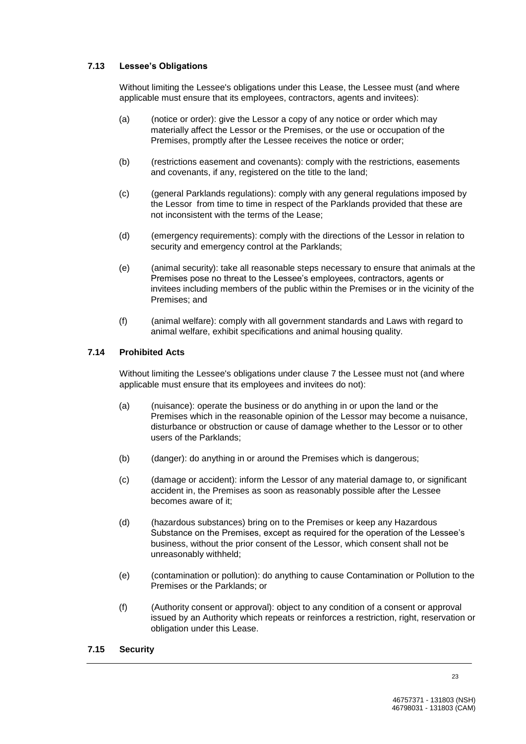### 7.13 Lessee's Obligations

Without limiting the Lessee's obligations under this Lease, the Lessee must (and where applicable must ensure that its employees, contractors, agents and invitees):

(a) (notice or order): give the Lessor a copy of any notice or order which may materially affect the Lessor or the Premises, or the use or occupation of the Premises, promptly after the Lessee receives the notice or order;

(b) (restrictions easement and covenants): comply with the restrictions, easements and covenants, if any, registered on the title to the land;

(c) (general Parklands regulations): comply with any general regulations imposed by the Lessor from time to time in respect of the Parklands provided that these are not inconsistent with the terms of the Lease;

(d) (emergency requirements): comply with the directions of the Lessor in relation to security and emergency control at the Parklands;

(e) (animal security): take all reasonable steps necessary to ensure that animals at the Premises pose no threat to the Lessee's employees, contractors, agents or invitees including members of the public within the Premises or in the vicinity of the Premises; and

(f) (animal welfare): comply with all government standards and Laws with regard to animal welfare, exhibit specifications and animal housing quality.

### 7.14 Prohibited Acts

Without limiting the Lessee's obligations under clause 7 the Lessee must not (and where applicable must ensure that its employees and invitees do not):

(a) (nuisance): operate the business or do anything in or upon the land or the Premises which in the reasonable opinion of the Lessor may become a nuisance, disturbance or obstruction or cause of damage whether to the Lessor or to other users of the Parklands;

(b) (danger): do anything in or around the Premises which is dangerous;

(c) (damage or accident): inform the Lessor of any material damage to, or significant accident in, the Premises as soon as reasonably possible after the Lessee becomes aware of it;

(d) (hazardous substances) bring on to the Premises or keep any Hazardous Substance on the Premises, except as required for the operation of the Lessee's business, without the prior consent of the Lessor, which consent shall not be unreasonably withheld;

(e) (contamination or pollution): do anything to cause Contamination or Pollution to the Premises or the Parklands; or

(f) (Authority consent or approval): object to any condition of a consent or approval issued by an Authority which repeats or reinforces a restriction, right, reservation or obligation under this Lease.

### 7.15 Security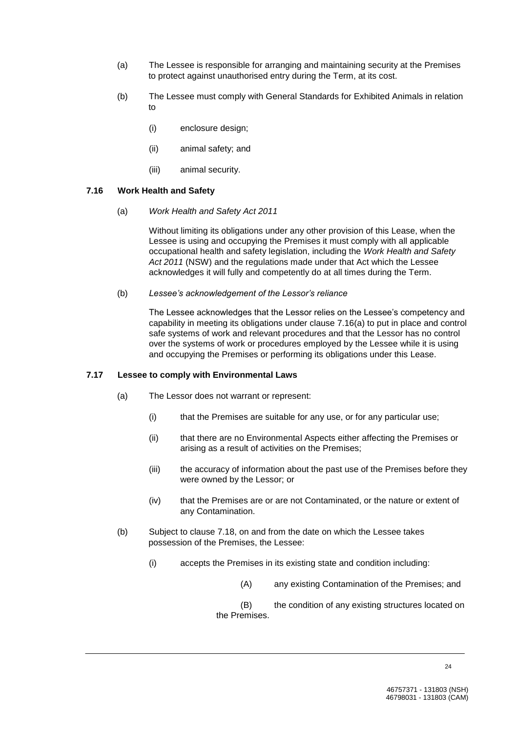(a) The Lessee is responsible for arranging and maintaining security at the Premises to protect against unauthorised entry during the Term, at its cost.

(b) The Lessee must comply with General Standards for Exhibited Animals in relation to

  (i) enclosure design;

  (ii) animal safety; and

  (iii) animal security.

### 7.16 Work Health and Safety

(a) *Work Health and Safety Act 2011*

Without limiting its obligations under any other provision of this Lease, when the Lessee is using and occupying the Premises it must comply with all applicable occupational health and safety legislation, including the *Work Health and Safety Act 2011* (NSW) and the regulations made under that Act which the Lessee acknowledges it will fully and competently do at all times during the Term.

(b) *Lessee's acknowledgement of the Lessor's reliance*

The Lessee acknowledges that the Lessor relies on the Lessee's competency and capability in meeting its obligations under clause 7.16(a) to put in place and control safe systems of work and relevant procedures and that the Lessor has no control over the systems of work or procedures employed by the Lessee while it is using and occupying the Premises or performing its obligations under this Lease.

### 7.17 Lessee to comply with Environmental Laws

(a) The Lessor does not warrant or represent:

  (i) that the Premises are suitable for any use, or for any particular use;

  (ii) that there are no Environmental Aspects either affecting the Premises or arising as a result of activities on the Premises;

  (iii) the accuracy of information about the past use of the Premises before they were owned by the Lessor; or

  (iv) that the Premises are or are not Contaminated, or the nature or extent of any Contamination.

(b) Subject to clause 7.18, on and from the date on which the Lessee takes possession of the Premises, the Lessee:

  (i) accepts the Premises in its existing state and condition including:

    (A) any existing Contamination of the Premises; and

    (B) the condition of any existing structures located on the Premises.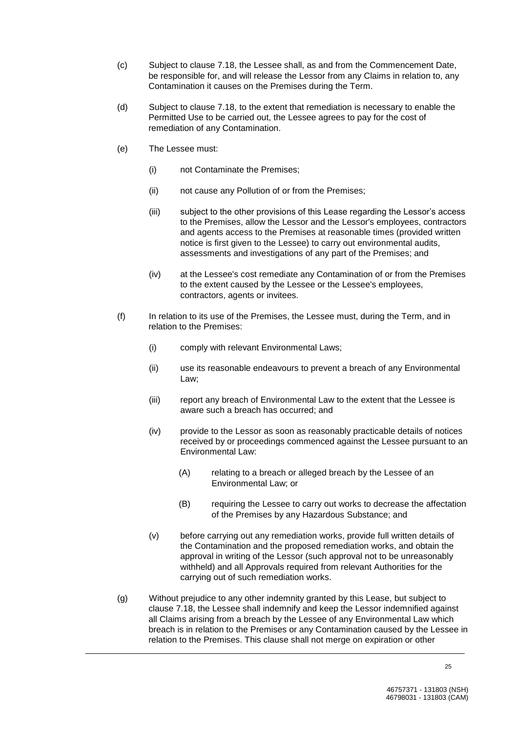(c) Subject to clause 7.18, the Lessee shall, as and from the Commencement Date, be responsible for, and will release the Lessor from any Claims in relation to, any Contamination it causes on the Premises during the Term.

(d) Subject to clause 7.18, to the extent that remediation is necessary to enable the Permitted Use to be carried out, the Lessee agrees to pay for the cost of remediation of any Contamination.

(e) The Lessee must:

  (i) not Contaminate the Premises;

  (ii) not cause any Pollution of or from the Premises;

  (iii) subject to the other provisions of this Lease regarding the Lessor's access to the Premises, allow the Lessor and the Lessor's employees, contractors and agents access to the Premises at reasonable times (provided written notice is first given to the Lessee) to carry out environmental audits, assessments and investigations of any part of the Premises; and

  (iv) at the Lessee's cost remediate any Contamination of or from the Premises to the extent caused by the Lessee or the Lessee's employees, contractors, agents or invitees.

(f) In relation to its use of the Premises, the Lessee must, during the Term, and in relation to the Premises:

  (i) comply with relevant Environmental Laws;

  (ii) use its reasonable endeavours to prevent a breach of any Environmental Law;

  (iii) report any breach of Environmental Law to the extent that the Lessee is aware such a breach has occurred; and

  (iv) provide to the Lessor as soon as reasonably practicable details of notices received by or proceedings commenced against the Lessee pursuant to an Environmental Law:

    (A) relating to a breach or alleged breach by the Lessee of an Environmental Law; or

    (B) requiring the Lessee to carry out works to decrease the affectation of the Premises by any Hazardous Substance; and

  (v) before carrying out any remediation works, provide full written details of the Contamination and the proposed remediation works, and obtain the approval in writing of the Lessor (such approval not to be unreasonably withheld) and all Approvals required from relevant Authorities for the carrying out of such remediation works.

(g) Without prejudice to any other indemnity granted by this Lease, but subject to clause 7.18, the Lessee shall indemnify and keep the Lessor indemnified against all Claims arising from a breach by the Lessee of any Environmental Law which breach is in relation to the Premises or any Contamination caused by the Lessee in relation to the Premises. This clause shall not merge on expiration or other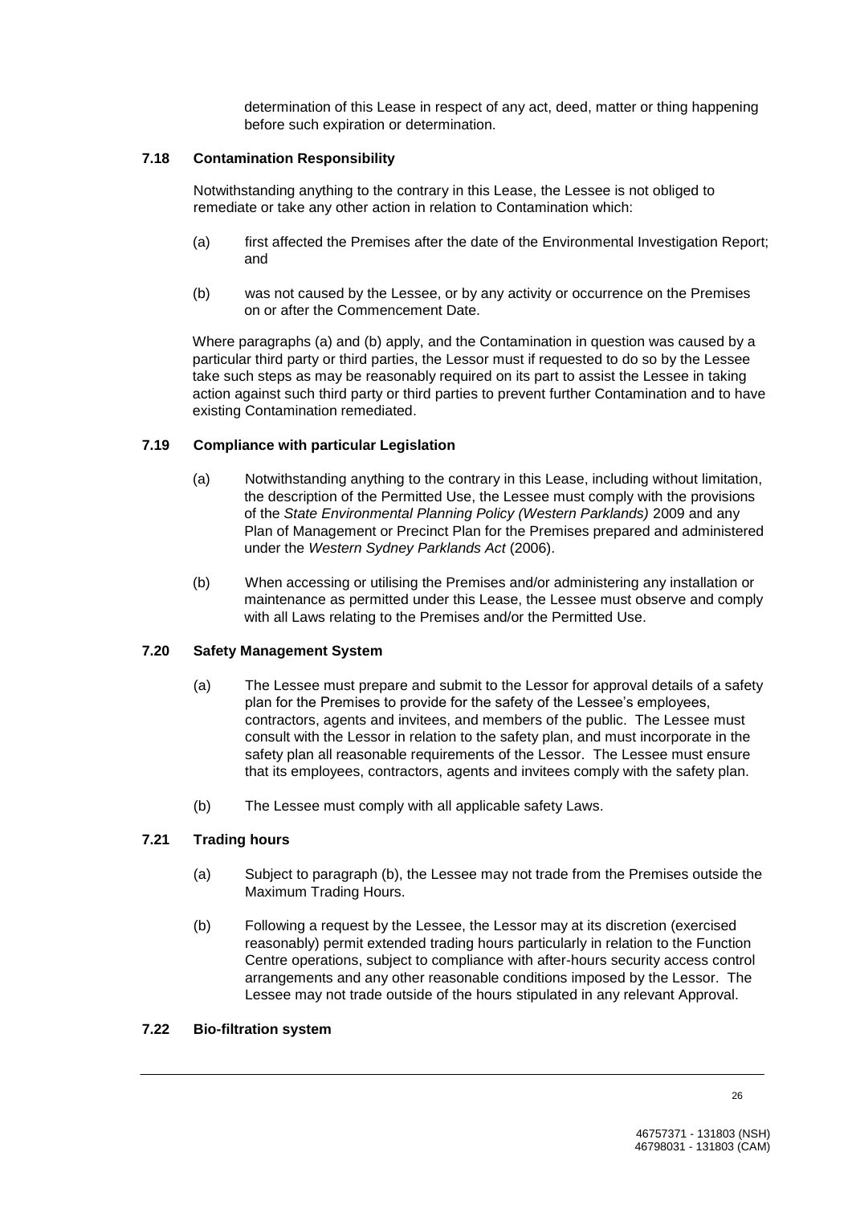determination of this Lease in respect of any act, deed, matter or thing happening before such expiration or determination.

### 7.18 Contamination Responsibility

Notwithstanding anything to the contrary in this Lease, the Lessee is not obliged to remediate or take any other action in relation to Contamination which:

(a) first affected the Premises after the date of the Environmental Investigation Report; and

(b) was not caused by the Lessee, or by any activity or occurrence on the Premises on or after the Commencement Date.

Where paragraphs (a) and (b) apply, and the Contamination in question was caused by a particular third party or third parties, the Lessor must if requested to do so by the Lessee take such steps as may be reasonably required on its part to assist the Lessee in taking action against such third party or third parties to prevent further Contamination and to have existing Contamination remediated.

### 7.19 Compliance with particular Legislation

(a) Notwithstanding anything to the contrary in this Lease, including without limitation, the description of the Permitted Use, the Lessee must comply with the provisions of the *State Environmental Planning Policy (Western Parklands)* 2009 and any Plan of Management or Precinct Plan for the Premises prepared and administered under the *Western Sydney Parklands Act* (2006).

(b) When accessing or utilising the Premises and/or administering any installation or maintenance as permitted under this Lease, the Lessee must observe and comply with all Laws relating to the Premises and/or the Permitted Use.

### 7.20 Safety Management System

(a) The Lessee must prepare and submit to the Lessor for approval details of a safety plan for the Premises to provide for the safety of the Lessee's employees, contractors, agents and invitees, and members of the public. The Lessee must consult with the Lessor in relation to the safety plan, and must incorporate in the safety plan all reasonable requirements of the Lessor. The Lessee must ensure that its employees, contractors, agents and invitees comply with the safety plan.

(b) The Lessee must comply with all applicable safety Laws.

### 7.21 Trading hours

(a) Subject to paragraph (b), the Lessee may not trade from the Premises outside the Maximum Trading Hours.

(b) Following a request by the Lessee, the Lessor may at its discretion (exercised reasonably) permit extended trading hours particularly in relation to the Function Centre operations, subject to compliance with after-hours security access control arrangements and any other reasonable conditions imposed by the Lessor. The Lessee may not trade outside of the hours stipulated in any relevant Approval.

### 7.22 Bio-filtration system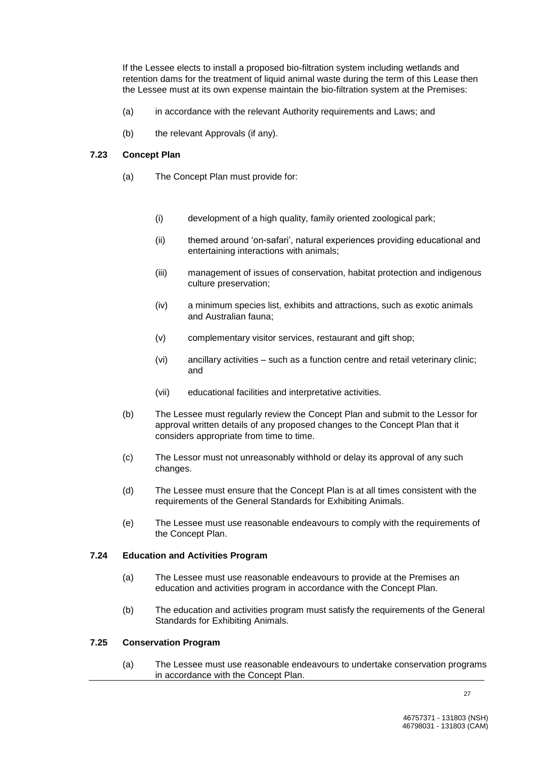If the Lessee elects to install a proposed bio-filtration system including wetlands and retention dams for the treatment of liquid animal waste during the term of this Lease then the Lessee must at its own expense maintain the bio-filtration system at the Premises:

(a) in accordance with the relevant Authority requirements and Laws; and

(b) the relevant Approvals (if any).

### 7.23 Concept Plan

(a) The Concept Plan must provide for:

  (i) development of a high quality, family oriented zoological park;

  (ii) themed around 'on-safari', natural experiences providing educational and entertaining interactions with animals;

  (iii) management of issues of conservation, habitat protection and indigenous culture preservation;

  (iv) a minimum species list, exhibits and attractions, such as exotic animals and Australian fauna;

  (v) complementary visitor services, restaurant and gift shop;

  (vi) ancillary activities – such as a function centre and retail veterinary clinic; and

  (vii) educational facilities and interpretative activities.

(b) The Lessee must regularly review the Concept Plan and submit to the Lessor for approval written details of any proposed changes to the Concept Plan that it considers appropriate from time to time.

(c) The Lessor must not unreasonably withhold or delay its approval of any such changes.

(d) The Lessee must ensure that the Concept Plan is at all times consistent with the requirements of the General Standards for Exhibiting Animals.

(e) The Lessee must use reasonable endeavours to comply with the requirements of the Concept Plan.

### 7.24 Education and Activities Program

(a) The Lessee must use reasonable endeavours to provide at the Premises an education and activities program in accordance with the Concept Plan.

(b) The education and activities program must satisfy the requirements of the General Standards for Exhibiting Animals.

### 7.25 Conservation Program

(a) The Lessee must use reasonable endeavours to undertake conservation programs in accordance with the Concept Plan.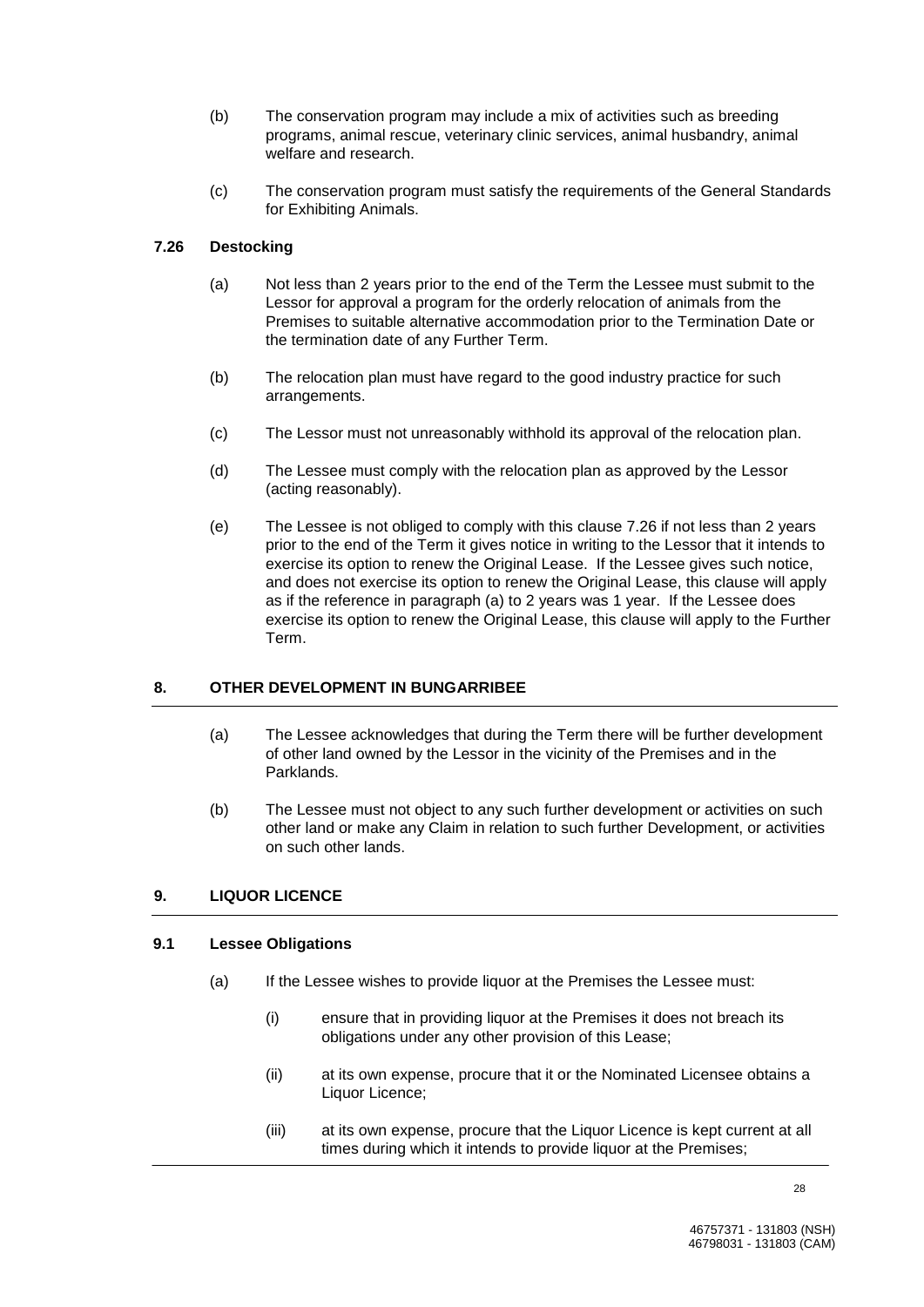(b) The conservation program may include a mix of activities such as breeding programs, animal rescue, veterinary clinic services, animal husbandry, animal welfare and research.

(c) The conservation program must satisfy the requirements of the General Standards for Exhibiting Animals.

### 7.26 Destocking

(a) Not less than 2 years prior to the end of the Term the Lessee must submit to the Lessor for approval a program for the orderly relocation of animals from the Premises to suitable alternative accommodation prior to the Termination Date or the termination date of any Further Term.

(b) The relocation plan must have regard to the good industry practice for such arrangements.

(c) The Lessor must not unreasonably withhold its approval of the relocation plan.

(d) The Lessee must comply with the relocation plan as approved by the Lessor (acting reasonably).

(e) The Lessee is not obliged to comply with this clause 7.26 if not less than 2 years prior to the end of the Term it gives notice in writing to the Lessor that it intends to exercise its option to renew the Original Lease. If the Lessee gives such notice, and does not exercise its option to renew the Original Lease, this clause will apply as if the reference in paragraph (a) to 2 years was 1 year. If the Lessee does exercise its option to renew the Original Lease, this clause will apply to the Further Term.

## 8. OTHER DEVELOPMENT IN BUNGARRIBEE

(a) The Lessee acknowledges that during the Term there will be further development of other land owned by the Lessor in the vicinity of the Premises and in the Parklands.

(b) The Lessee must not object to any such further development or activities on such other land or make any Claim in relation to such further Development, or activities on such other lands.

## 9. LIQUOR LICENCE

### 9.1 Lessee Obligations

(a) If the Lessee wishes to provide liquor at the Premises the Lessee must:

  (i) ensure that in providing liquor at the Premises it does not breach its obligations under any other provision of this Lease;

  (ii) at its own expense, procure that it or the Nominated Licensee obtains a Liquor Licence;

  (iii) at its own expense, procure that the Liquor Licence is kept current at all times during which it intends to provide liquor at the Premises;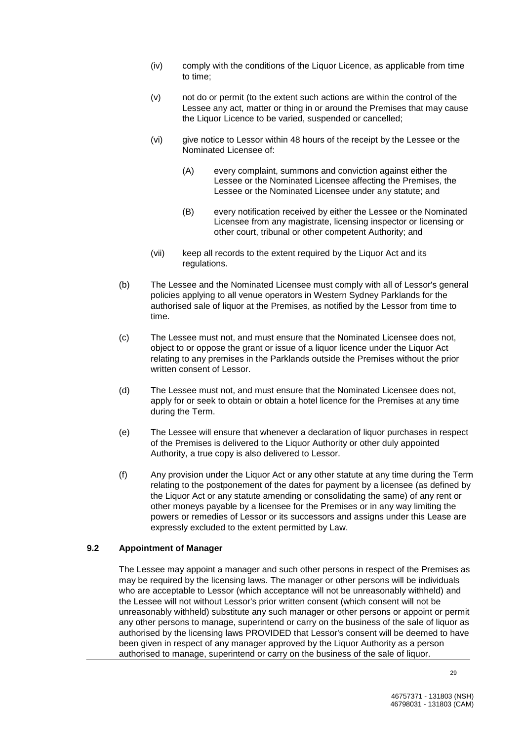(iv) comply with the conditions of the Liquor Licence, as applicable from time to time;

(v) not do or permit (to the extent such actions are within the control of the Lessee any act, matter or thing in or around the Premises that may cause the Liquor Licence to be varied, suspended or cancelled;

(vi) give notice to Lessor within 48 hours of the receipt by the Lessee or the Nominated Licensee of:

(A) every complaint, summons and conviction against either the Lessee or the Nominated Licensee affecting the Premises, the Lessee or the Nominated Licensee under any statute; and

(B) every notification received by either the Lessee or the Nominated Licensee from any magistrate, licensing inspector or licensing or other court, tribunal or other competent Authority; and

(vii) keep all records to the extent required by the Liquor Act and its regulations.

(b) The Lessee and the Nominated Licensee must comply with all of Lessor's general policies applying to all venue operators in Western Sydney Parklands for the authorised sale of liquor at the Premises, as notified by the Lessor from time to time.

(c) The Lessee must not, and must ensure that the Nominated Licensee does not, object to or oppose the grant or issue of a liquor licence under the Liquor Act relating to any premises in the Parklands outside the Premises without the prior written consent of Lessor.

(d) The Lessee must not, and must ensure that the Nominated Licensee does not, apply for or seek to obtain or obtain a hotel licence for the Premises at any time during the Term.

(e) The Lessee will ensure that whenever a declaration of liquor purchases in respect of the Premises is delivered to the Liquor Authority or other duly appointed Authority, a true copy is also delivered to Lessor.

(f) Any provision under the Liquor Act or any other statute at any time during the Term relating to the postponement of the dates for payment by a licensee (as defined by the Liquor Act or any statute amending or consolidating the same) of any rent or other moneys payable by a licensee for the Premises or in any way limiting the powers or remedies of Lessor or its successors and assigns under this Lease are expressly excluded to the extent permitted by Law.

### 9.2 Appointment of Manager

The Lessee may appoint a manager and such other persons in respect of the Premises as may be required by the licensing laws. The manager or other persons will be individuals who are acceptable to Lessor (which acceptance will not be unreasonably withheld) and the Lessee will not without Lessor's prior written consent (which consent will not be unreasonably withheld) substitute any such manager or other persons or appoint or permit any other persons to manage, superintend or carry on the business of the sale of liquor as authorised by the licensing laws PROVIDED that Lessor's consent will be deemed to have been given in respect of any manager approved by the Liquor Authority as a person authorised to manage, superintend or carry on the business of the sale of liquor.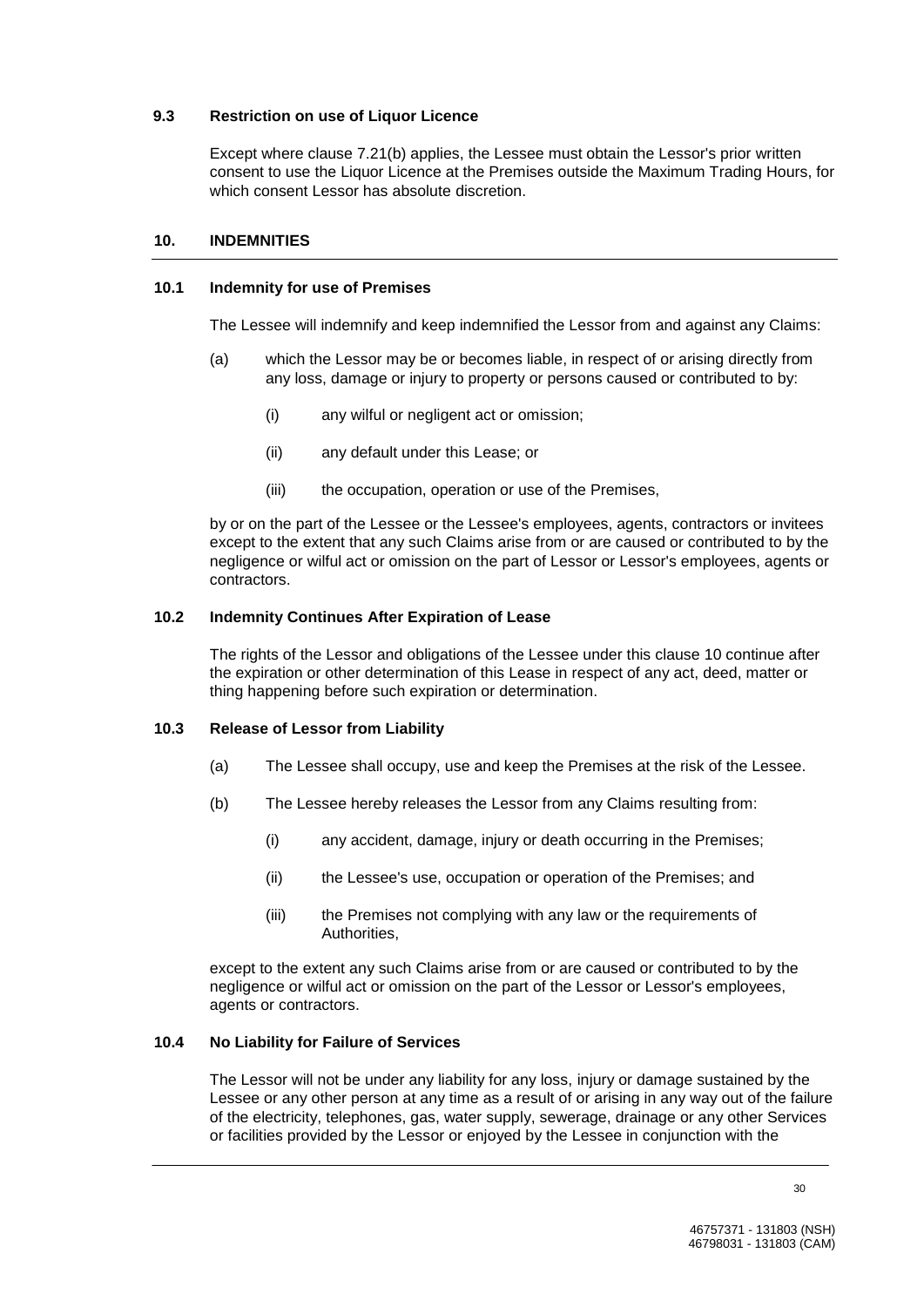### 9.3 Restriction on use of Liquor Licence

Except where clause 7.21(b) applies, the Lessee must obtain the Lessor's prior written consent to use the Liquor Licence at the Premises outside the Maximum Trading Hours, for which consent Lessor has absolute discretion.

## 10. INDEMNITIES

### 10.1 Indemnity for use of Premises

The Lessee will indemnify and keep indemnified the Lessor from and against any Claims:

(a) which the Lessor may be or becomes liable, in respect of or arising directly from any loss, damage or injury to property or persons caused or contributed to by:

(i) any wilful or negligent act or omission;

(ii) any default under this Lease; or

(iii) the occupation, operation or use of the Premises,

by or on the part of the Lessee or the Lessee's employees, agents, contractors or invitees except to the extent that any such Claims arise from or are caused or contributed to by the negligence or wilful act or omission on the part of Lessor or Lessor's employees, agents or contractors.

### 10.2 Indemnity Continues After Expiration of Lease

The rights of the Lessor and obligations of the Lessee under this clause 10 continue after the expiration or other determination of this Lease in respect of any act, deed, matter or thing happening before such expiration or determination.

### 10.3 Release of Lessor from Liability

(a) The Lessee shall occupy, use and keep the Premises at the risk of the Lessee.

(b) The Lessee hereby releases the Lessor from any Claims resulting from:

(i) any accident, damage, injury or death occurring in the Premises;

(ii) the Lessee's use, occupation or operation of the Premises; and

(iii) the Premises not complying with any law or the requirements of Authorities,

except to the extent any such Claims arise from or are caused or contributed to by the negligence or wilful act or omission on the part of the Lessor or Lessor's employees, agents or contractors.

### 10.4 No Liability for Failure of Services

The Lessor will not be under any liability for any loss, injury or damage sustained by the Lessee or any other person at any time as a result of or arising in any way out of the failure of the electricity, telephones, gas, water supply, sewerage, drainage or any other Services or facilities provided by the Lessor or enjoyed by the Lessee in conjunction with the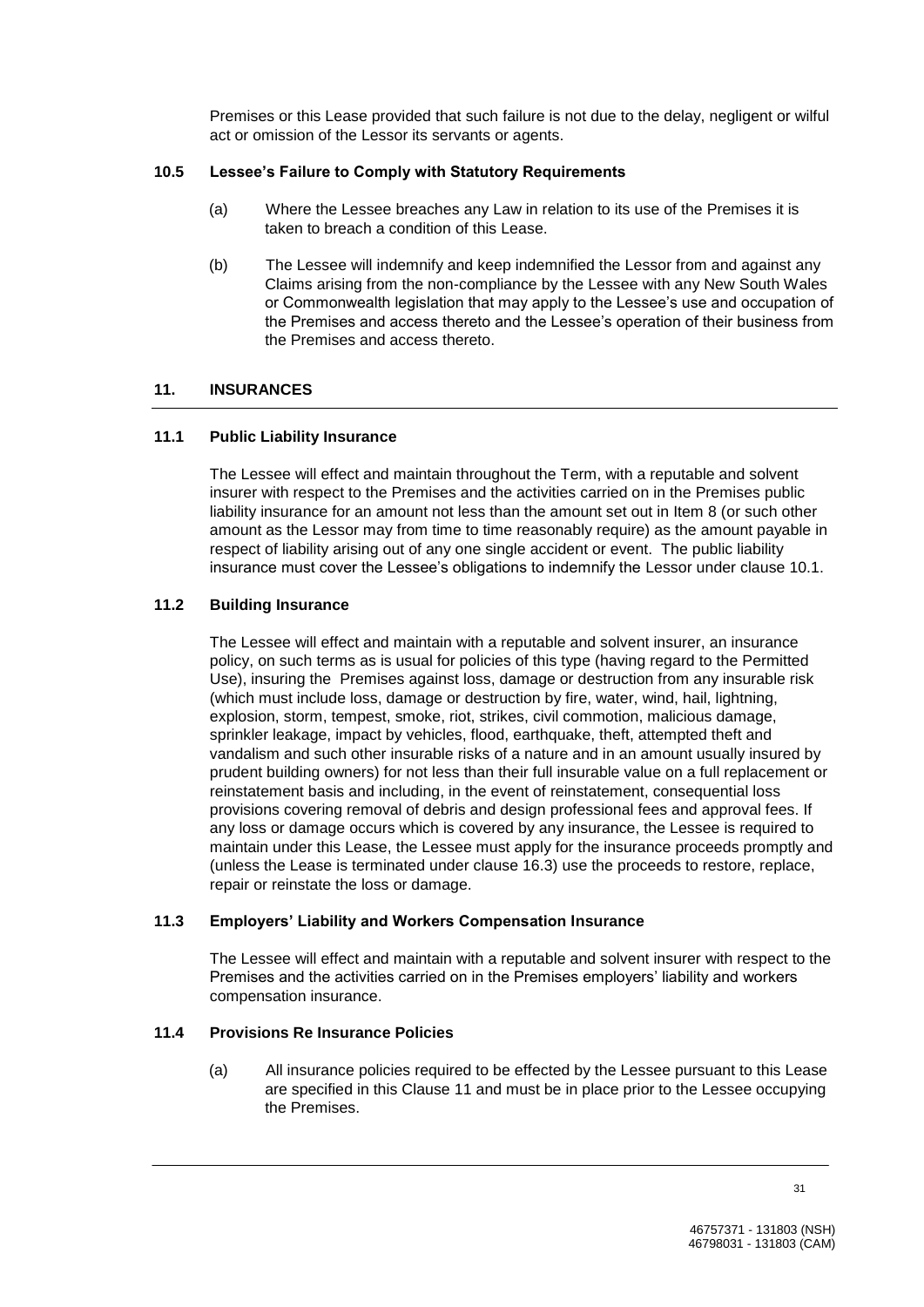Premises or this Lease provided that such failure is not due to the delay, negligent or wilful act or omission of the Lessor its servants or agents.

### 10.5 Lessee's Failure to Comply with Statutory Requirements

(a) Where the Lessee breaches any Law in relation to its use of the Premises it is taken to breach a condition of this Lease.

(b) The Lessee will indemnify and keep indemnified the Lessor from and against any Claims arising from the non-compliance by the Lessee with any New South Wales or Commonwealth legislation that may apply to the Lessee's use and occupation of the Premises and access thereto and the Lessee's operation of their business from the Premises and access thereto.

## 11. INSURANCES

### 11.1 Public Liability Insurance

The Lessee will effect and maintain throughout the Term, with a reputable and solvent insurer with respect to the Premises and the activities carried on in the Premises public liability insurance for an amount not less than the amount set out in Item 8 (or such other amount as the Lessor may from time to time reasonably require) as the amount payable in respect of liability arising out of any one single accident or event. The public liability insurance must cover the Lessee's obligations to indemnify the Lessor under clause 10.1.

### 11.2 Building Insurance

The Lessee will effect and maintain with a reputable and solvent insurer, an insurance policy, on such terms as is usual for policies of this type (having regard to the Permitted Use), insuring the Premises against loss, damage or destruction from any insurable risk (which must include loss, damage or destruction by fire, water, wind, hail, lightning, explosion, storm, tempest, smoke, riot, strikes, civil commotion, malicious damage, sprinkler leakage, impact by vehicles, flood, earthquake, theft, attempted theft and vandalism and such other insurable risks of a nature and in an amount usually insured by prudent building owners) for not less than their full insurable value on a full replacement or reinstatement basis and including, in the event of reinstatement, consequential loss provisions covering removal of debris and design professional fees and approval fees. If any loss or damage occurs which is covered by any insurance, the Lessee is required to maintain under this Lease, the Lessee must apply for the insurance proceeds promptly and (unless the Lease is terminated under clause 16.3) use the proceeds to restore, replace, repair or reinstate the loss or damage.

### 11.3 Employers' Liability and Workers Compensation Insurance

The Lessee will effect and maintain with a reputable and solvent insurer with respect to the Premises and the activities carried on in the Premises employers' liability and workers compensation insurance.

### 11.4 Provisions Re Insurance Policies

(a) All insurance policies required to be effected by the Lessee pursuant to this Lease are specified in this Clause 11 and must be in place prior to the Lessee occupying the Premises.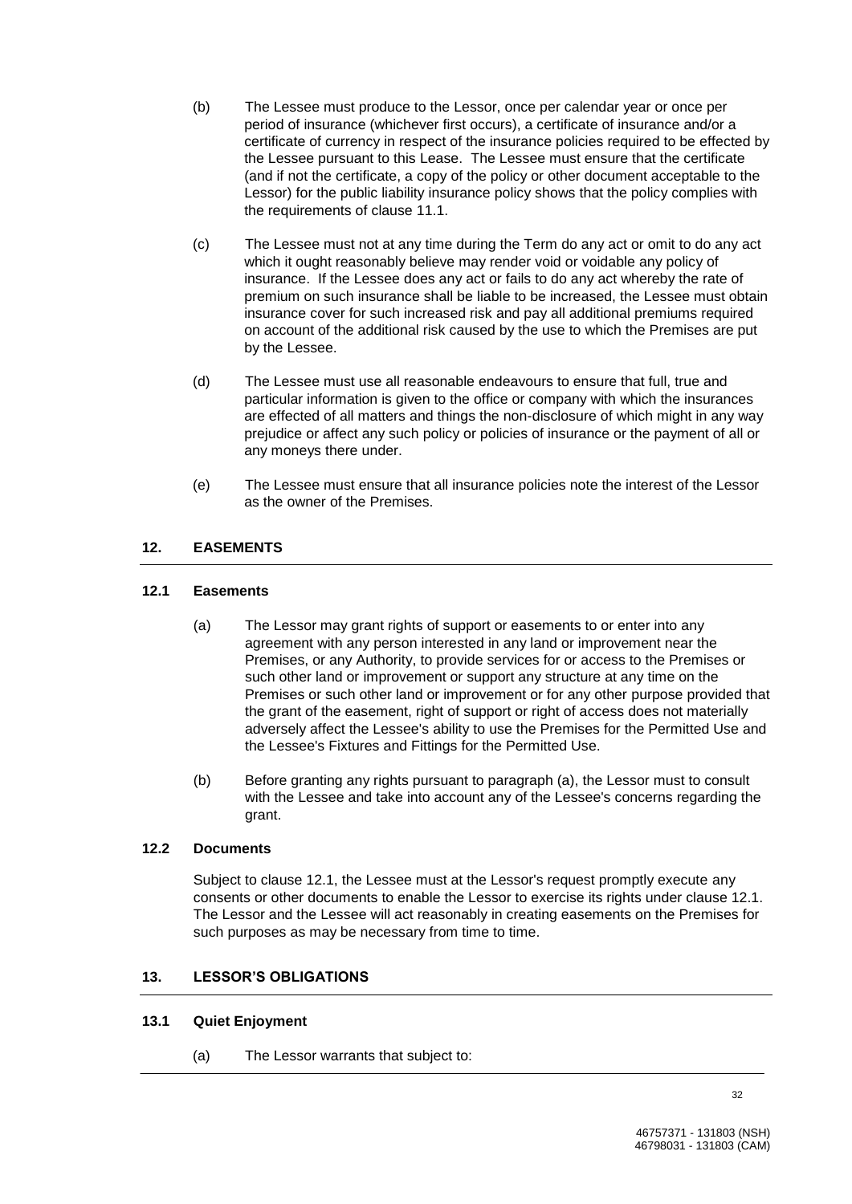(b) The Lessee must produce to the Lessor, once per calendar year or once per period of insurance (whichever first occurs), a certificate of insurance and/or a certificate of currency in respect of the insurance policies required to be effected by the Lessee pursuant to this Lease. The Lessee must ensure that the certificate (and if not the certificate, a copy of the policy or other document acceptable to the Lessor) for the public liability insurance policy shows that the policy complies with the requirements of clause 11.1.

(c) The Lessee must not at any time during the Term do any act or omit to do any act which it ought reasonably believe may render void or voidable any policy of insurance. If the Lessee does any act or fails to do any act whereby the rate of premium on such insurance shall be liable to be increased, the Lessee must obtain insurance cover for such increased risk and pay all additional premiums required on account of the additional risk caused by the use to which the Premises are put by the Lessee.

(d) The Lessee must use all reasonable endeavours to ensure that full, true and particular information is given to the office or company with which the insurances are effected of all matters and things the non-disclosure of which might in any way prejudice or affect any such policy or policies of insurance or the payment of all or any moneys there under.

(e) The Lessee must ensure that all insurance policies note the interest of the Lessor as the owner of the Premises.

## 12. EASEMENTS

### 12.1 Easements

(a) The Lessor may grant rights of support or easements to or enter into any agreement with any person interested in any land or improvement near the Premises, or any Authority, to provide services for or access to the Premises or such other land or improvement or support any structure at any time on the Premises or such other land or improvement or for any other purpose provided that the grant of the easement, right of support or right of access does not materially adversely affect the Lessee's ability to use the Premises for the Permitted Use and the Lessee's Fixtures and Fittings for the Permitted Use.

(b) Before granting any rights pursuant to paragraph (a), the Lessor must to consult with the Lessee and take into account any of the Lessee's concerns regarding the grant.

### 12.2 Documents

Subject to clause 12.1, the Lessee must at the Lessor's request promptly execute any consents or other documents to enable the Lessor to exercise its rights under clause 12.1. The Lessor and the Lessee will act reasonably in creating easements on the Premises for such purposes as may be necessary from time to time.

## 13. LESSOR'S OBLIGATIONS

### 13.1 Quiet Enjoyment

(a) The Lessor warrants that subject to: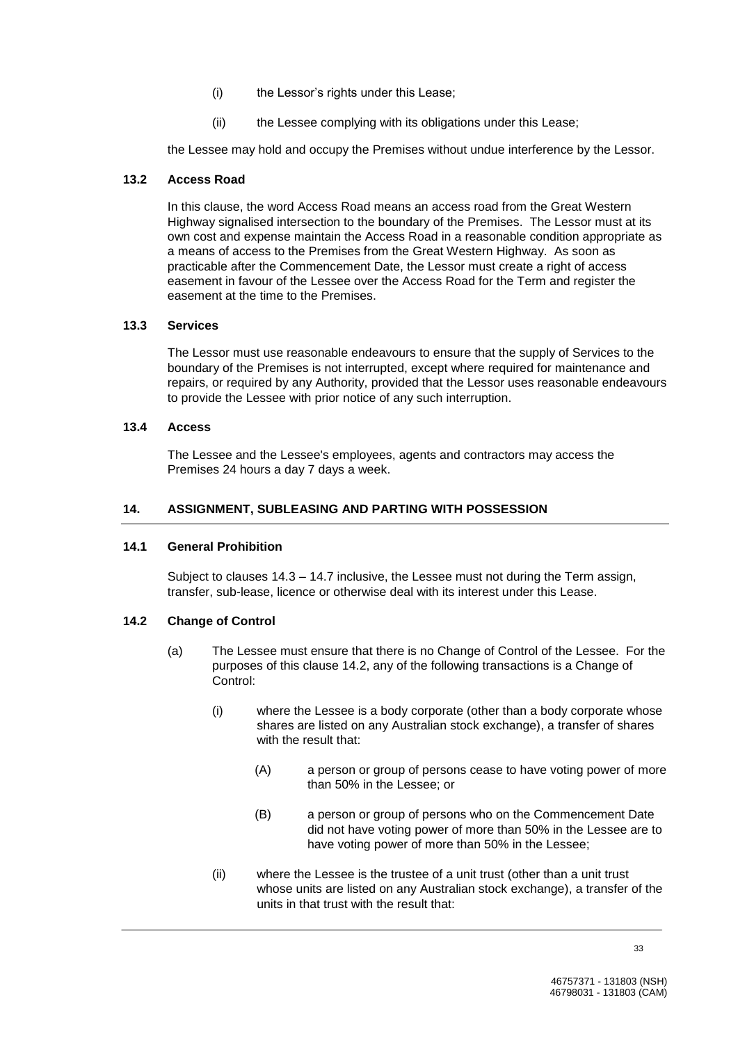(i) the Lessor's rights under this Lease;

(ii) the Lessee complying with its obligations under this Lease;

the Lessee may hold and occupy the Premises without undue interference by the Lessor.

### 13.2 Access Road

In this clause, the word Access Road means an access road from the Great Western Highway signalised intersection to the boundary of the Premises. The Lessor must at its own cost and expense maintain the Access Road in a reasonable condition appropriate as a means of access to the Premises from the Great Western Highway. As soon as practicable after the Commencement Date, the Lessor must create a right of access easement in favour of the Lessee over the Access Road for the Term and register the easement at the time to the Premises.

### 13.3 Services

The Lessor must use reasonable endeavours to ensure that the supply of Services to the boundary of the Premises is not interrupted, except where required for maintenance and repairs, or required by any Authority, provided that the Lessor uses reasonable endeavours to provide the Lessee with prior notice of any such interruption.

### 13.4 Access

The Lessee and the Lessee's employees, agents and contractors may access the Premises 24 hours a day 7 days a week.

## 14. ASSIGNMENT, SUBLEASING AND PARTING WITH POSSESSION

### 14.1 General Prohibition

Subject to clauses 14.3 – 14.7 inclusive, the Lessee must not during the Term assign, transfer, sub-lease, licence or otherwise deal with its interest under this Lease.

### 14.2 Change of Control

(a) The Lessee must ensure that there is no Change of Control of the Lessee. For the purposes of this clause 14.2, any of the following transactions is a Change of Control:

(i) where the Lessee is a body corporate (other than a body corporate whose shares are listed on any Australian stock exchange), a transfer of shares with the result that:

(A) a person or group of persons cease to have voting power of more than 50% in the Lessee; or

(B) a person or group of persons who on the Commencement Date did not have voting power of more than 50% in the Lessee are to have voting power of more than 50% in the Lessee;

(ii) where the Lessee is the trustee of a unit trust (other than a unit trust whose units are listed on any Australian stock exchange), a transfer of the units in that trust with the result that: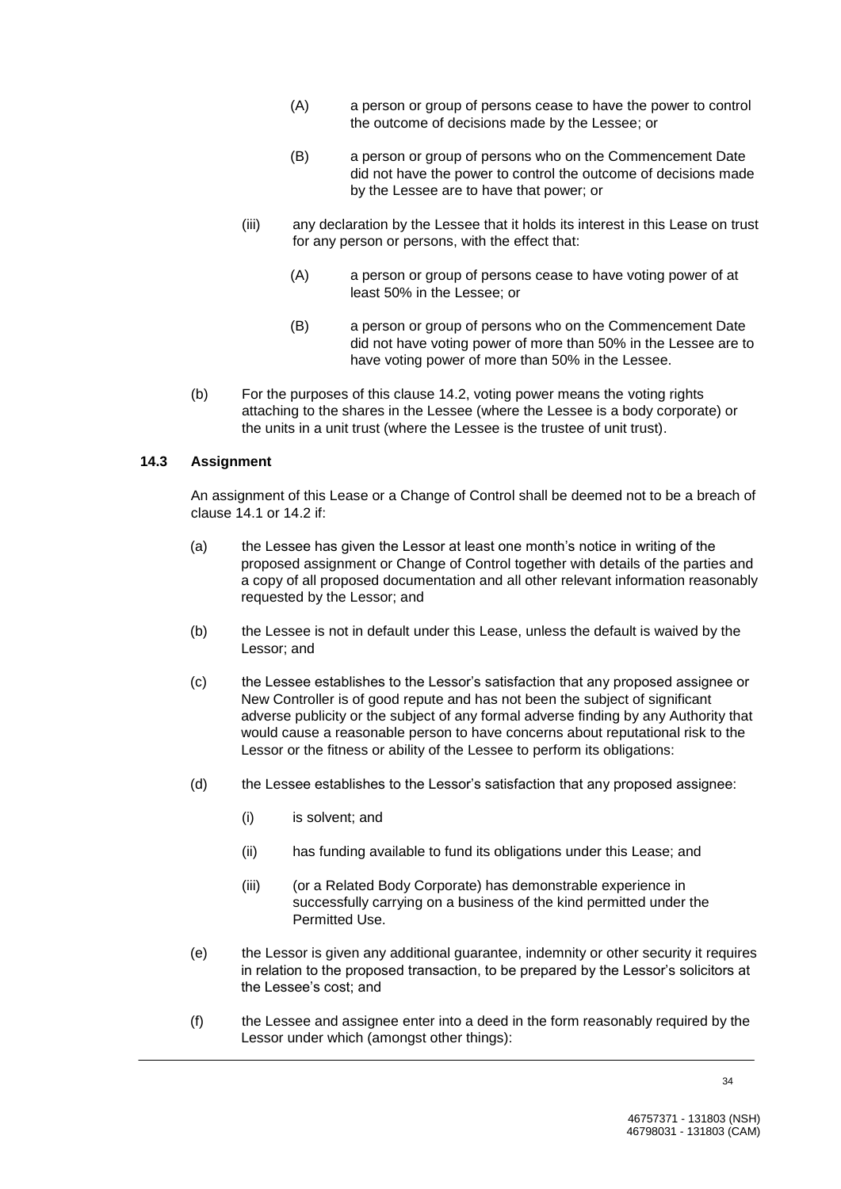(A) a person or group of persons cease to have the power to control the outcome of decisions made by the Lessee; or

(B) a person or group of persons who on the Commencement Date did not have the power to control the outcome of decisions made by the Lessee are to have that power; or

(iii) any declaration by the Lessee that it holds its interest in this Lease on trust for any person or persons, with the effect that:

(A) a person or group of persons cease to have voting power of at least 50% in the Lessee; or

(B) a person or group of persons who on the Commencement Date did not have voting power of more than 50% in the Lessee are to have voting power of more than 50% in the Lessee.

(b) For the purposes of this clause 14.2, voting power means the voting rights attaching to the shares in the Lessee (where the Lessee is a body corporate) or the units in a unit trust (where the Lessee is the trustee of unit trust).

### 14.3 Assignment

An assignment of this Lease or a Change of Control shall be deemed not to be a breach of clause 14.1 or 14.2 if:

(a) the Lessee has given the Lessor at least one month's notice in writing of the proposed assignment or Change of Control together with details of the parties and a copy of all proposed documentation and all other relevant information reasonably requested by the Lessor; and

(b) the Lessee is not in default under this Lease, unless the default is waived by the Lessor; and

(c) the Lessee establishes to the Lessor's satisfaction that any proposed assignee or New Controller is of good repute and has not been the subject of significant adverse publicity or the subject of any formal adverse finding by any Authority that would cause a reasonable person to have concerns about reputational risk to the Lessor or the fitness or ability of the Lessee to perform its obligations:

(d) the Lessee establishes to the Lessor's satisfaction that any proposed assignee:

(i) is solvent; and

(ii) has funding available to fund its obligations under this Lease; and

(iii) (or a Related Body Corporate) has demonstrable experience in successfully carrying on a business of the kind permitted under the Permitted Use.

(e) the Lessor is given any additional guarantee, indemnity or other security it requires in relation to the proposed transaction, to be prepared by the Lessor's solicitors at the Lessee's cost; and

(f) the Lessee and assignee enter into a deed in the form reasonably required by the Lessor under which (amongst other things):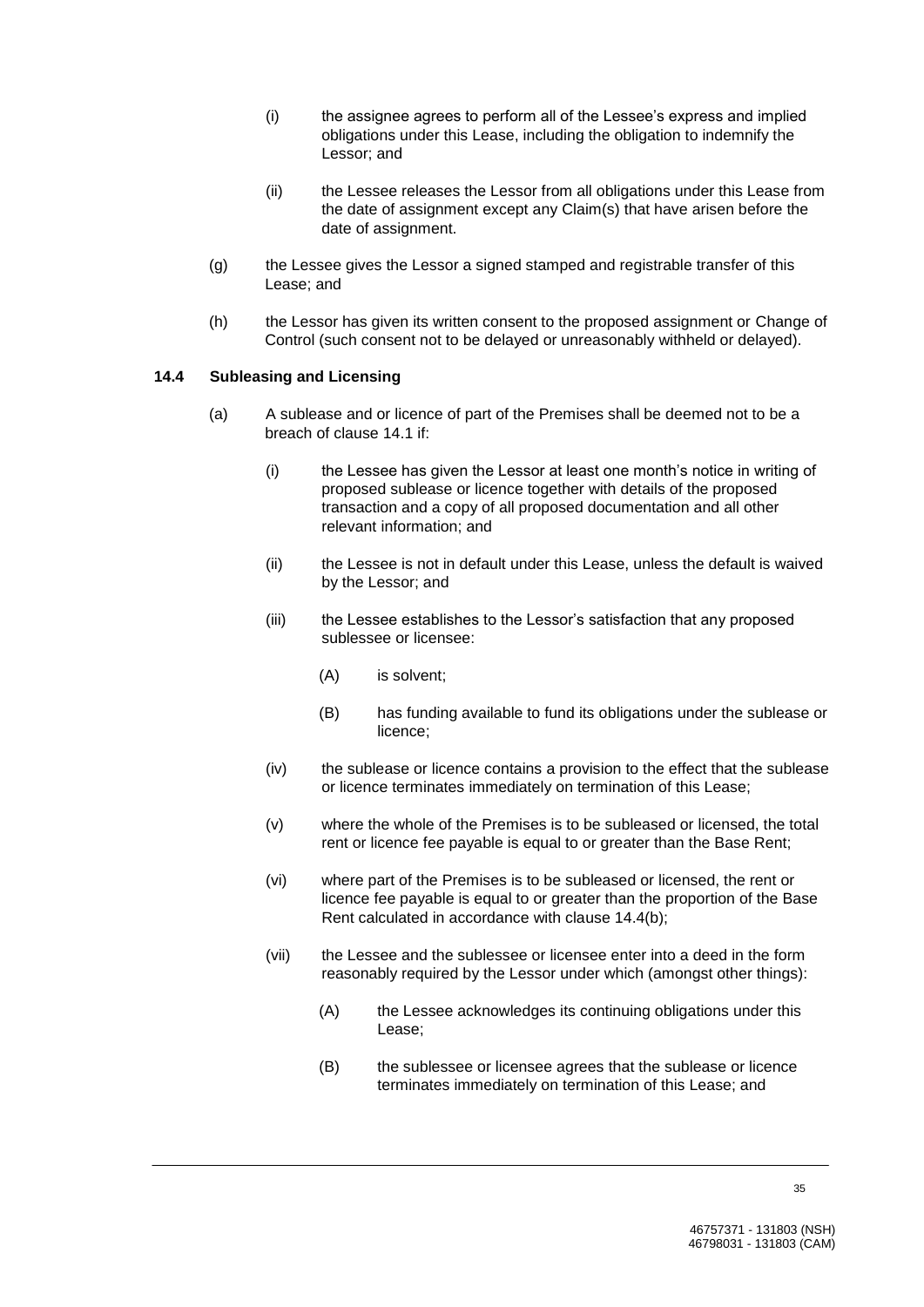(i) the assignee agrees to perform all of the Lessee's express and implied obligations under this Lease, including the obligation to indemnify the Lessor; and

(ii) the Lessee releases the Lessor from all obligations under this Lease from the date of assignment except any Claim(s) that have arisen before the date of assignment.

(g) the Lessee gives the Lessor a signed stamped and registrable transfer of this Lease; and

(h) the Lessor has given its written consent to the proposed assignment or Change of Control (such consent not to be delayed or unreasonably withheld or delayed).

### 14.4 Subleasing and Licensing

(a) A sublease and or licence of part of the Premises shall be deemed not to be a breach of clause 14.1 if:

(i) the Lessee has given the Lessor at least one month's notice in writing of proposed sublease or licence together with details of the proposed transaction and a copy of all proposed documentation and all other relevant information; and

(ii) the Lessee is not in default under this Lease, unless the default is waived by the Lessor; and

(iii) the Lessee establishes to the Lessor's satisfaction that any proposed sublessee or licensee:

(A) is solvent;

(B) has funding available to fund its obligations under the sublease or licence;

(iv) the sublease or licence contains a provision to the effect that the sublease or licence terminates immediately on termination of this Lease;

(v) where the whole of the Premises is to be subleased or licensed, the total rent or licence fee payable is equal to or greater than the Base Rent;

(vi) where part of the Premises is to be subleased or licensed, the rent or licence fee payable is equal to or greater than the proportion of the Base Rent calculated in accordance with clause 14.4(b);

(vii) the Lessee and the sublessee or licensee enter into a deed in the form reasonably required by the Lessor under which (amongst other things):

(A) the Lessee acknowledges its continuing obligations under this Lease;

(B) the sublessee or licensee agrees that the sublease or licence terminates immediately on termination of this Lease; and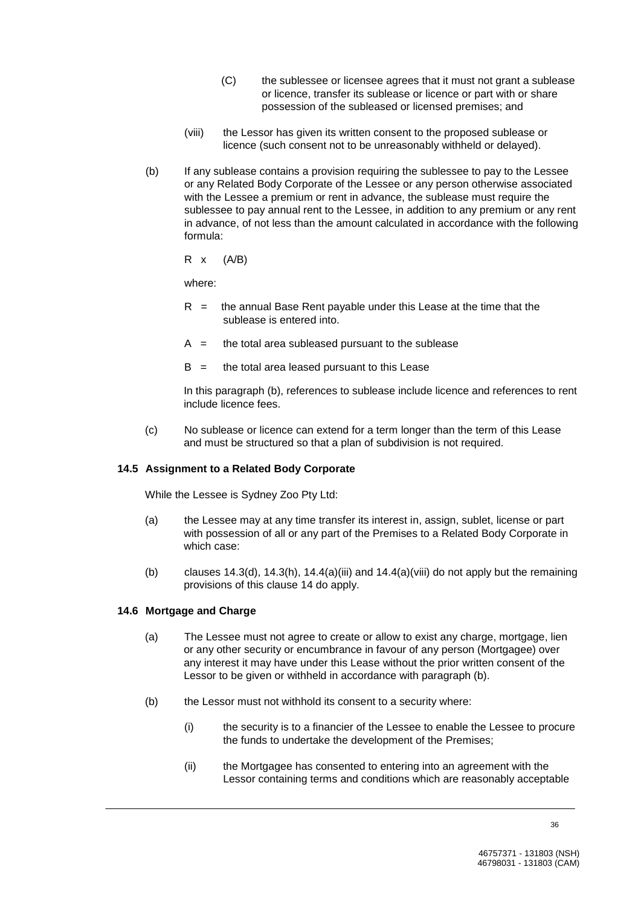(C) the sublessee or licensee agrees that it must not grant a sublease or licence, transfer its sublease or licence or part with or share possession of the subleased or licensed premises; and

(viii) the Lessor has given its written consent to the proposed sublease or licence (such consent not to be unreasonably withheld or delayed).

(b) If any sublease contains a provision requiring the sublessee to pay to the Lessee or any Related Body Corporate of the Lessee or any person otherwise associated with the Lessee a premium or rent in advance, the sublease must require the sublessee to pay annual rent to the Lessee, in addition to any premium or any rent in advance, of not less than the amount calculated in accordance with the following formula:

$R \times (A/B)$

where:

$R$ = the annual Base Rent payable under this Lease at the time that the sublease is entered into.

$A$ = the total area subleased pursuant to the sublease

$B$ = the total area leased pursuant to this Lease

In this paragraph (b), references to sublease include licence and references to rent include licence fees.

(c) No sublease or licence can extend for a term longer than the term of this Lease and must be structured so that a plan of subdivision is not required.

### 14.5 Assignment to a Related Body Corporate

While the Lessee is Sydney Zoo Pty Ltd:

(a) the Lessee may at any time transfer its interest in, assign, sublet, license or part with possession of all or any part of the Premises to a Related Body Corporate in which case:

(b) clauses 14.3(d), 14.3(h), 14.4(a)(iii) and 14.4(a)(viii) do not apply but the remaining provisions of this clause 14 do apply.

### 14.6 Mortgage and Charge

(a) The Lessee must not agree to create or allow to exist any charge, mortgage, lien or any other security or encumbrance in favour of any person (Mortgagee) over any interest it may have under this Lease without the prior written consent of the Lessor to be given or withheld in accordance with paragraph (b).

(b) the Lessor must not withhold its consent to a security where:

(i) the security is to a financier of the Lessee to enable the Lessee to procure the funds to undertake the development of the Premises;

(ii) the Mortgagee has consented to entering into an agreement with the Lessor containing terms and conditions which are reasonably acceptable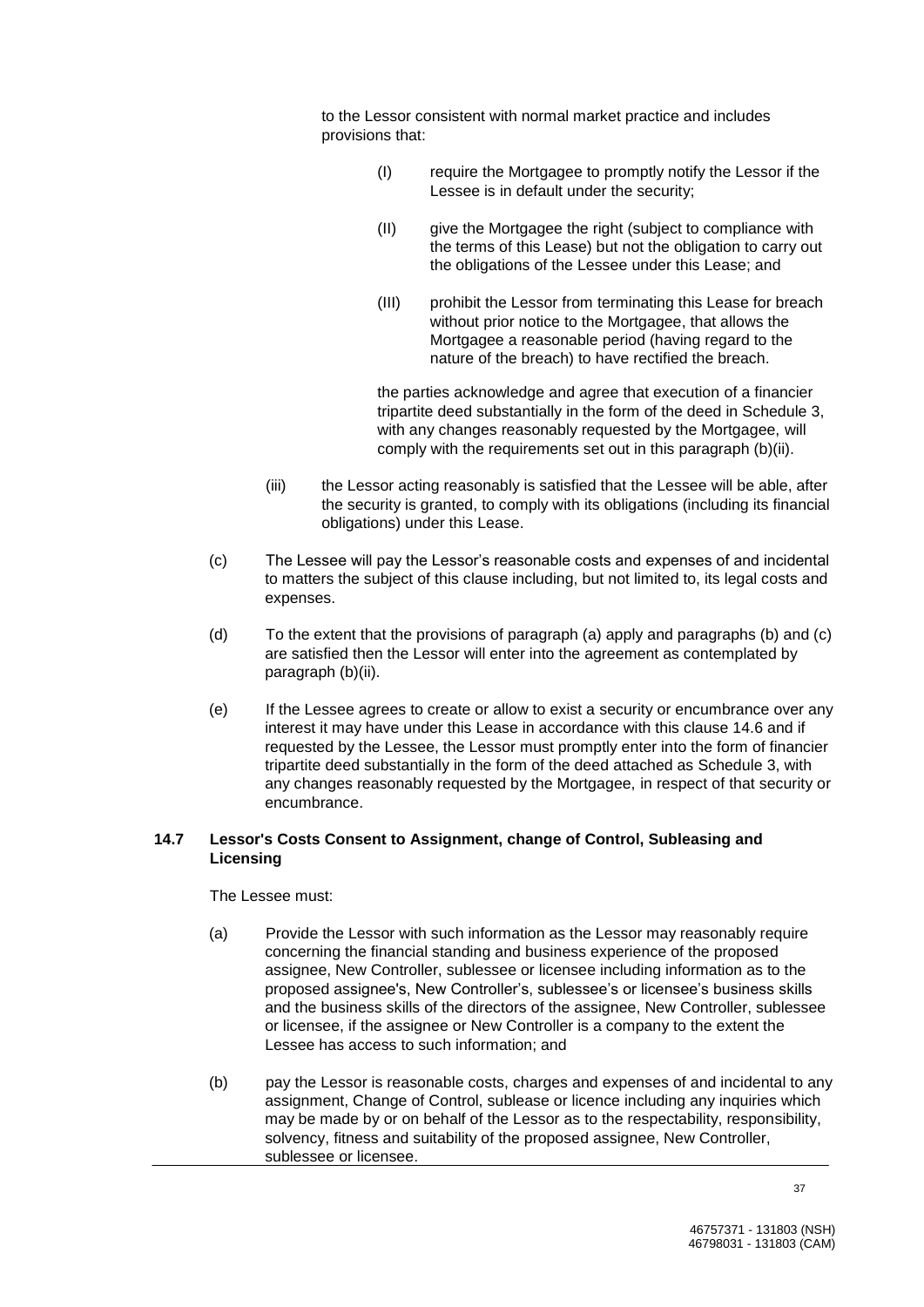to the Lessor consistent with normal market practice and includes provisions that:

(I) require the Mortgagee to promptly notify the Lessor if the Lessee is in default under the security;

(II) give the Mortgagee the right (subject to compliance with the terms of this Lease) but not the obligation to carry out the obligations of the Lessee under this Lease; and

(III) prohibit the Lessor from terminating this Lease for breach without prior notice to the Mortgagee, that allows the Mortgagee a reasonable period (having regard to the nature of the breach) to have rectified the breach.

the parties acknowledge and agree that execution of a financier tripartite deed substantially in the form of the deed in Schedule 3, with any changes reasonably requested by the Mortgagee, will comply with the requirements set out in this paragraph (b)(ii).

(iii) the Lessor acting reasonably is satisfied that the Lessee will be able, after the security is granted, to comply with its obligations (including its financial obligations) under this Lease.

(c) The Lessee will pay the Lessor's reasonable costs and expenses of and incidental to matters the subject of this clause including, but not limited to, its legal costs and expenses.

(d) To the extent that the provisions of paragraph (a) apply and paragraphs (b) and (c) are satisfied then the Lessor will enter into the agreement as contemplated by paragraph (b)(ii).

(e) If the Lessee agrees to create or allow to exist a security or encumbrance over any interest it may have under this Lease in accordance with this clause 14.6 and if requested by the Lessee, the Lessor must promptly enter into the form of financier tripartite deed substantially in the form of the deed attached as Schedule 3, with any changes reasonably requested by the Mortgagee, in respect of that security or encumbrance.

### 14.7 Lessor's Costs Consent to Assignment, change of Control, Subleasing and Licensing

The Lessee must:

(a) Provide the Lessor with such information as the Lessor may reasonably require concerning the financial standing and business experience of the proposed assignee, New Controller, sublessee or licensee including information as to the proposed assignee's, New Controller's, sublessee's or licensee's business skills and the business skills of the directors of the assignee, New Controller, sublessee or licensee, if the assignee or New Controller is a company to the extent the Lessee has access to such information; and

(b) pay the Lessor is reasonable costs, charges and expenses of and incidental to any assignment, Change of Control, sublease or licence including any inquiries which may be made by or on behalf of the Lessor as to the respectability, responsibility, solvency, fitness and suitability of the proposed assignee, New Controller, sublessee or licensee.

46757371 - 131803 (NSH)
46798031 - 131803 (CAM)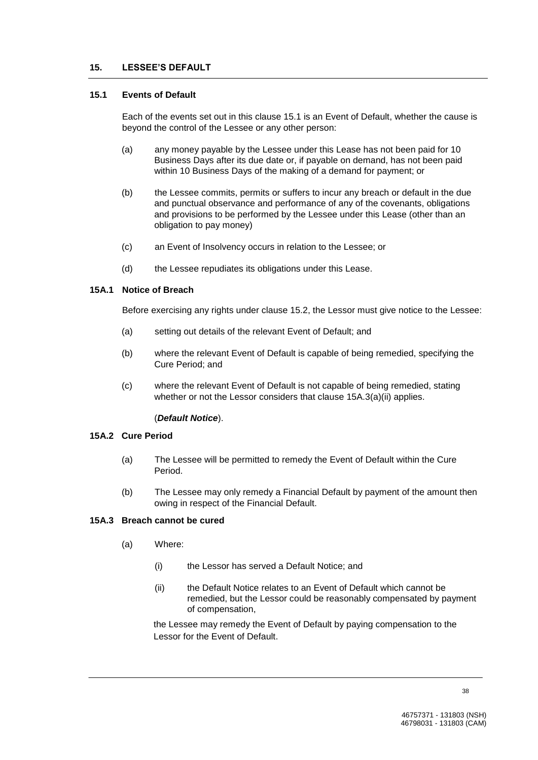## 15. LESSEE'S DEFAULT

### 15.1 Events of Default

Each of the events set out in this clause 15.1 is an Event of Default, whether the cause is beyond the control of the Lessee or any other person:

(a) any money payable by the Lessee under this Lease has not been paid for 10 Business Days after its due date or, if payable on demand, has not been paid within 10 Business Days of the making of a demand for payment; or

(b) the Lessee commits, permits or suffers to incur any breach or default in the due and punctual observance and performance of any of the covenants, obligations and provisions to be performed by the Lessee under this Lease (other than an obligation to pay money)

(c) an Event of Insolvency occurs in relation to the Lessee; or

(d) the Lessee repudiates its obligations under this Lease.

### 15A.1 Notice of Breach

Before exercising any rights under clause 15.2, the Lessor must give notice to the Lessee:

(a) setting out details of the relevant Event of Default; and

(b) where the relevant Event of Default is capable of being remedied, specifying the Cure Period; and

(c) where the relevant Event of Default is not capable of being remedied, stating whether or not the Lessor considers that clause 15A.3(a)(ii) applies.

(***Default Notice***).

### 15A.2 Cure Period

(a) The Lessee will be permitted to remedy the Event of Default within the Cure Period.

(b) The Lessee may only remedy a Financial Default by payment of the amount then owing in respect of the Financial Default.

### 15A.3 Breach cannot be cured

(a) Where:

(i) the Lessor has served a Default Notice; and

(ii) the Default Notice relates to an Event of Default which cannot be remedied, but the Lessor could be reasonably compensated by payment of compensation,

the Lessee may remedy the Event of Default by paying compensation to the Lessor for the Event of Default.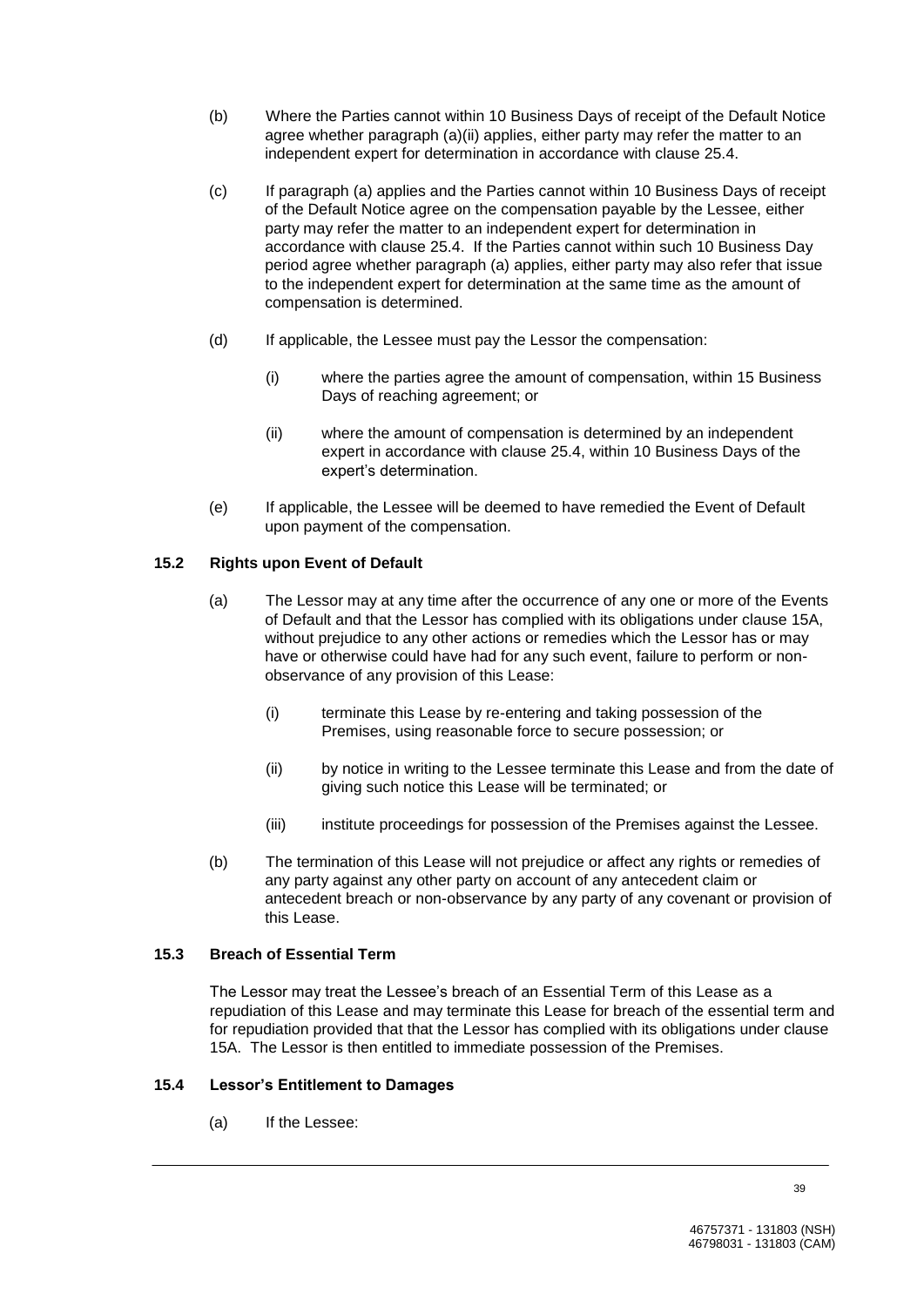(b) Where the Parties cannot within 10 Business Days of receipt of the Default Notice agree whether paragraph (a)(ii) applies, either party may refer the matter to an independent expert for determination in accordance with clause 25.4.

(c) If paragraph (a) applies and the Parties cannot within 10 Business Days of receipt of the Default Notice agree on the compensation payable by the Lessee, either party may refer the matter to an independent expert for determination in accordance with clause 25.4. If the Parties cannot within such 10 Business Day period agree whether paragraph (a) applies, either party may also refer that issue to the independent expert for determination at the same time as the amount of compensation is determined.

(d) If applicable, the Lessee must pay the Lessor the compensation:

(i) where the parties agree the amount of compensation, within 15 Business Days of reaching agreement; or

(ii) where the amount of compensation is determined by an independent expert in accordance with clause 25.4, within 10 Business Days of the expert's determination.

(e) If applicable, the Lessee will be deemed to have remedied the Event of Default upon payment of the compensation.

### 15.2 Rights upon Event of Default

(a) The Lessor may at any time after the occurrence of any one or more of the Events of Default and that the Lessor has complied with its obligations under clause 15A, without prejudice to any other actions or remedies which the Lessor has or may have or otherwise could have had for any such event, failure to perform or non-observance of any provision of this Lease:

(i) terminate this Lease by re-entering and taking possession of the Premises, using reasonable force to secure possession; or

(ii) by notice in writing to the Lessee terminate this Lease and from the date of giving such notice this Lease will be terminated; or

(iii) institute proceedings for possession of the Premises against the Lessee.

(b) The termination of this Lease will not prejudice or affect any rights or remedies of any party against any other party on account of any antecedent claim or antecedent breach or non-observance by any party of any covenant or provision of this Lease.

### 15.3 Breach of Essential Term

The Lessor may treat the Lessee's breach of an Essential Term of this Lease as a repudiation of this Lease and may terminate this Lease for breach of the essential term and for repudiation provided that that the Lessor has complied with its obligations under clause 15A. The Lessor is then entitled to immediate possession of the Premises.

### 15.4 Lessor's Entitlement to Damages

(a) If the Lessee: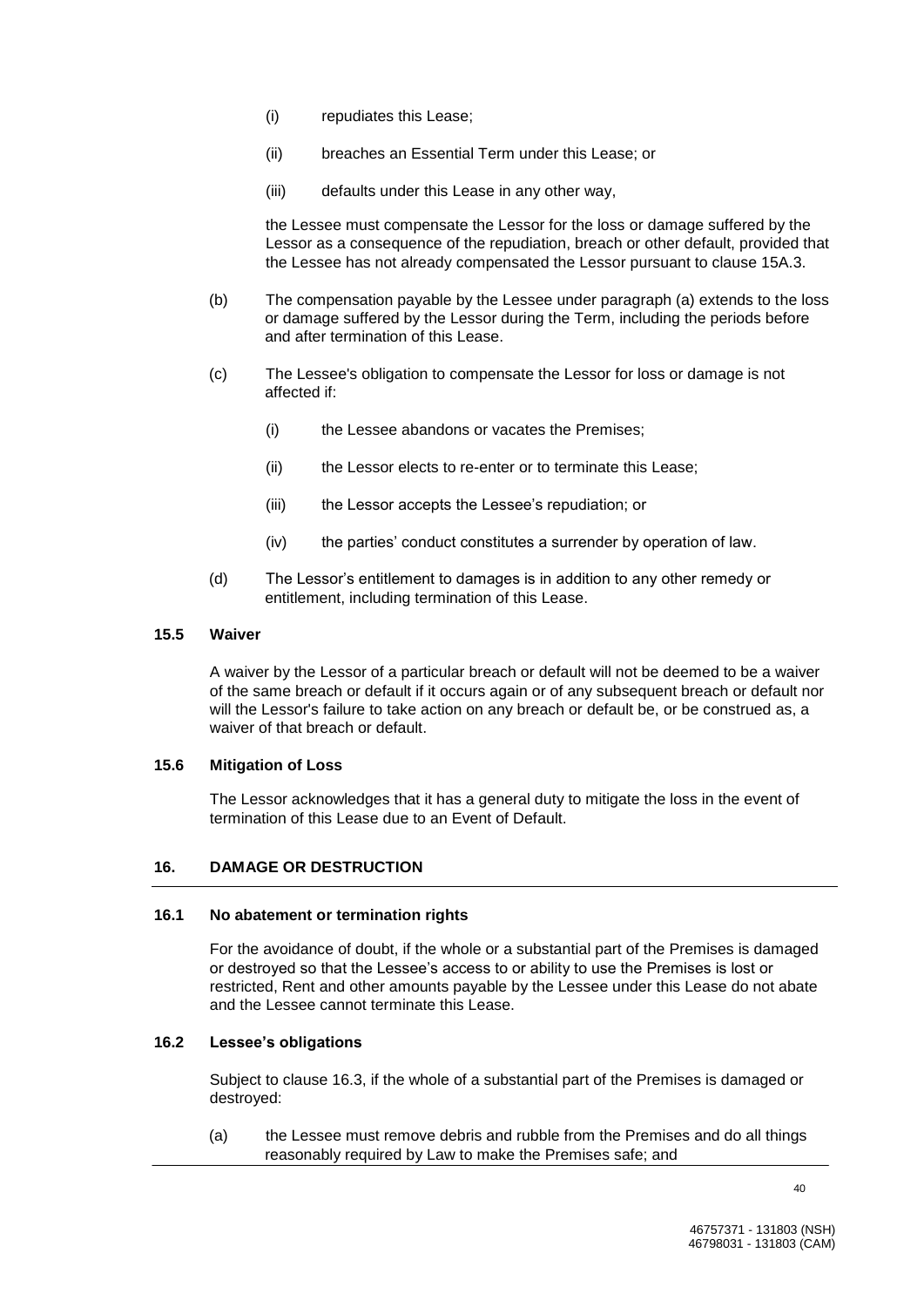(i) repudiates this Lease;

(ii) breaches an Essential Term under this Lease; or

(iii) defaults under this Lease in any other way,

the Lessee must compensate the Lessor for the loss or damage suffered by the Lessor as a consequence of the repudiation, breach or other default, provided that the Lessee has not already compensated the Lessor pursuant to clause 15A.3.

(b) The compensation payable by the Lessee under paragraph (a) extends to the loss or damage suffered by the Lessor during the Term, including the periods before and after termination of this Lease.

(c) The Lessee's obligation to compensate the Lessor for loss or damage is not affected if:

(i) the Lessee abandons or vacates the Premises;

(ii) the Lessor elects to re-enter or to terminate this Lease;

(iii) the Lessor accepts the Lessee's repudiation; or

(iv) the parties' conduct constitutes a surrender by operation of law.

(d) The Lessor's entitlement to damages is in addition to any other remedy or entitlement, including termination of this Lease.

### 15.5 Waiver

A waiver by the Lessor of a particular breach or default will not be deemed to be a waiver of the same breach or default if it occurs again or of any subsequent breach or default nor will the Lessor's failure to take action on any breach or default be, or be construed as, a waiver of that breach or default.

### 15.6 Mitigation of Loss

The Lessor acknowledges that it has a general duty to mitigate the loss in the event of termination of this Lease due to an Event of Default.

## 16. DAMAGE OR DESTRUCTION

### 16.1 No abatement or termination rights

For the avoidance of doubt, if the whole or a substantial part of the Premises is damaged or destroyed so that the Lessee's access to or ability to use the Premises is lost or restricted, Rent and other amounts payable by the Lessee under this Lease do not abate and the Lessee cannot terminate this Lease.

### 16.2 Lessee's obligations

Subject to clause 16.3, if the whole of a substantial part of the Premises is damaged or destroyed:

(a) the Lessee must remove debris and rubble from the Premises and do all things reasonably required by Law to make the Premises safe; and

46757371 - 131803 (NSH)
46798031 - 131803 (CAM)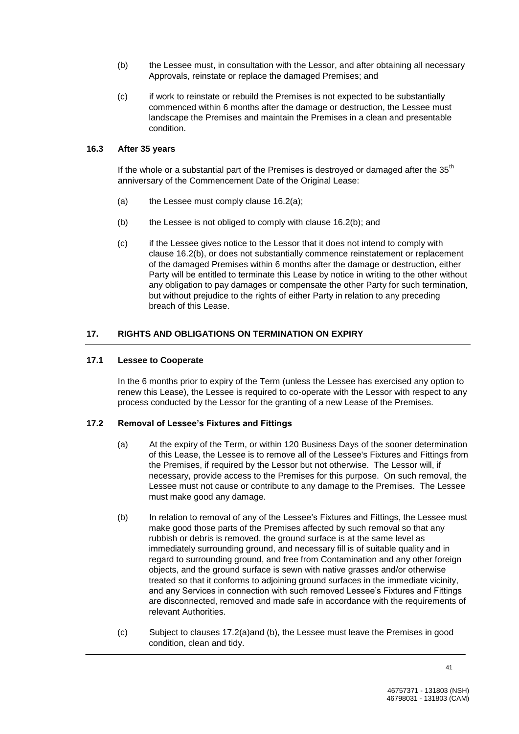(b) the Lessee must, in consultation with the Lessor, and after obtaining all necessary Approvals, reinstate or replace the damaged Premises; and

(c) if work to reinstate or rebuild the Premises is not expected to be substantially commenced within 6 months after the damage or destruction, the Lessee must landscape the Premises and maintain the Premises in a clean and presentable condition.

### 16.3 After 35 years

If the whole or a substantial part of the Premises is destroyed or damaged after the 35th anniversary of the Commencement Date of the Original Lease:

(a) the Lessee must comply clause 16.2(a);

(b) the Lessee is not obliged to comply with clause 16.2(b); and

(c) if the Lessee gives notice to the Lessor that it does not intend to comply with clause 16.2(b), or does not substantially commence reinstatement or replacement of the damaged Premises within 6 months after the damage or destruction, either Party will be entitled to terminate this Lease by notice in writing to the other without any obligation to pay damages or compensate the other Party for such termination, but without prejudice to the rights of either Party in relation to any preceding breach of this Lease.

## 17. RIGHTS AND OBLIGATIONS ON TERMINATION ON EXPIRY

### 17.1 Lessee to Cooperate

In the 6 months prior to expiry of the Term (unless the Lessee has exercised any option to renew this Lease), the Lessee is required to co-operate with the Lessor with respect to any process conducted by the Lessor for the granting of a new Lease of the Premises.

### 17.2 Removal of Lessee's Fixtures and Fittings

(a) At the expiry of the Term, or within 120 Business Days of the sooner determination of this Lease, the Lessee is to remove all of the Lessee's Fixtures and Fittings from the Premises, if required by the Lessor but not otherwise. The Lessor will, if necessary, provide access to the Premises for this purpose. On such removal, the Lessee must not cause or contribute to any damage to the Premises. The Lessee must make good any damage.

(b) In relation to removal of any of the Lessee's Fixtures and Fittings, the Lessee must make good those parts of the Premises affected by such removal so that any rubbish or debris is removed, the ground surface is at the same level as immediately surrounding ground, and necessary fill is of suitable quality and in regard to surrounding ground, and free from Contamination and any other foreign objects, and the ground surface is sewn with native grasses and/or otherwise treated so that it conforms to adjoining ground surfaces in the immediate vicinity, and any Services in connection with such removed Lessee's Fixtures and Fittings are disconnected, removed and made safe in accordance with the requirements of relevant Authorities.

(c) Subject to clauses 17.2(a)and (b), the Lessee must leave the Premises in good condition, clean and tidy.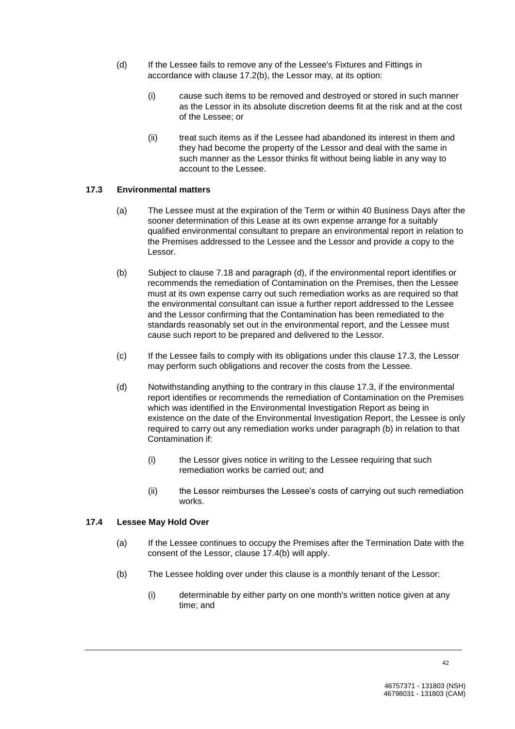(d) If the Lessee fails to remove any of the Lessee's Fixtures and Fittings in accordance with clause 17.2(b), the Lessor may, at its option:

  (i) cause such items to be removed and destroyed or stored in such manner as the Lessor in its absolute discretion deems fit at the risk and at the cost of the Lessee; or

  (ii) treat such items as if the Lessee had abandoned its interest in them and they had become the property of the Lessor and deal with the same in such manner as the Lessor thinks fit without being liable in any way to account to the Lessee.

### 17.3 Environmental matters

(a) The Lessee must at the expiration of the Term or within 40 Business Days after the sooner determination of this Lease at its own expense arrange for a suitably qualified environmental consultant to prepare an environmental report in relation to the Premises addressed to the Lessee and the Lessor and provide a copy to the Lessor.

(b) Subject to clause 7.18 and paragraph (d), if the environmental report identifies or recommends the remediation of Contamination on the Premises, then the Lessee must at its own expense carry out such remediation works as are required so that the environmental consultant can issue a further report addressed to the Lessee and the Lessor confirming that the Contamination has been remediated to the standards reasonably set out in the environmental report, and the Lessee must cause such report to be prepared and delivered to the Lessor.

(c) If the Lessee fails to comply with its obligations under this clause 17.3, the Lessor may perform such obligations and recover the costs from the Lessee.

(d) Notwithstanding anything to the contrary in this clause 17.3, if the environmental report identifies or recommends the remediation of Contamination on the Premises which was identified in the Environmental Investigation Report as being in existence on the date of the Environmental Investigation Report, the Lessee is only required to carry out any remediation works under paragraph (b) in relation to that Contamination if:

  (i) the Lessor gives notice in writing to the Lessee requiring that such remediation works be carried out; and

  (ii) the Lessor reimburses the Lessee's costs of carrying out such remediation works.

### 17.4 Lessee May Hold Over

(a) If the Lessee continues to occupy the Premises after the Termination Date with the consent of the Lessor, clause 17.4(b) will apply.

(b) The Lessee holding over under this clause is a monthly tenant of the Lessor:

  (i) determinable by either party on one month's written notice given at any time; and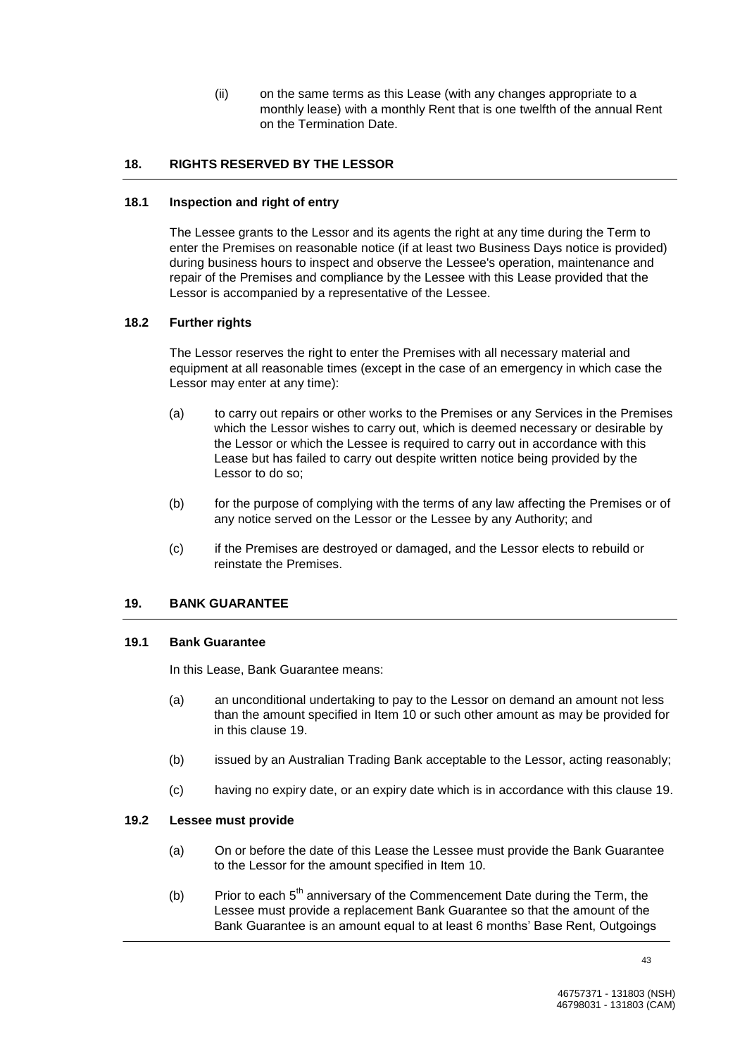(ii) on the same terms as this Lease (with any changes appropriate to a monthly lease) with a monthly Rent that is one twelfth of the annual Rent on the Termination Date.

## 18. RIGHTS RESERVED BY THE LESSOR

### 18.1 Inspection and right of entry

The Lessee grants to the Lessor and its agents the right at any time during the Term to enter the Premises on reasonable notice (if at least two Business Days notice is provided) during business hours to inspect and observe the Lessee's operation, maintenance and repair of the Premises and compliance by the Lessee with this Lease provided that the Lessor is accompanied by a representative of the Lessee.

### 18.2 Further rights

The Lessor reserves the right to enter the Premises with all necessary material and equipment at all reasonable times (except in the case of an emergency in which case the Lessor may enter at any time):

(a) to carry out repairs or other works to the Premises or any Services in the Premises which the Lessor wishes to carry out, which is deemed necessary or desirable by the Lessor or which the Lessee is required to carry out in accordance with this Lease but has failed to carry out despite written notice being provided by the Lessor to do so;

(b) for the purpose of complying with the terms of any law affecting the Premises or of any notice served on the Lessor or the Lessee by any Authority; and

(c) if the Premises are destroyed or damaged, and the Lessor elects to rebuild or reinstate the Premises.

## 19. BANK GUARANTEE

### 19.1 Bank Guarantee

In this Lease, Bank Guarantee means:

(a) an unconditional undertaking to pay to the Lessor on demand an amount not less than the amount specified in Item 10 or such other amount as may be provided for in this clause 19.

(b) issued by an Australian Trading Bank acceptable to the Lessor, acting reasonably;

(c) having no expiry date, or an expiry date which is in accordance with this clause 19.

### 19.2 Lessee must provide

(a) On or before the date of this Lease the Lessee must provide the Bank Guarantee to the Lessor for the amount specified in Item 10.

(b) Prior to each 5th anniversary of the Commencement Date during the Term, the Lessee must provide a replacement Bank Guarantee so that the amount of the Bank Guarantee is an amount equal to at least 6 months' Base Rent, Outgoings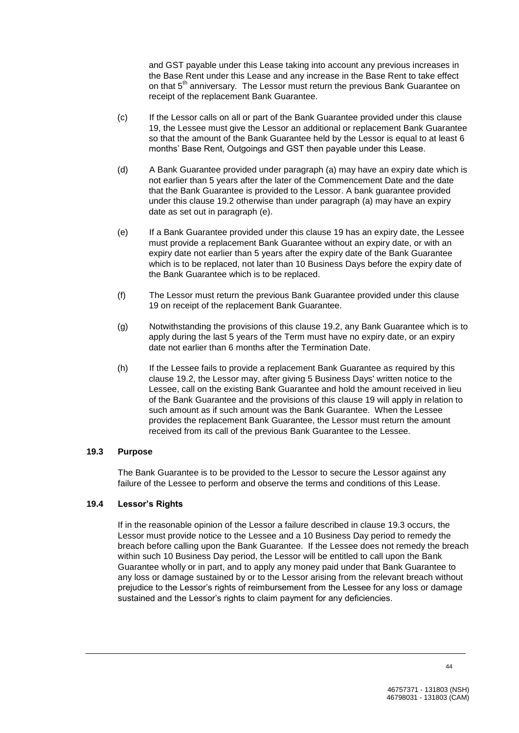and GST payable under this Lease taking into account any previous increases in the Base Rent under this Lease and any increase in the Base Rent to take effect on that 5th anniversary. The Lessor must return the previous Bank Guarantee on receipt of the replacement Bank Guarantee.

(c) If the Lessor calls on all or part of the Bank Guarantee provided under this clause 19, the Lessee must give the Lessor an additional or replacement Bank Guarantee so that the amount of the Bank Guarantee held by the Lessor is equal to at least 6 months' Base Rent, Outgoings and GST then payable under this Lease.

(d) A Bank Guarantee provided under paragraph (a) may have an expiry date which is not earlier than 5 years after the later of the Commencement Date and the date that the Bank Guarantee is provided to the Lessor. A bank guarantee provided under this clause 19.2 otherwise than under paragraph (a) may have an expiry date as set out in paragraph (e).

(e) If a Bank Guarantee provided under this clause 19 has an expiry date, the Lessee must provide a replacement Bank Guarantee without an expiry date, or with an expiry date not earlier than 5 years after the expiry date of the Bank Guarantee which is to be replaced, not later than 10 Business Days before the expiry date of the Bank Guarantee which is to be replaced.

(f) The Lessor must return the previous Bank Guarantee provided under this clause 19 on receipt of the replacement Bank Guarantee.

(g) Notwithstanding the provisions of this clause 19.2, any Bank Guarantee which is to apply during the last 5 years of the Term must have no expiry date, or an expiry date not earlier than 6 months after the Termination Date.

(h) If the Lessee fails to provide a replacement Bank Guarantee as required by this clause 19.2, the Lessor may, after giving 5 Business Days' written notice to the Lessee, call on the existing Bank Guarantee and hold the amount received in lieu of the Bank Guarantee and the provisions of this clause 19 will apply in relation to such amount as if such amount was the Bank Guarantee. When the Lessee provides the replacement Bank Guarantee, the Lessor must return the amount received from its call of the previous Bank Guarantee to the Lessee.

### 19.3 Purpose

The Bank Guarantee is to be provided to the Lessor to secure the Lessor against any failure of the Lessee to perform and observe the terms and conditions of this Lease.

### 19.4 Lessor's Rights

If in the reasonable opinion of the Lessor a failure described in clause 19.3 occurs, the Lessor must provide notice to the Lessee and a 10 Business Day period to remedy the breach before calling upon the Bank Guarantee. If the Lessee does not remedy the breach within such 10 Business Day period, the Lessor will be entitled to call upon the Bank Guarantee wholly or in part, and to apply any money paid under that Bank Guarantee to any loss or damage sustained by or to the Lessor arising from the relevant breach without prejudice to the Lessor's rights of reimbursement from the Lessee for any loss or damage sustained and the Lessor's rights to claim payment for any deficiencies.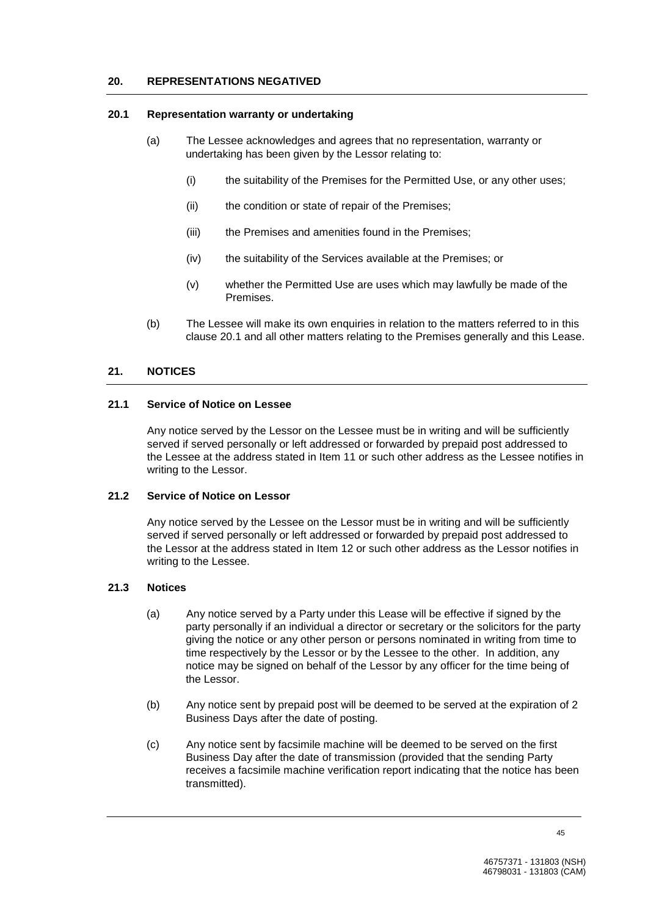## 20. REPRESENTATIONS NEGATIVED

### 20.1 Representation warranty or undertaking

(a) The Lessee acknowledges and agrees that no representation, warranty or undertaking has been given by the Lessor relating to:

   (i) the suitability of the Premises for the Permitted Use, or any other uses;

   (ii) the condition or state of repair of the Premises;

   (iii) the Premises and amenities found in the Premises;

   (iv) the suitability of the Services available at the Premises; or

   (v) whether the Permitted Use are uses which may lawfully be made of the Premises.

(b) The Lessee will make its own enquiries in relation to the matters referred to in this clause 20.1 and all other matters relating to the Premises generally and this Lease.

## 21. NOTICES

### 21.1 Service of Notice on Lessee

Any notice served by the Lessor on the Lessee must be in writing and will be sufficiently served if served personally or left addressed or forwarded by prepaid post addressed to the Lessee at the address stated in Item 11 or such other address as the Lessee notifies in writing to the Lessor.

### 21.2 Service of Notice on Lessor

Any notice served by the Lessee on the Lessor must be in writing and will be sufficiently served if served personally or left addressed or forwarded by prepaid post addressed to the Lessor at the address stated in Item 12 or such other address as the Lessor notifies in writing to the Lessee.

### 21.3 Notices

(a) Any notice served by a Party under this Lease will be effective if signed by the party personally if an individual a director or secretary or the solicitors for the party giving the notice or any other person or persons nominated in writing from time to time respectively by the Lessor or by the Lessee to the other. In addition, any notice may be signed on behalf of the Lessor by any officer for the time being of the Lessor.

(b) Any notice sent by prepaid post will be deemed to be served at the expiration of 2 Business Days after the date of posting.

(c) Any notice sent by facsimile machine will be deemed to be served on the first Business Day after the date of transmission (provided that the sending Party receives a facsimile machine verification report indicating that the notice has been transmitted).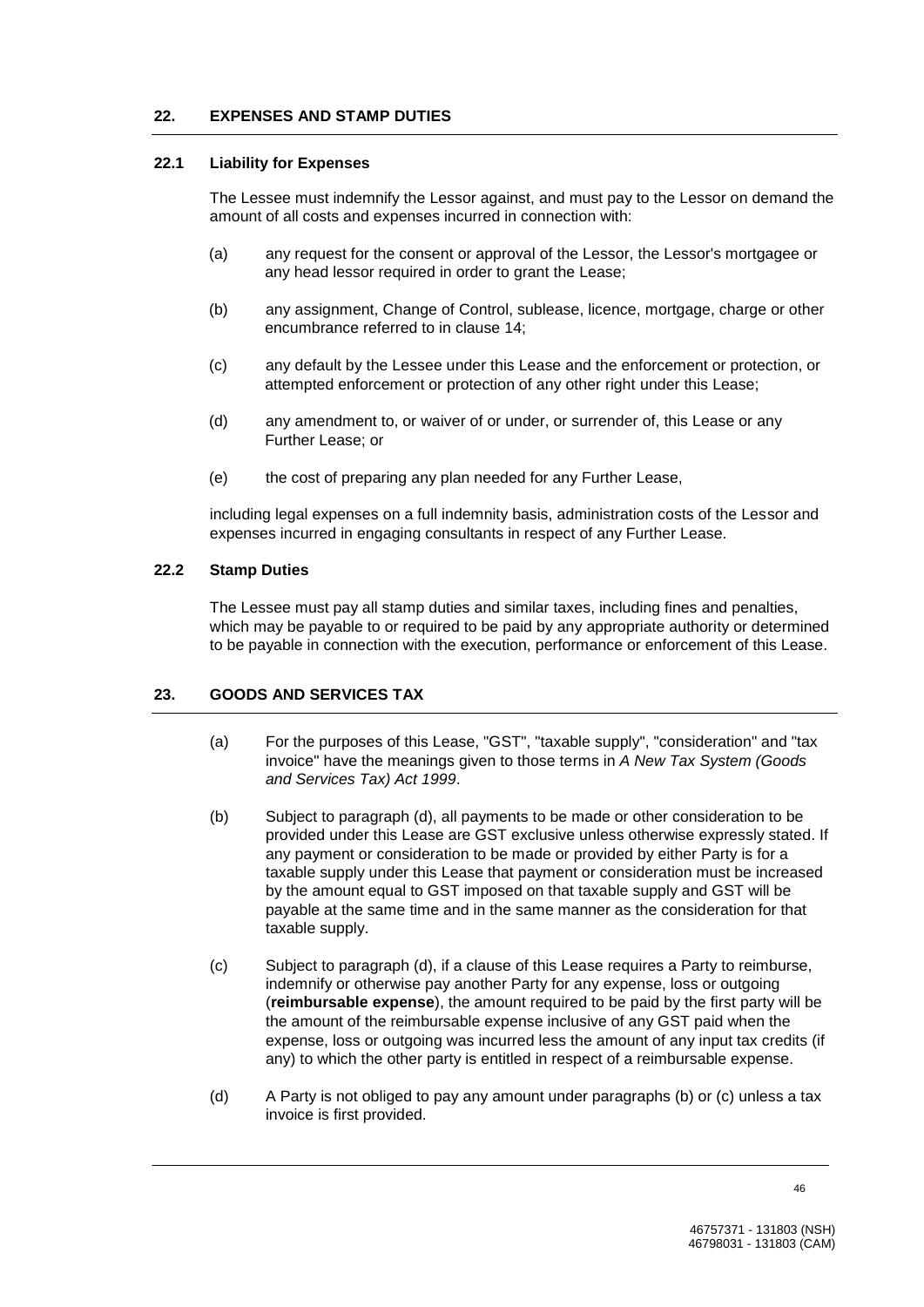## 22. EXPENSES AND STAMP DUTIES

### 22.1 Liability for Expenses

The Lessee must indemnify the Lessor against, and must pay to the Lessor on demand the amount of all costs and expenses incurred in connection with:

(a) any request for the consent or approval of the Lessor, the Lessor's mortgagee or any head lessor required in order to grant the Lease;

(b) any assignment, Change of Control, sublease, licence, mortgage, charge or other encumbrance referred to in clause 14;

(c) any default by the Lessee under this Lease and the enforcement or protection, or attempted enforcement or protection of any other right under this Lease;

(d) any amendment to, or waiver of or under, or surrender of, this Lease or any Further Lease; or

(e) the cost of preparing any plan needed for any Further Lease,

including legal expenses on a full indemnity basis, administration costs of the Lessor and expenses incurred in engaging consultants in respect of any Further Lease.

### 22.2 Stamp Duties

The Lessee must pay all stamp duties and similar taxes, including fines and penalties, which may be payable to or required to be paid by any appropriate authority or determined to be payable in connection with the execution, performance or enforcement of this Lease.

## 23. GOODS AND SERVICES TAX

(a) For the purposes of this Lease, "GST", "taxable supply", "consideration" and "tax invoice" have the meanings given to those terms in *A New Tax System (Goods and Services Tax) Act 1999*.

(b) Subject to paragraph (d), all payments to be made or other consideration to be provided under this Lease are GST exclusive unless otherwise expressly stated. If any payment or consideration to be made or provided by either Party is for a taxable supply under this Lease that payment or consideration must be increased by the amount equal to GST imposed on that taxable supply and GST will be payable at the same time and in the same manner as the consideration for that taxable supply.

(c) Subject to paragraph (d), if a clause of this Lease requires a Party to reimburse, indemnify or otherwise pay another Party for any expense, loss or outgoing (**reimbursable expense**), the amount required to be paid by the first party will be the amount of the reimbursable expense inclusive of any GST paid when the expense, loss or outgoing was incurred less the amount of any input tax credits (if any) to which the other party is entitled in respect of a reimbursable expense.

(d) A Party is not obliged to pay any amount under paragraphs (b) or (c) unless a tax invoice is first provided.

46757371 - 131803 (NSH)
46798031 - 131803 (CAM)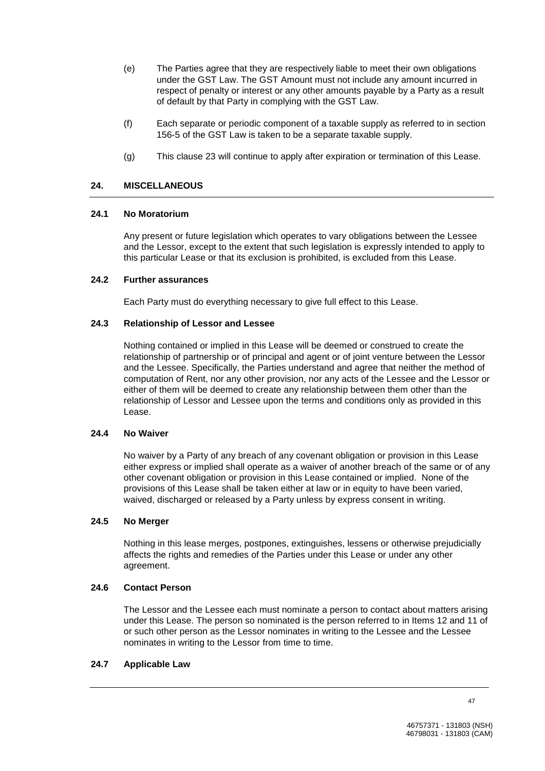(e) The Parties agree that they are respectively liable to meet their own obligations under the GST Law. The GST Amount must not include any amount incurred in respect of penalty or interest or any other amounts payable by a Party as a result of default by that Party in complying with the GST Law.

(f) Each separate or periodic component of a taxable supply as referred to in section 156-5 of the GST Law is taken to be a separate taxable supply.

(g) This clause 23 will continue to apply after expiration or termination of this Lease.

## 24. MISCELLANEOUS

### 24.1 No Moratorium

Any present or future legislation which operates to vary obligations between the Lessee and the Lessor, except to the extent that such legislation is expressly intended to apply to this particular Lease or that its exclusion is prohibited, is excluded from this Lease.

### 24.2 Further assurances

Each Party must do everything necessary to give full effect to this Lease.

### 24.3 Relationship of Lessor and Lessee

Nothing contained or implied in this Lease will be deemed or construed to create the relationship of partnership or of principal and agent or of joint venture between the Lessor and the Lessee. Specifically, the Parties understand and agree that neither the method of computation of Rent, nor any other provision, nor any acts of the Lessee and the Lessor or either of them will be deemed to create any relationship between them other than the relationship of Lessor and Lessee upon the terms and conditions only as provided in this Lease.

### 24.4 No Waiver

No waiver by a Party of any breach of any covenant obligation or provision in this Lease either express or implied shall operate as a waiver of another breach of the same or of any other covenant obligation or provision in this Lease contained or implied. None of the provisions of this Lease shall be taken either at law or in equity to have been varied, waived, discharged or released by a Party unless by express consent in writing.

### 24.5 No Merger

Nothing in this lease merges, postpones, extinguishes, lessens or otherwise prejudicially affects the rights and remedies of the Parties under this Lease or under any other agreement.

### 24.6 Contact Person

The Lessor and the Lessee each must nominate a person to contact about matters arising under this Lease. The person so nominated is the person referred to in Items 12 and 11 of or such other person as the Lessor nominates in writing to the Lessee and the Lessee nominates in writing to the Lessor from time to time.

### 24.7 Applicable Law

46757371 - 131803 (NSH)
46798031 - 131803 (CAM)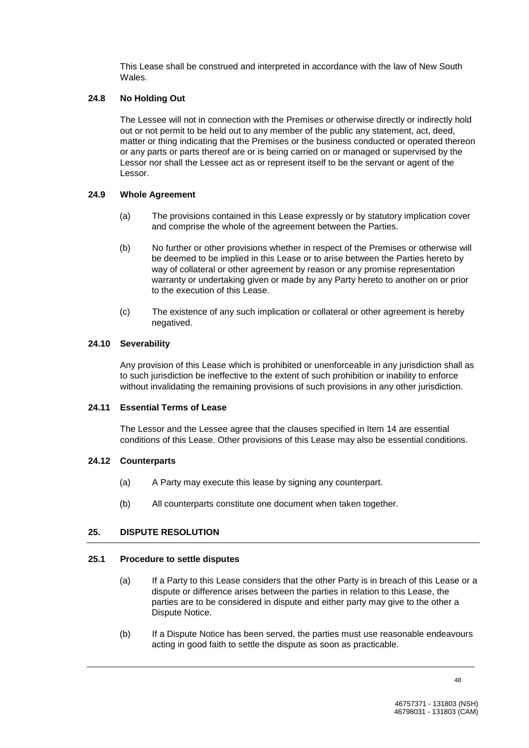This Lease shall be construed and interpreted in accordance with the law of New South Wales.

### 24.8 No Holding Out

The Lessee will not in connection with the Premises or otherwise directly or indirectly hold out or not permit to be held out to any member of the public any statement, act, deed, matter or thing indicating that the Premises or the business conducted or operated thereon or any parts or parts thereof are or is being carried on or managed or supervised by the Lessor nor shall the Lessee act as or represent itself to be the servant or agent of the Lessor.

### 24.9 Whole Agreement

(a) The provisions contained in this Lease expressly or by statutory implication cover and comprise the whole of the agreement between the Parties.

(b) No further or other provisions whether in respect of the Premises or otherwise will be deemed to be implied in this Lease or to arise between the Parties hereto by way of collateral or other agreement by reason or any promise representation warranty or undertaking given or made by any Party hereto to another on or prior to the execution of this Lease.

(c) The existence of any such implication or collateral or other agreement is hereby negatived.

### 24.10 Severability

Any provision of this Lease which is prohibited or unenforceable in any jurisdiction shall as to such jurisdiction be ineffective to the extent of such prohibition or inability to enforce without invalidating the remaining provisions of such provisions in any other jurisdiction.

### 24.11 Essential Terms of Lease

The Lessor and the Lessee agree that the clauses specified in Item 14 are essential conditions of this Lease. Other provisions of this Lease may also be essential conditions.

### 24.12 Counterparts

(a) A Party may execute this lease by signing any counterpart.

(b) All counterparts constitute one document when taken together.

## 25. DISPUTE RESOLUTION

### 25.1 Procedure to settle disputes

(a) If a Party to this Lease considers that the other Party is in breach of this Lease or a dispute or difference arises between the parties in relation to this Lease, the parties are to be considered in dispute and either party may give to the other a Dispute Notice.

(b) If a Dispute Notice has been served, the parties must use reasonable endeavours acting in good faith to settle the dispute as soon as practicable.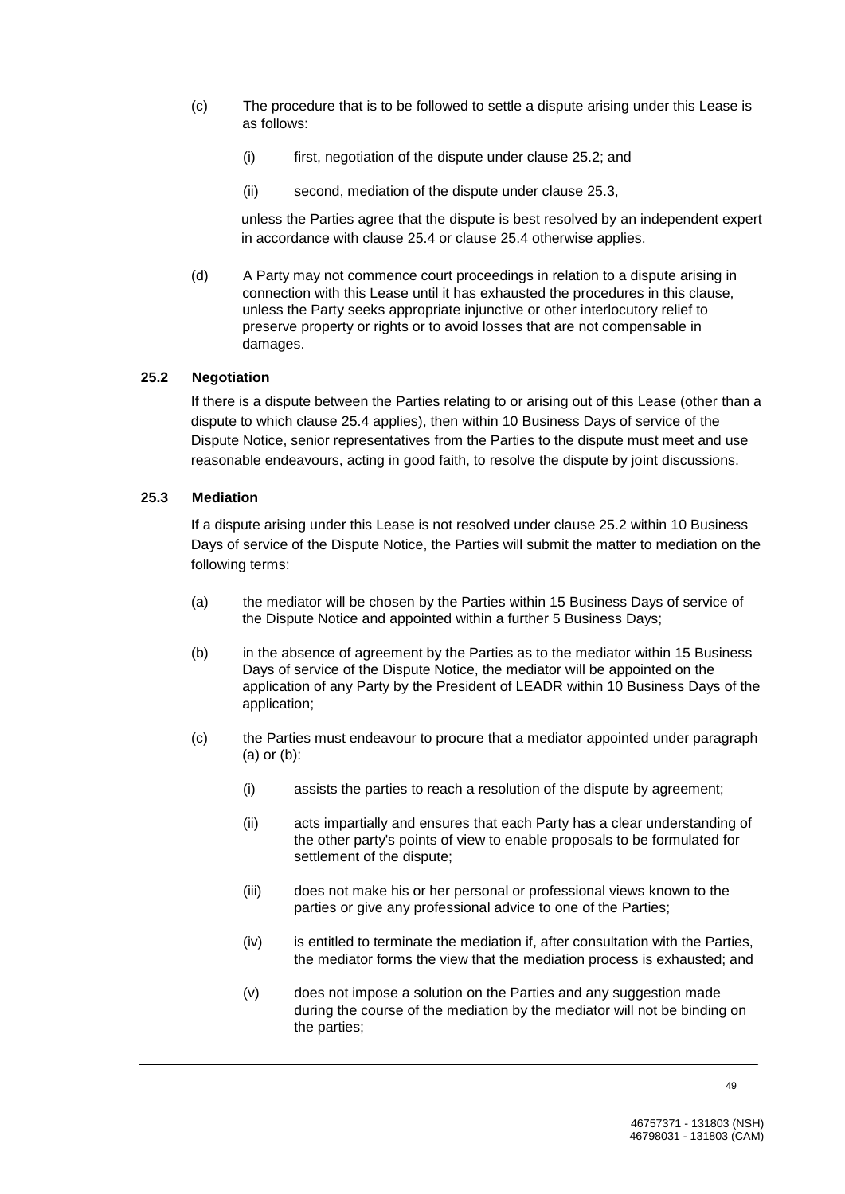(c) The procedure that is to be followed to settle a dispute arising under this Lease is as follows:

  (i) first, negotiation of the dispute under clause 25.2; and

  (ii) second, mediation of the dispute under clause 25.3,

  unless the Parties agree that the dispute is best resolved by an independent expert in accordance with clause 25.4 or clause 25.4 otherwise applies.

(d) A Party may not commence court proceedings in relation to a dispute arising in connection with this Lease until it has exhausted the procedures in this clause, unless the Party seeks appropriate injunctive or other interlocutory relief to preserve property or rights or to avoid losses that are not compensable in damages.

### 25.2 Negotiation

If there is a dispute between the Parties relating to or arising out of this Lease (other than a dispute to which clause 25.4 applies), then within 10 Business Days of service of the Dispute Notice, senior representatives from the Parties to the dispute must meet and use reasonable endeavours, acting in good faith, to resolve the dispute by joint discussions.

### 25.3 Mediation

If a dispute arising under this Lease is not resolved under clause 25.2 within 10 Business Days of service of the Dispute Notice, the Parties will submit the matter to mediation on the following terms:

(a) the mediator will be chosen by the Parties within 15 Business Days of service of the Dispute Notice and appointed within a further 5 Business Days;

(b) in the absence of agreement by the Parties as to the mediator within 15 Business Days of service of the Dispute Notice, the mediator will be appointed on the application of any Party by the President of LEADR within 10 Business Days of the application;

(c) the Parties must endeavour to procure that a mediator appointed under paragraph (a) or (b):

  (i) assists the parties to reach a resolution of the dispute by agreement;

  (ii) acts impartially and ensures that each Party has a clear understanding of the other party's points of view to enable proposals to be formulated for settlement of the dispute;

  (iii) does not make his or her personal or professional views known to the parties or give any professional advice to one of the Parties;

  (iv) is entitled to terminate the mediation if, after consultation with the Parties, the mediator forms the view that the mediation process is exhausted; and

  (v) does not impose a solution on the Parties and any suggestion made during the course of the mediation by the mediator will not be binding on the parties;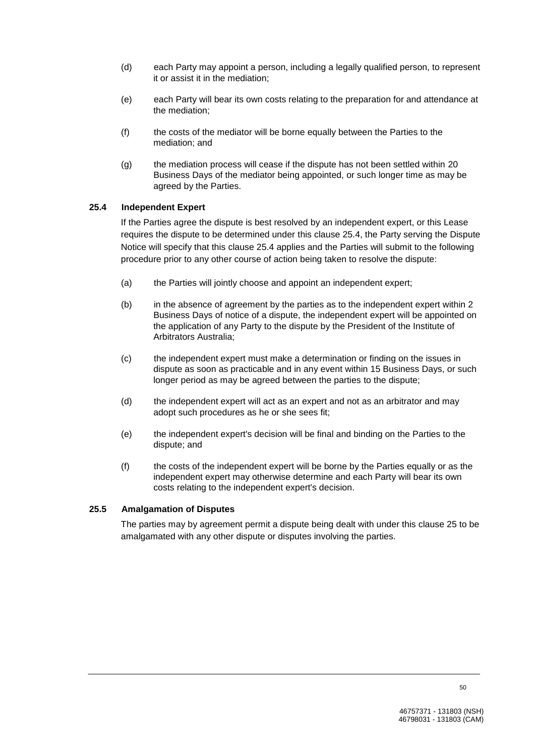(d) each Party may appoint a person, including a legally qualified person, to represent it or assist it in the mediation;

(e) each Party will bear its own costs relating to the preparation for and attendance at the mediation;

(f) the costs of the mediator will be borne equally between the Parties to the mediation; and

(g) the mediation process will cease if the dispute has not been settled within 20 Business Days of the mediator being appointed, or such longer time as may be agreed by the Parties.

### 25.4 Independent Expert

If the Parties agree the dispute is best resolved by an independent expert, or this Lease requires the dispute to be determined under this clause 25.4, the Party serving the Dispute Notice will specify that this clause 25.4 applies and the Parties will submit to the following procedure prior to any other course of action being taken to resolve the dispute:

(a) the Parties will jointly choose and appoint an independent expert;

(b) in the absence of agreement by the parties as to the independent expert within 2 Business Days of notice of a dispute, the independent expert will be appointed on the application of any Party to the dispute by the President of the Institute of Arbitrators Australia;

(c) the independent expert must make a determination or finding on the issues in dispute as soon as practicable and in any event within 15 Business Days, or such longer period as may be agreed between the parties to the dispute;

(d) the independent expert will act as an expert and not as an arbitrator and may adopt such procedures as he or she sees fit;

(e) the independent expert's decision will be final and binding on the Parties to the dispute; and

(f) the costs of the independent expert will be borne by the Parties equally or as the independent expert may otherwise determine and each Party will bear its own costs relating to the independent expert's decision.

### 25.5 Amalgamation of Disputes

The parties may by agreement permit a dispute being dealt with under this clause 25 to be amalgamated with any other dispute or disputes involving the parties.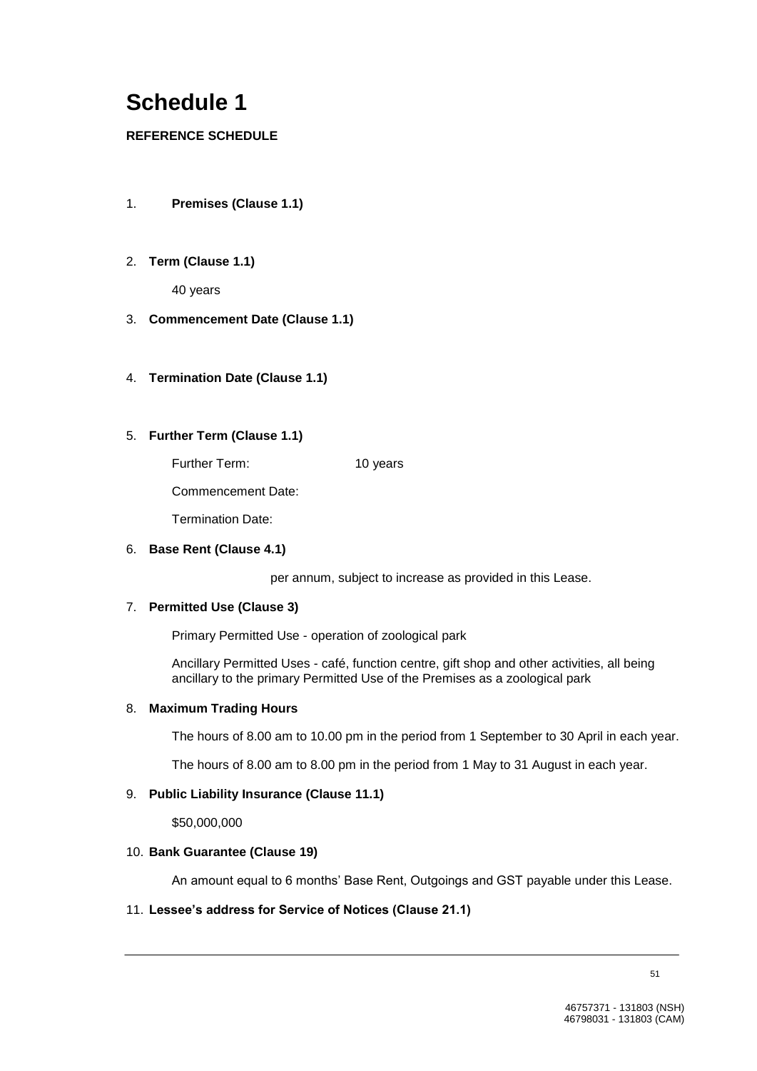# Schedule 1

**REFERENCE SCHEDULE**

1. **Premises (Clause 1.1)**

2. **Term (Clause 1.1)**

   40 years

3. **Commencement Date (Clause 1.1)**

4. **Termination Date (Clause 1.1)**

5. **Further Term (Clause 1.1)**

   Further Term: 10 years

   Commencement Date:

   Termination Date:

6. **Base Rent (Clause 4.1)**

   per annum, subject to increase as provided in this Lease.

7. **Permitted Use (Clause 3)**

   Primary Permitted Use - operation of zoological park

   Ancillary Permitted Uses - café, function centre, gift shop and other activities, all being ancillary to the primary Permitted Use of the Premises as a zoological park

8. **Maximum Trading Hours**

   The hours of 8.00 am to 10.00 pm in the period from 1 September to 30 April in each year.

   The hours of 8.00 am to 8.00 pm in the period from 1 May to 31 August in each year.

9. **Public Liability Insurance (Clause 11.1)**

   $50,000,000

10. **Bank Guarantee (Clause 19)**

    An amount equal to 6 months' Base Rent, Outgoings and GST payable under this Lease.

11. **Lessee's address for Service of Notices (Clause 21.1)**

46757371 - 131803 (NSH)
46798031 - 131803 (CAM)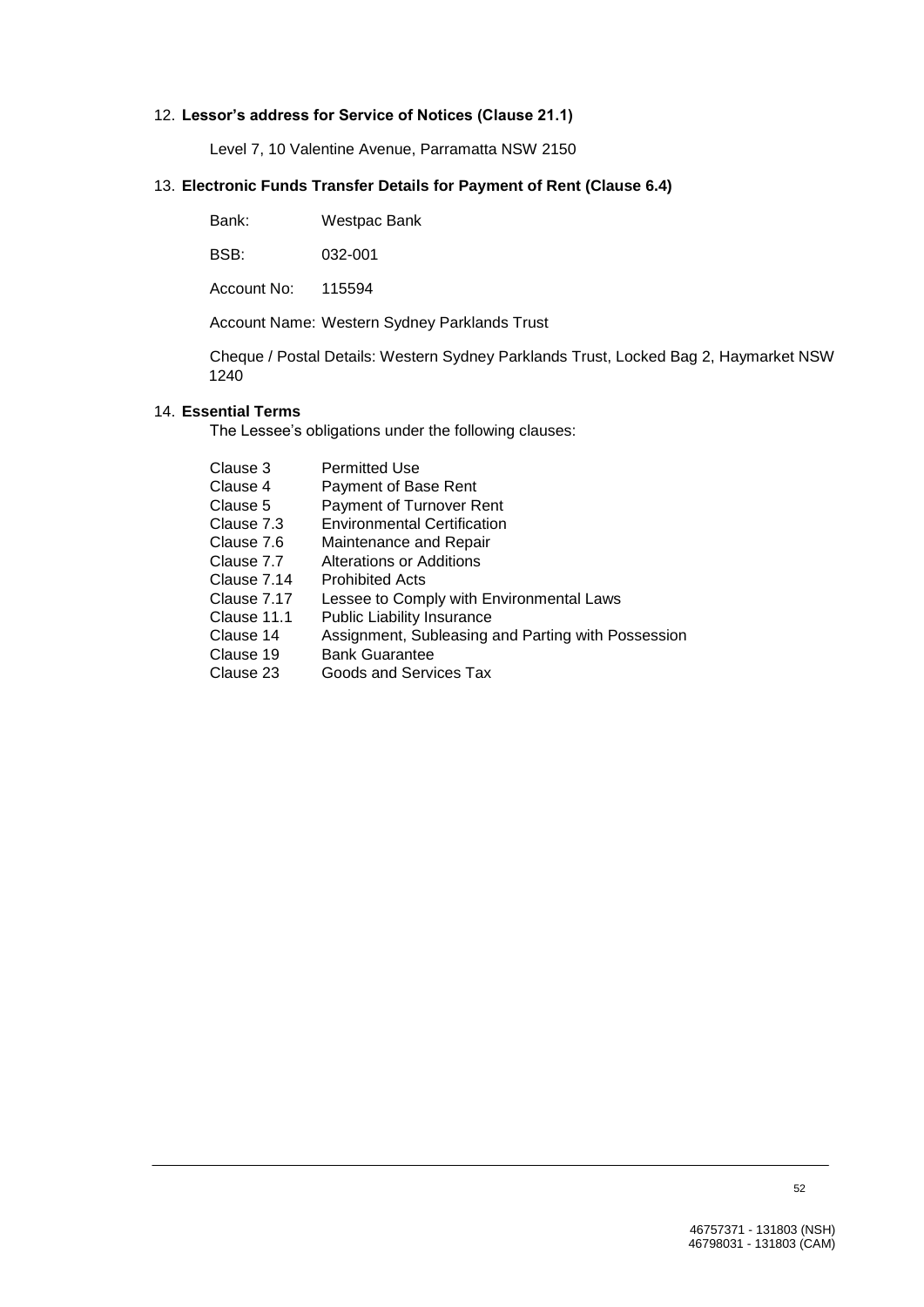12. **Lessor's address for Service of Notices (Clause 21.1)**

    Level 7, 10 Valentine Avenue, Parramatta NSW 2150

13. **Electronic Funds Transfer Details for Payment of Rent (Clause 6.4)**

    Bank: Westpac Bank

    BSB: 032-001

    Account No: 115594

    Account Name: Western Sydney Parklands Trust

    Cheque / Postal Details: Western Sydney Parklands Trust, Locked Bag 2, Haymarket NSW 1240

14. **Essential Terms**

    The Lessee's obligations under the following clauses:

| | |
|---|---|
| Clause 3 | Permitted Use |
| Clause 4 | Payment of Base Rent |
| Clause 5 | Payment of Turnover Rent |
| Clause 7.3 | Environmental Certification |
| Clause 7.6 | Maintenance and Repair |
| Clause 7.7 | Alterations or Additions |
| Clause 7.14 | Prohibited Acts |
| Clause 7.17 | Lessee to Comply with Environmental Laws |
| Clause 11.1 | Public Liability Insurance |
| Clause 14 | Assignment, Subleasing and Parting with Possession |
| Clause 19 | Bank Guarantee |
| Clause 23 | Goods and Services Tax |

46757371 - 131803 (NSH)
46798031 - 131803 (CAM)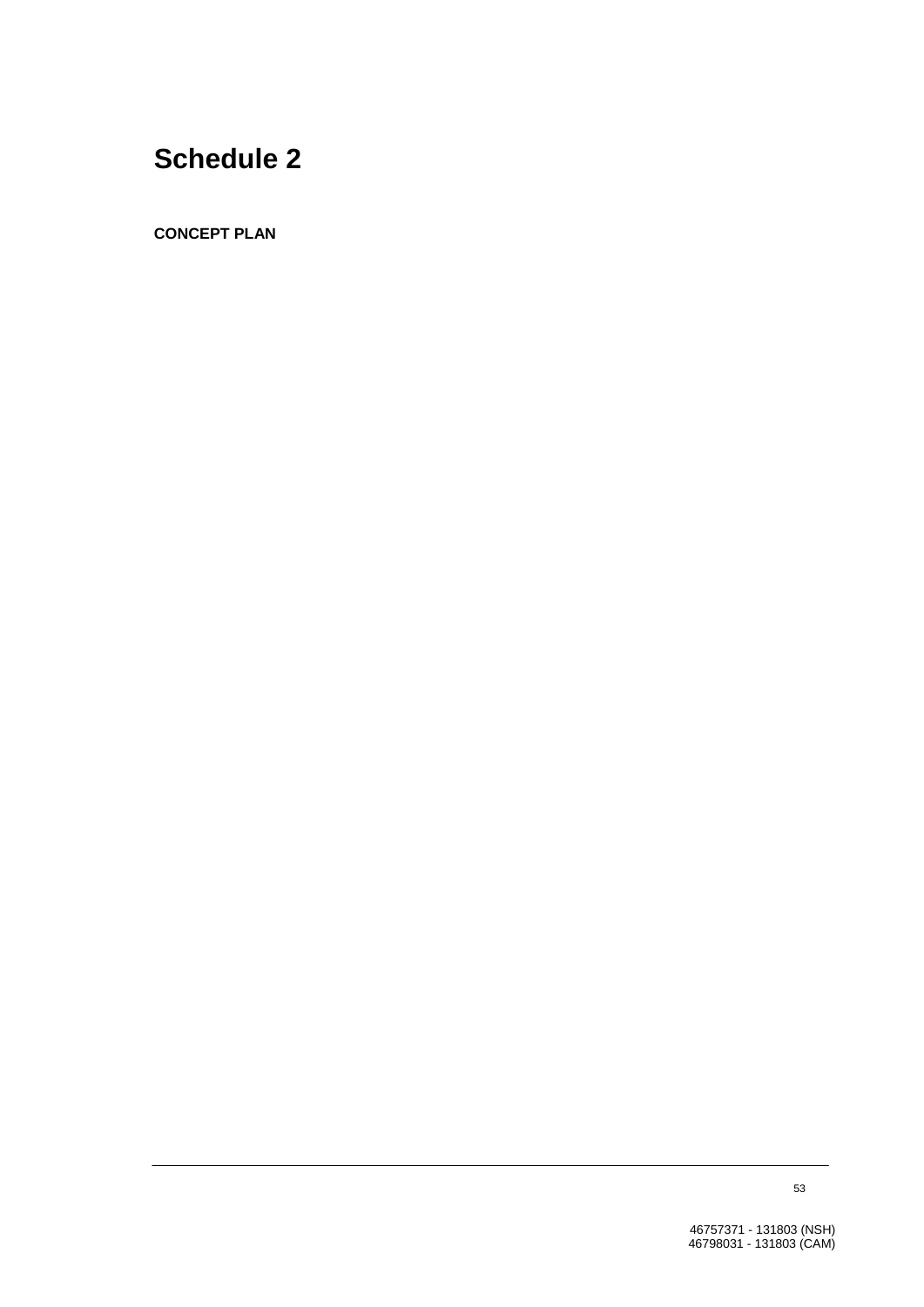# Schedule 2

**CONCEPT PLAN**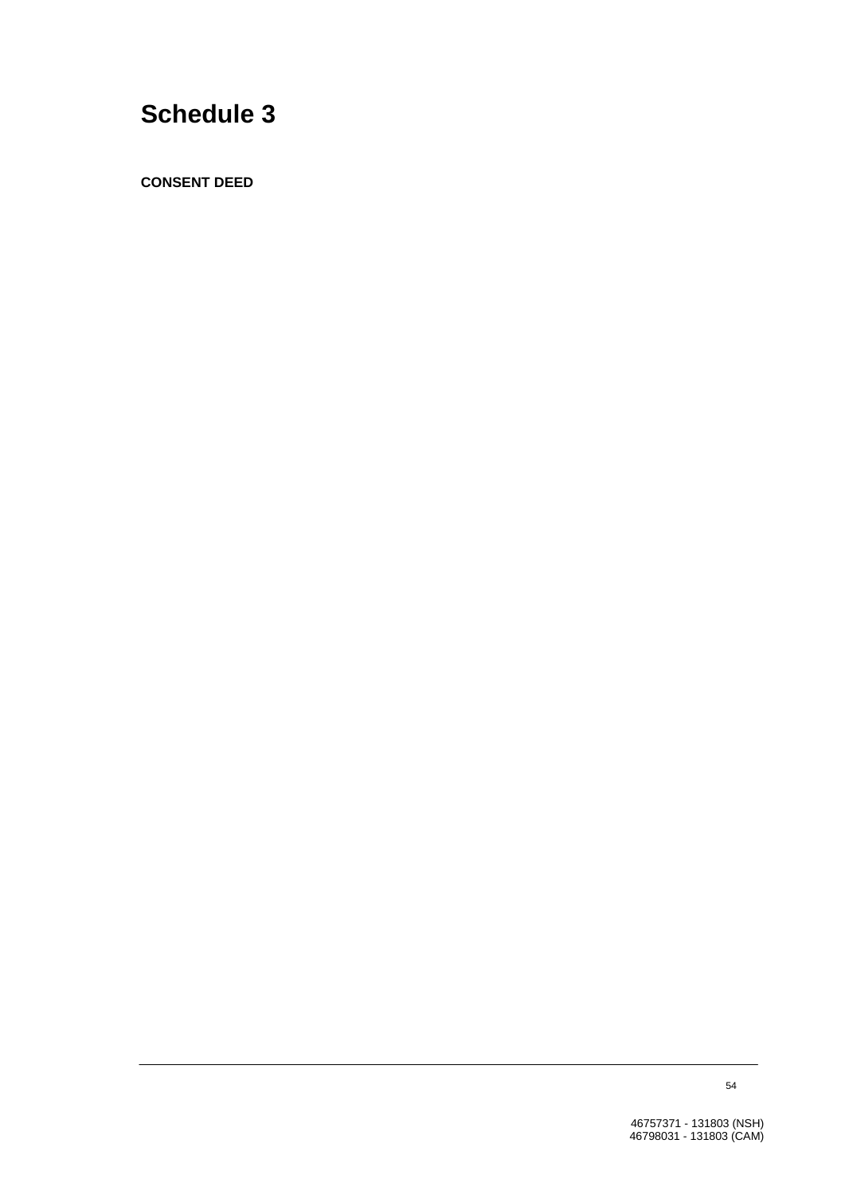# Schedule 3

**CONSENT DEED**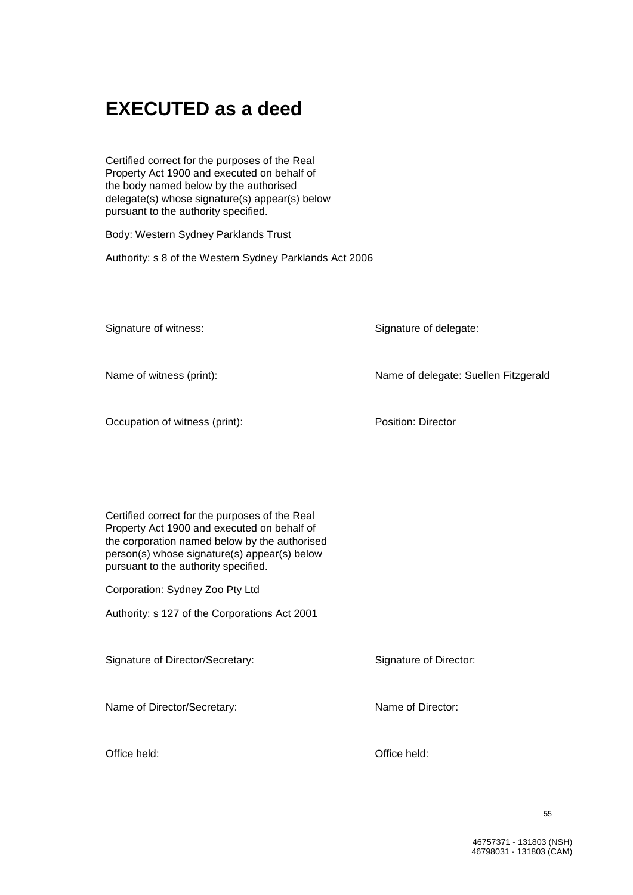# EXECUTED as a deed

Certified correct for the purposes of the Real Property Act 1900 and executed on behalf of the body named below by the authorised delegate(s) whose signature(s) appear(s) below pursuant to the authority specified.

Body: Western Sydney Parklands Trust

Authority: s 8 of the Western Sydney Parklands Act 2006

| | |
|---|---|
| Signature of witness: | Signature of delegate: |
| Name of witness (print): | Name of delegate: Suellen Fitzgerald |
| Occupation of witness (print): | Position: Director |

Certified correct for the purposes of the Real Property Act 1900 and executed on behalf of the corporation named below by the authorised person(s) whose signature(s) appear(s) below pursuant to the authority specified.

Corporation: Sydney Zoo Pty Ltd

Authority: s 127 of the Corporations Act 2001

| | |
|---|---|
| Signature of Director/Secretary: | Signature of Director: |
| Name of Director/Secretary: | Name of Director: |
| Office held: | Office held: |

46757371 - 131803 (NSH)
46798031 - 131803 (CAM)